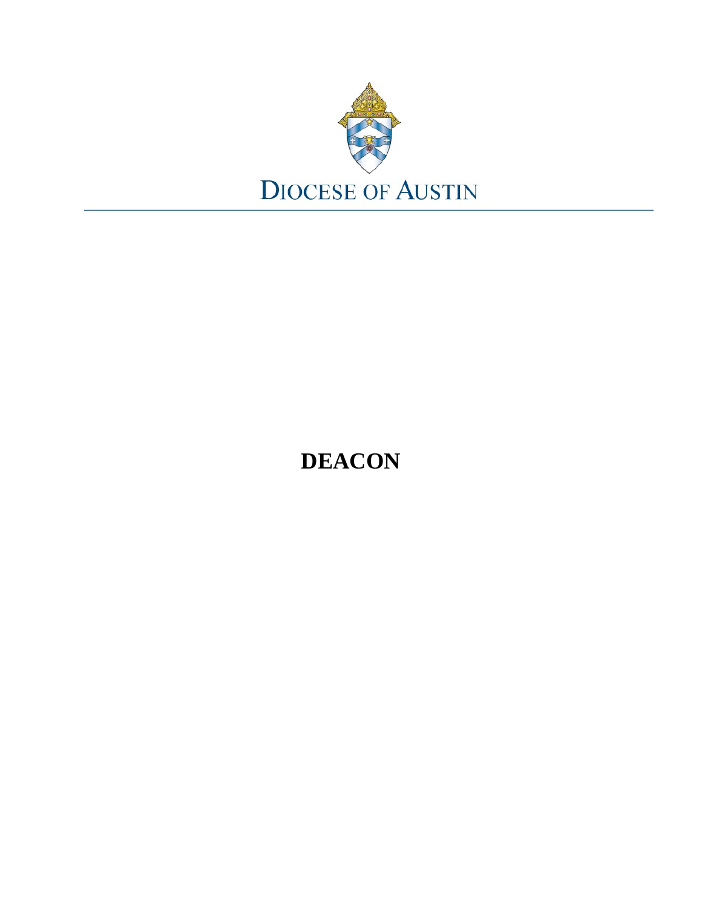DIOCESE OF AUSTIN

# DEACON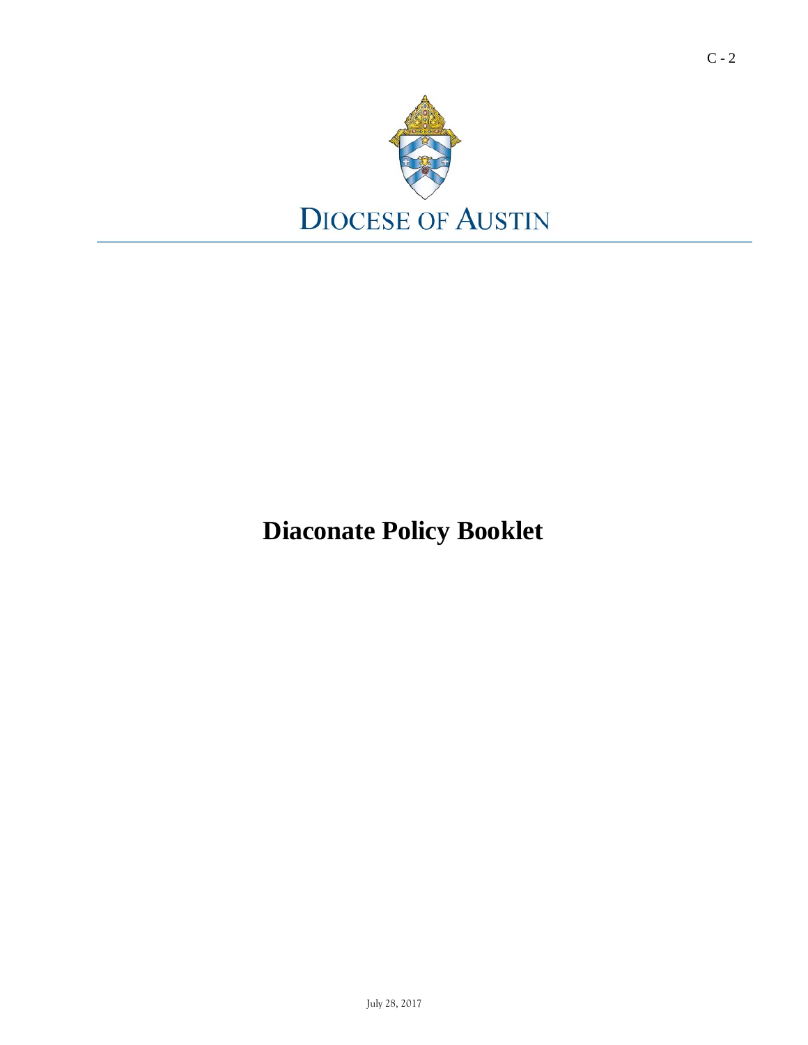DIOCESE OF AUSTIN

# Diaconate Policy Booklet

July 28, 2017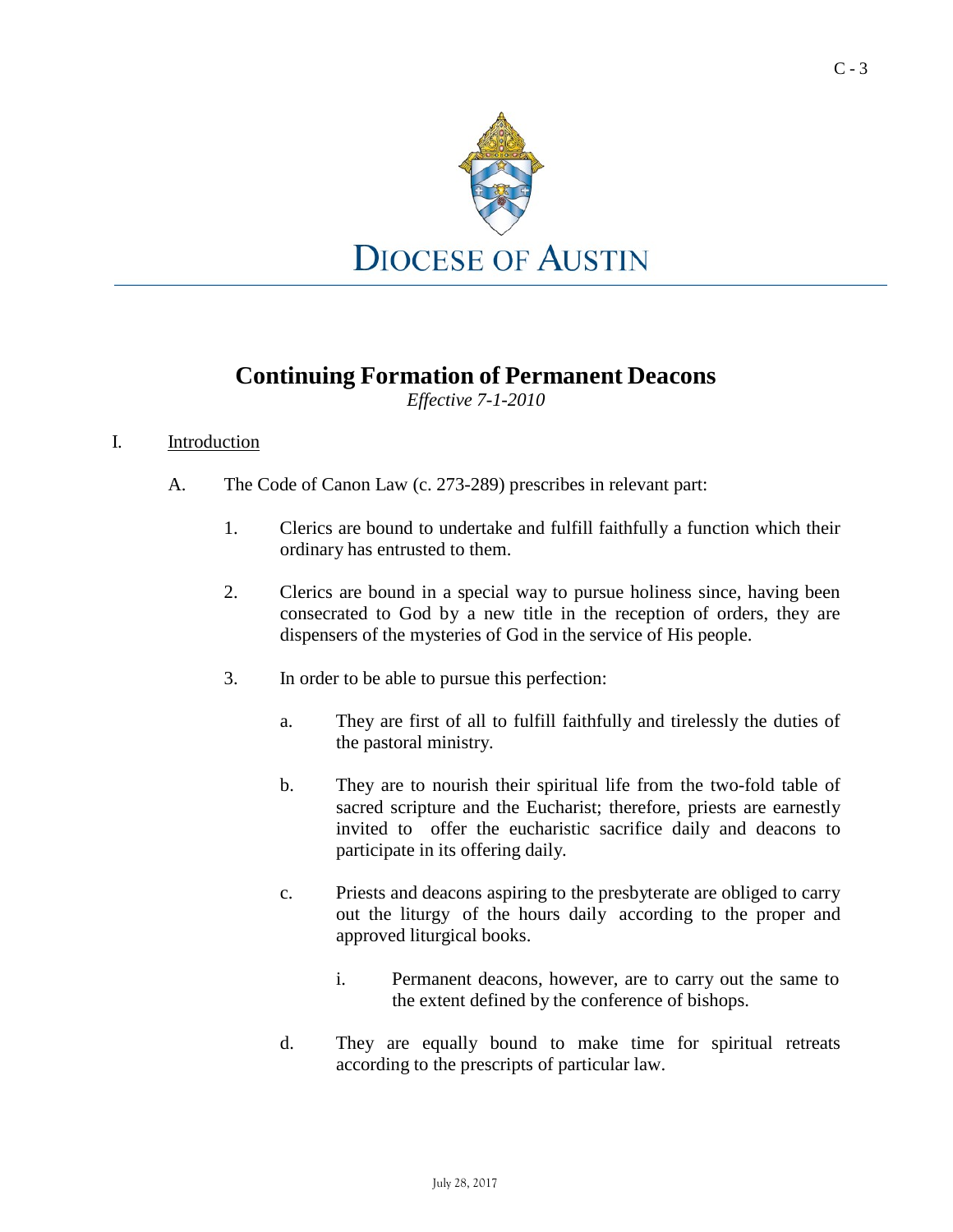DIOCESE OF AUSTIN

# Continuing Formation of Permanent Deacons

*Effective 7-1-2010*

I. Introduction

A. The Code of Canon Law (c. 273-289) prescribes in relevant part:

1. Clerics are bound to undertake and fulfill faithfully a function which their ordinary has entrusted to them.

2. Clerics are bound in a special way to pursue holiness since, having been consecrated to God by a new title in the reception of orders, they are dispensers of the mysteries of God in the service of His people.

3. In order to be able to pursue this perfection:

a. They are first of all to fulfill faithfully and tirelessly the duties of the pastoral ministry.

b. They are to nourish their spiritual life from the two-fold table of sacred scripture and the Eucharist; therefore, priests are earnestly invited to offer the eucharistic sacrifice daily and deacons to participate in its offering daily.

c. Priests and deacons aspiring to the presbyterate are obliged to carry out the liturgy of the hours daily according to the proper and approved liturgical books.

i. Permanent deacons, however, are to carry out the same to the extent defined by the conference of bishops.

d. They are equally bound to make time for spiritual retreats according to the prescripts of particular law.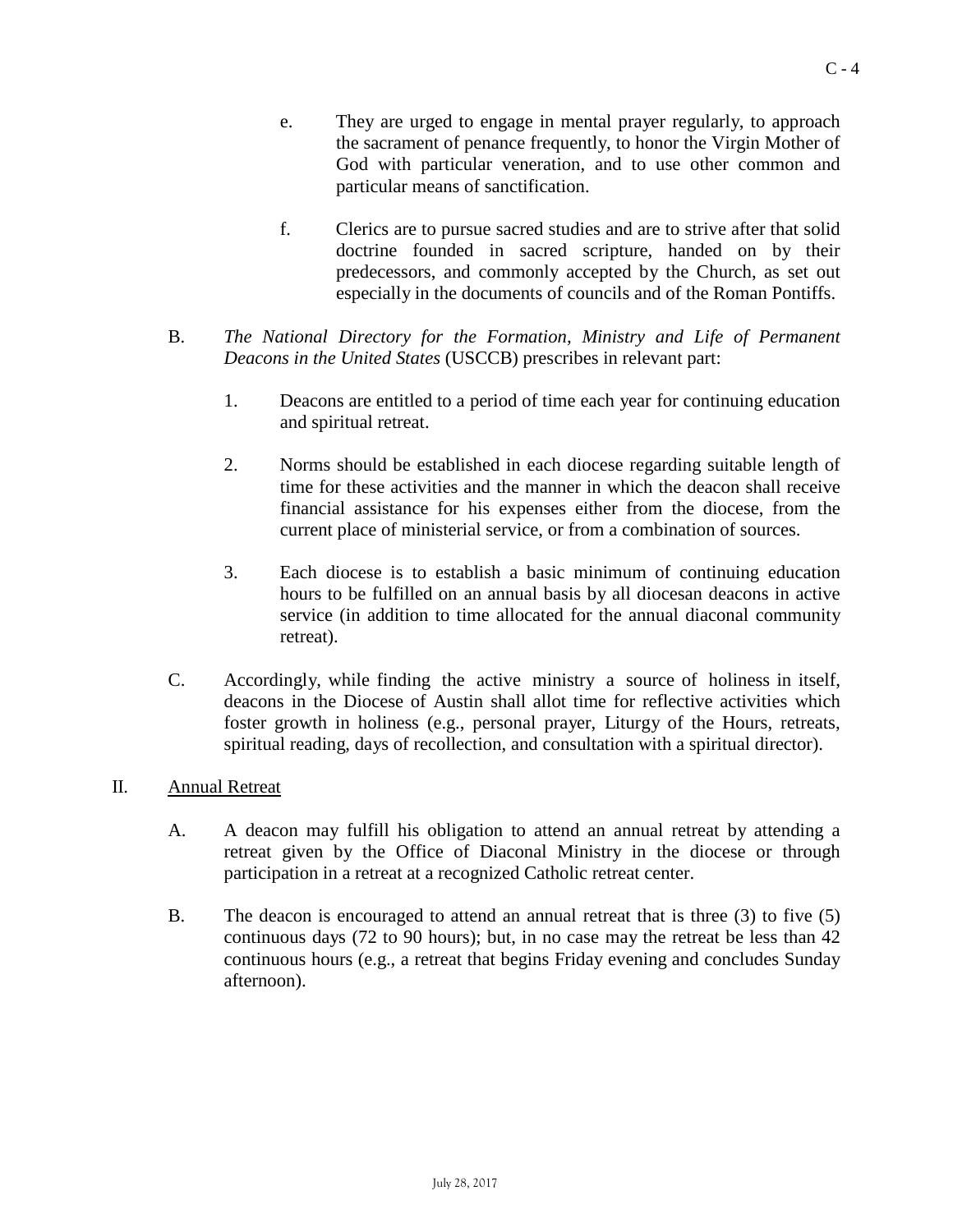e. They are urged to engage in mental prayer regularly, to approach the sacrament of penance frequently, to honor the Virgin Mother of God with particular veneration, and to use other common and particular means of sanctification.

f. Clerics are to pursue sacred studies and are to strive after that solid doctrine founded in sacred scripture, handed on by their predecessors, and commonly accepted by the Church, as set out especially in the documents of councils and of the Roman Pontiffs.

B. *The National Directory for the Formation, Ministry and Life of Permanent Deacons in the United States* (USCCB) prescribes in relevant part:

1. Deacons are entitled to a period of time each year for continuing education and spiritual retreat.

2. Norms should be established in each diocese regarding suitable length of time for these activities and the manner in which the deacon shall receive financial assistance for his expenses either from the diocese, from the current place of ministerial service, or from a combination of sources.

3. Each diocese is to establish a basic minimum of continuing education hours to be fulfilled on an annual basis by all diocesan deacons in active service (in addition to time allocated for the annual diaconal community retreat).

C. Accordingly, while finding the active ministry a source of holiness in itself, deacons in the Diocese of Austin shall allot time for reflective activities which foster growth in holiness (e.g., personal prayer, Liturgy of the Hours, retreats, spiritual reading, days of recollection, and consultation with a spiritual director).

II. <u>Annual Retreat</u>

A. A deacon may fulfill his obligation to attend an annual retreat by attending a retreat given by the Office of Diaconal Ministry in the diocese or through participation in a retreat at a recognized Catholic retreat center.

B. The deacon is encouraged to attend an annual retreat that is three (3) to five (5) continuous days (72 to 90 hours); but, in no case may the retreat be less than 42 continuous hours (e.g., a retreat that begins Friday evening and concludes Sunday afternoon).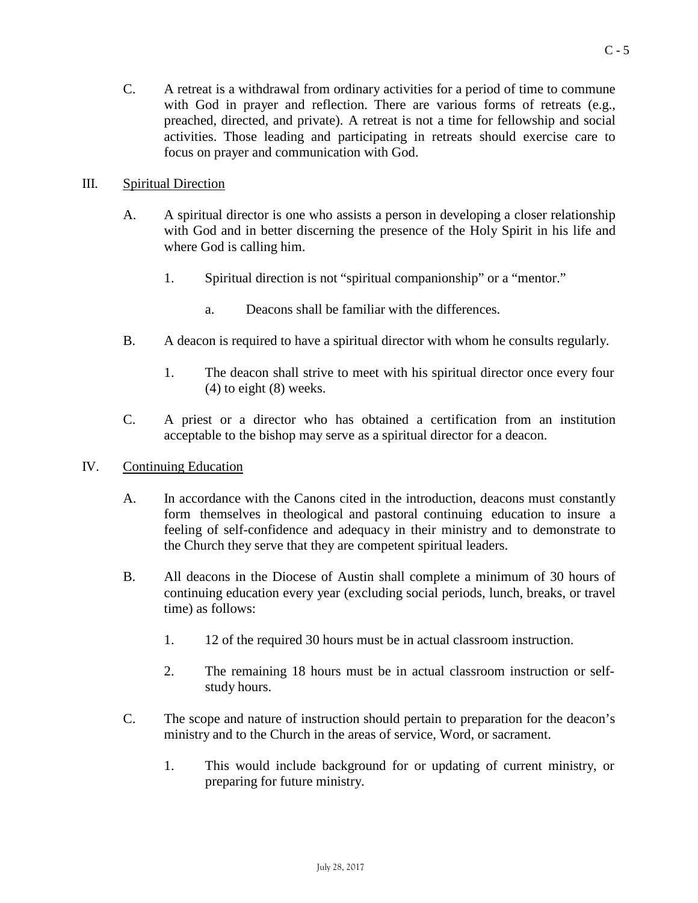C. A retreat is a withdrawal from ordinary activities for a period of time to commune with God in prayer and reflection. There are various forms of retreats (e.g., preached, directed, and private). A retreat is not a time for fellowship and social activities. Those leading and participating in retreats should exercise care to focus on prayer and communication with God.

III. <u>Spiritual Direction</u>

A. A spiritual director is one who assists a person in developing a closer relationship with God and in better discerning the presence of the Holy Spirit in his life and where God is calling him.

1. Spiritual direction is not "spiritual companionship" or a "mentor."

a. Deacons shall be familiar with the differences.

B. A deacon is required to have a spiritual director with whom he consults regularly.

1. The deacon shall strive to meet with his spiritual director once every four (4) to eight (8) weeks.

C. A priest or a director who has obtained a certification from an institution acceptable to the bishop may serve as a spiritual director for a deacon.

IV. <u>Continuing Education</u>

A. In accordance with the Canons cited in the introduction, deacons must constantly form themselves in theological and pastoral continuing education to insure a feeling of self-confidence and adequacy in their ministry and to demonstrate to the Church they serve that they are competent spiritual leaders.

B. All deacons in the Diocese of Austin shall complete a minimum of 30 hours of continuing education every year (excluding social periods, lunch, breaks, or travel time) as follows:

1. 12 of the required 30 hours must be in actual classroom instruction.

2. The remaining 18 hours must be in actual classroom instruction or self-study hours.

C. The scope and nature of instruction should pertain to preparation for the deacon's ministry and to the Church in the areas of service, Word, or sacrament.

1. This would include background for or updating of current ministry, or preparing for future ministry.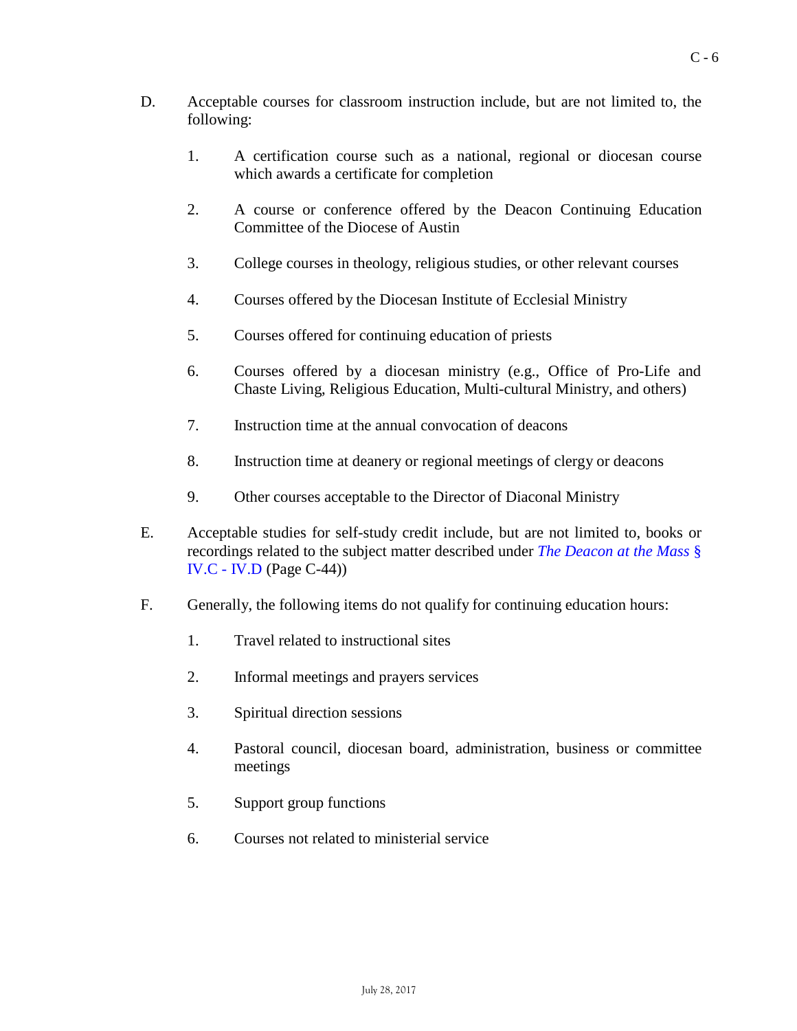D. Acceptable courses for classroom instruction include, but are not limited to, the following:

   1. A certification course such as a national, regional or diocesan course which awards a certificate for completion

   2. A course or conference offered by the Deacon Continuing Education Committee of the Diocese of Austin

   3. College courses in theology, religious studies, or other relevant courses

   4. Courses offered by the Diocesan Institute of Ecclesial Ministry

   5. Courses offered for continuing education of priests

   6. Courses offered by a diocesan ministry (e.g., Office of Pro-Life and Chaste Living, Religious Education, Multi-cultural Ministry, and others)

   7. Instruction time at the annual convocation of deacons

   8. Instruction time at deanery or regional meetings of clergy or deacons

   9. Other courses acceptable to the Director of Diaconal Ministry

E. Acceptable studies for self-study credit include, but are not limited to, books or recordings related to the subject matter described under *The Deacon at the Mass* § IV.C - IV.D (Page C-44))

F. Generally, the following items do not qualify for continuing education hours:

   1. Travel related to instructional sites

   2. Informal meetings and prayers services

   3. Spiritual direction sessions

   4. Pastoral council, diocesan board, administration, business or committee meetings

   5. Support group functions

   6. Courses not related to ministerial service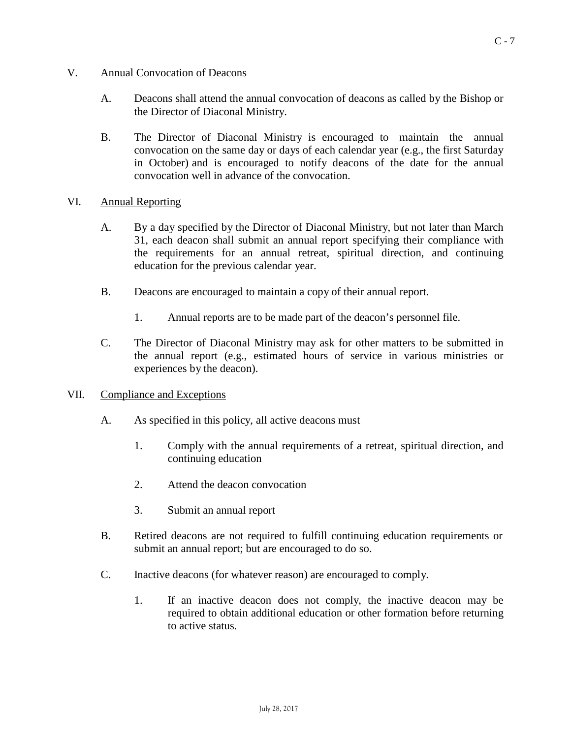## V. Annual Convocation of Deacons

A. Deacons shall attend the annual convocation of deacons as called by the Bishop or the Director of Diaconal Ministry.

B. The Director of Diaconal Ministry is encouraged to maintain the annual convocation on the same day or days of each calendar year (e.g., the first Saturday in October) and is encouraged to notify deacons of the date for the annual convocation well in advance of the convocation.

## VI. Annual Reporting

A. By a day specified by the Director of Diaconal Ministry, but not later than March 31, each deacon shall submit an annual report specifying their compliance with the requirements for an annual retreat, spiritual direction, and continuing education for the previous calendar year.

B. Deacons are encouraged to maintain a copy of their annual report.

   1. Annual reports are to be made part of the deacon's personnel file.

C. The Director of Diaconal Ministry may ask for other matters to be submitted in the annual report (e.g., estimated hours of service in various ministries or experiences by the deacon).

## VII. Compliance and Exceptions

A. As specified in this policy, all active deacons must

   1. Comply with the annual requirements of a retreat, spiritual direction, and continuing education

   2. Attend the deacon convocation

   3. Submit an annual report

B. Retired deacons are not required to fulfill continuing education requirements or submit an annual report; but are encouraged to do so.

C. Inactive deacons (for whatever reason) are encouraged to comply.

   1. If an inactive deacon does not comply, the inactive deacon may be required to obtain additional education or other formation before returning to active status.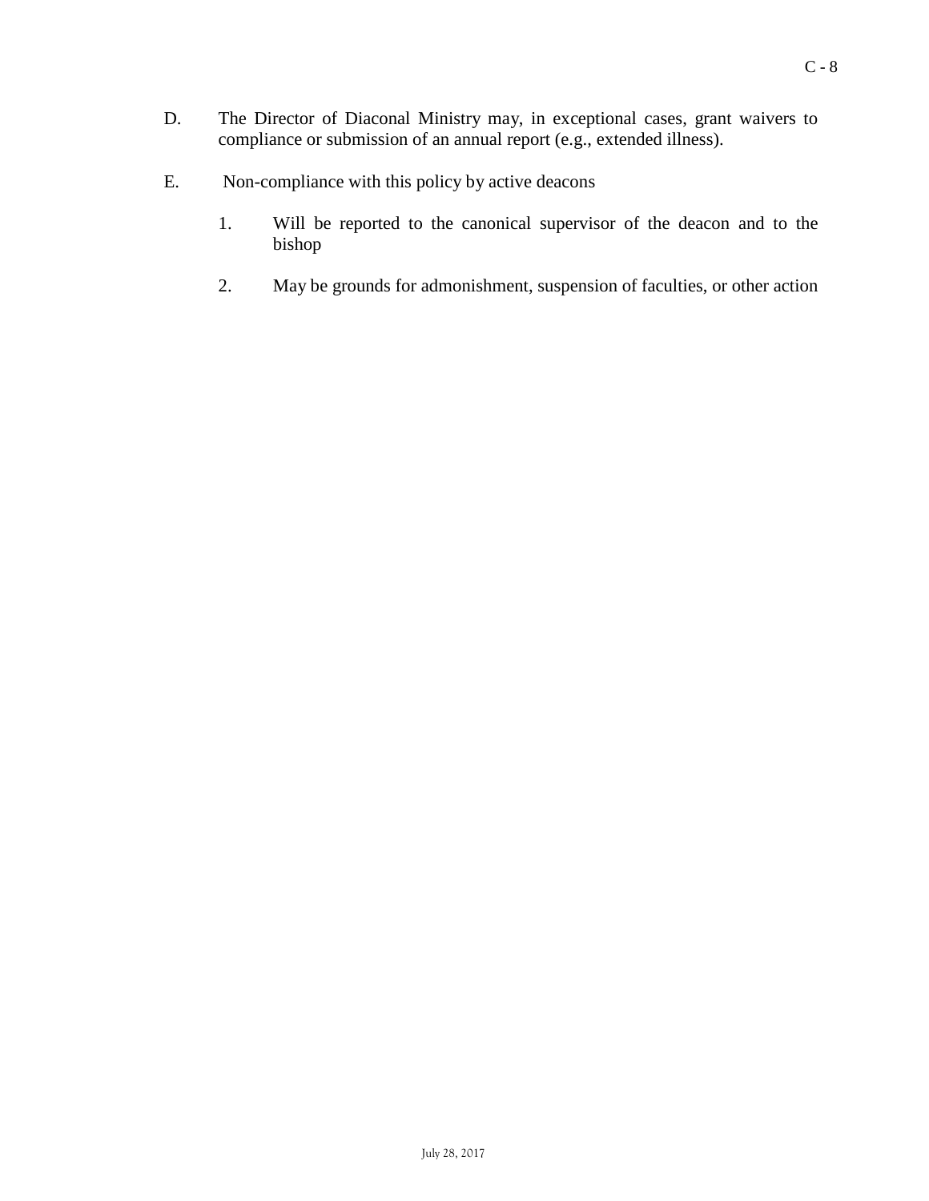D. The Director of Diaconal Ministry may, in exceptional cases, grant waivers to compliance or submission of an annual report (e.g., extended illness).

E. Non-compliance with this policy by active deacons

   1. Will be reported to the canonical supervisor of the deacon and to the bishop

   2. May be grounds for admonishment, suspension of faculties, or other action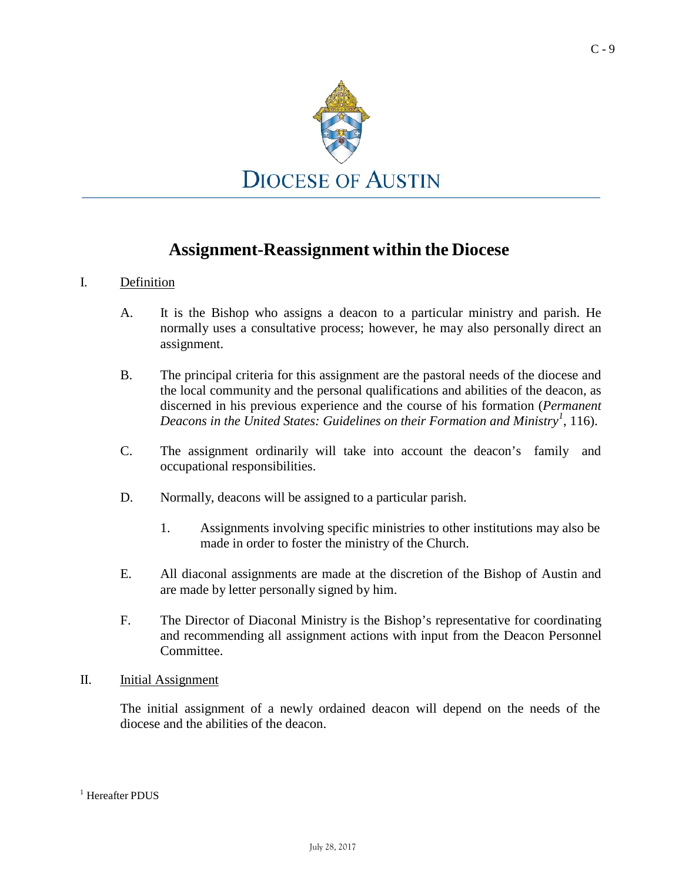# Assignment-Reassignment within the Diocese

I. Definition

A. It is the Bishop who assigns a deacon to a particular ministry and parish. He normally uses a consultative process; however, he may also personally direct an assignment.

B. The principal criteria for this assignment are the pastoral needs of the diocese and the local community and the personal qualifications and abilities of the deacon, as discerned in his previous experience and the course of his formation (*Permanent Deacons in the United States: Guidelines on their Formation and Ministry*[1], 116).

C. The assignment ordinarily will take into account the deacon's family and occupational responsibilities.

D. Normally, deacons will be assigned to a particular parish.

1. Assignments involving specific ministries to other institutions may also be made in order to foster the ministry of the Church.

E. All diaconal assignments are made at the discretion of the Bishop of Austin and are made by letter personally signed by him.

F. The Director of Diaconal Ministry is the Bishop's representative for coordinating and recommending all assignment actions with input from the Deacon Personnel Committee.

II. Initial Assignment

The initial assignment of a newly ordained deacon will depend on the needs of the diocese and the abilities of the deacon.

[1] Hereafter PDUS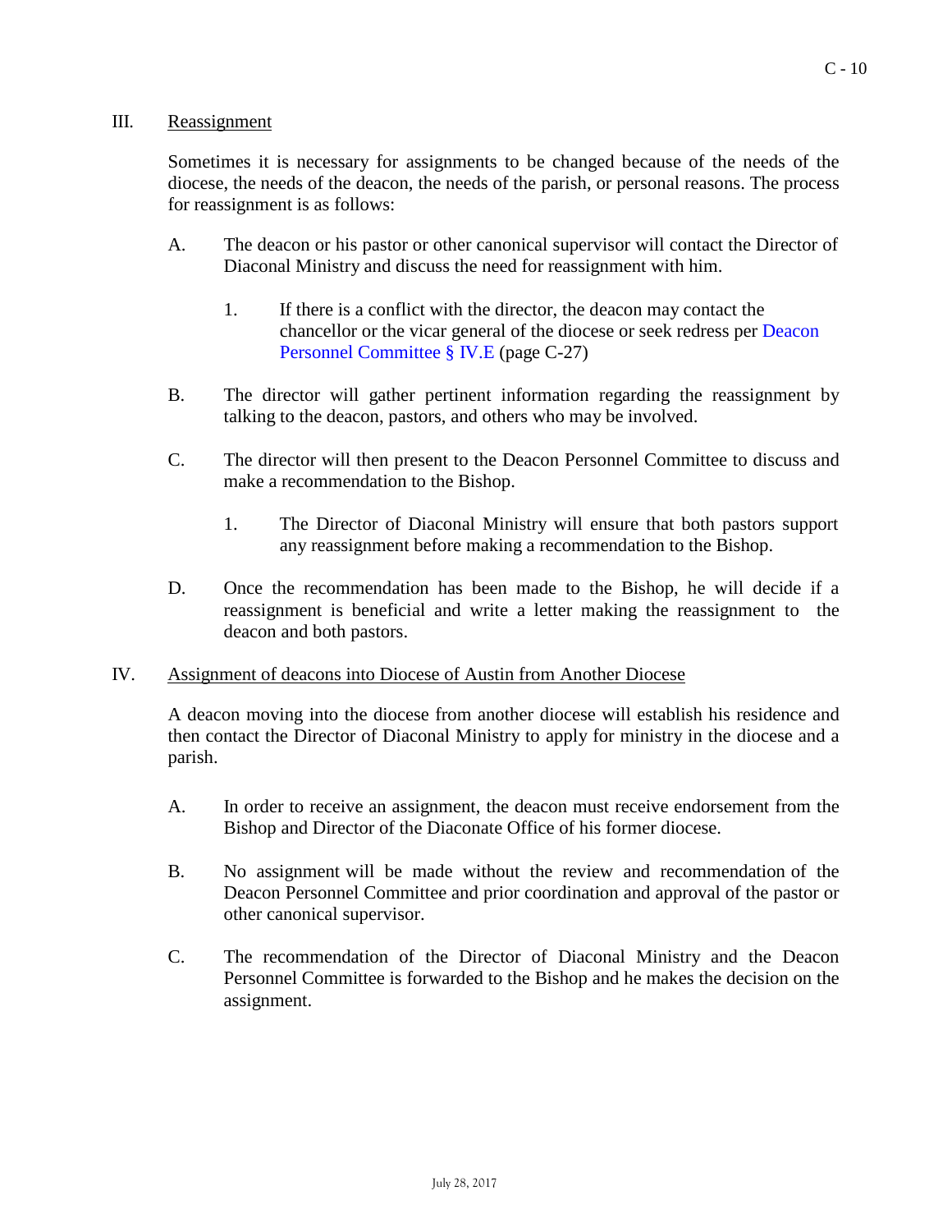## III. Reassignment

Sometimes it is necessary for assignments to be changed because of the needs of the diocese, the needs of the deacon, the needs of the parish, or personal reasons. The process for reassignment is as follows:

A. The deacon or his pastor or other canonical supervisor will contact the Director of Diaconal Ministry and discuss the need for reassignment with him.

   1. If there is a conflict with the director, the deacon may contact the chancellor or the vicar general of the diocese or seek redress per Deacon Personnel Committee § IV.E (page C-27)

B. The director will gather pertinent information regarding the reassignment by talking to the deacon, pastors, and others who may be involved.

C. The director will then present to the Deacon Personnel Committee to discuss and make a recommendation to the Bishop.

   1. The Director of Diaconal Ministry will ensure that both pastors support any reassignment before making a recommendation to the Bishop.

D. Once the recommendation has been made to the Bishop, he will decide if a reassignment is beneficial and write a letter making the reassignment to the deacon and both pastors.

## IV. Assignment of deacons into Diocese of Austin from Another Diocese

A deacon moving into the diocese from another diocese will establish his residence and then contact the Director of Diaconal Ministry to apply for ministry in the diocese and a parish.

A. In order to receive an assignment, the deacon must receive endorsement from the Bishop and Director of the Diaconate Office of his former diocese.

B. No assignment will be made without the review and recommendation of the Deacon Personnel Committee and prior coordination and approval of the pastor or other canonical supervisor.

C. The recommendation of the Director of Diaconal Ministry and the Deacon Personnel Committee is forwarded to the Bishop and he makes the decision on the assignment.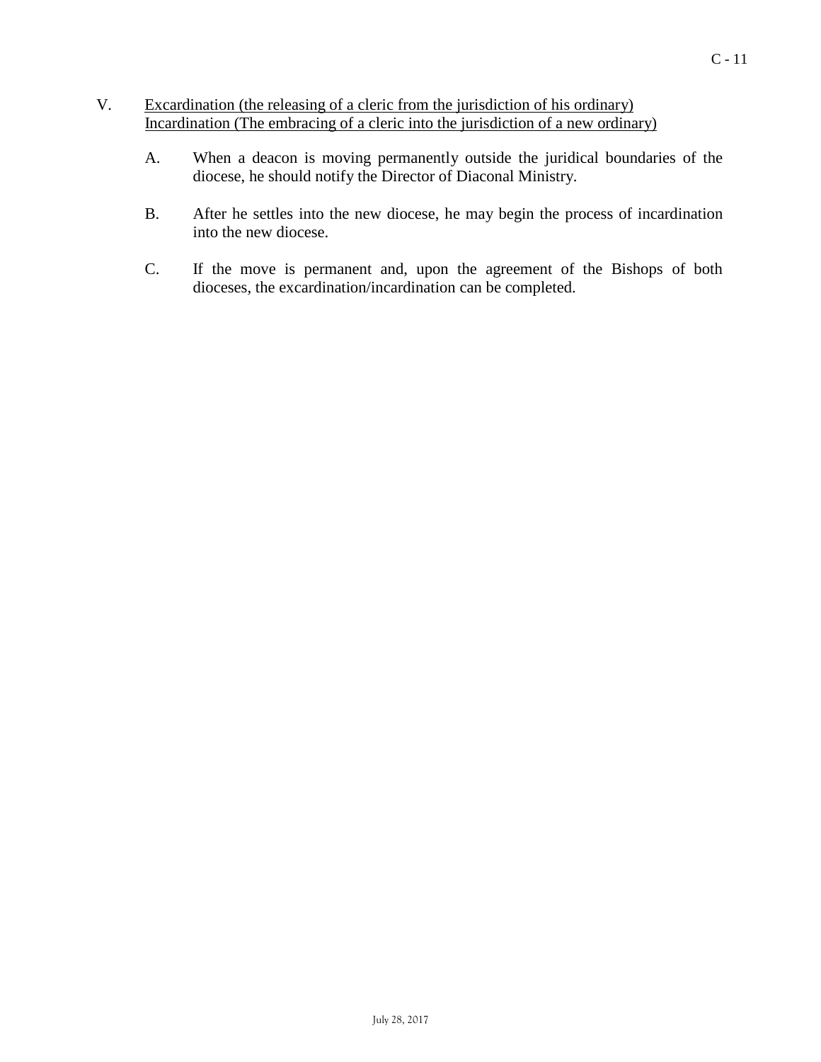V. <u>Excardination (the releasing of a cleric from the jurisdiction of his ordinary)</u>
<u>Incardination (The embracing of a cleric into the jurisdiction of a new ordinary)</u>

A. When a deacon is moving permanently outside the juridical boundaries of the diocese, he should notify the Director of Diaconal Ministry.

B. After he settles into the new diocese, he may begin the process of incardination into the new diocese.

C. If the move is permanent and, upon the agreement of the Bishops of both dioceses, the excardination/incardination can be completed.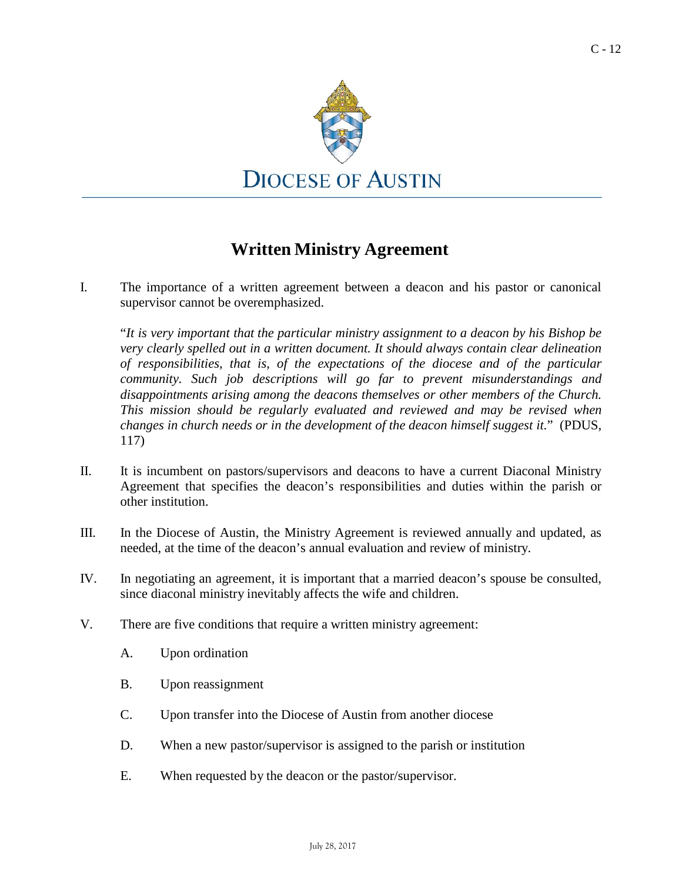DIOCESE OF AUSTIN

# Written Ministry Agreement

I. The importance of a written agreement between a deacon and his pastor or canonical supervisor cannot be overemphasized.

"*It is very important that the particular ministry assignment to a deacon by his Bishop be very clearly spelled out in a written document. It should always contain clear delineation of responsibilities, that is, of the expectations of the diocese and of the particular community. Such job descriptions will go far to prevent misunderstandings and disappointments arising among the deacons themselves or other members of the Church. This mission should be regularly evaluated and reviewed and may be revised when changes in church needs or in the development of the deacon himself suggest it.*" (PDUS, 117)

II. It is incumbent on pastors/supervisors and deacons to have a current Diaconal Ministry Agreement that specifies the deacon's responsibilities and duties within the parish or other institution.

III. In the Diocese of Austin, the Ministry Agreement is reviewed annually and updated, as needed, at the time of the deacon's annual evaluation and review of ministry.

IV. In negotiating an agreement, it is important that a married deacon's spouse be consulted, since diaconal ministry inevitably affects the wife and children.

V. There are five conditions that require a written ministry agreement:

A. Upon ordination

B. Upon reassignment

C. Upon transfer into the Diocese of Austin from another diocese

D. When a new pastor/supervisor is assigned to the parish or institution

E. When requested by the deacon or the pastor/supervisor.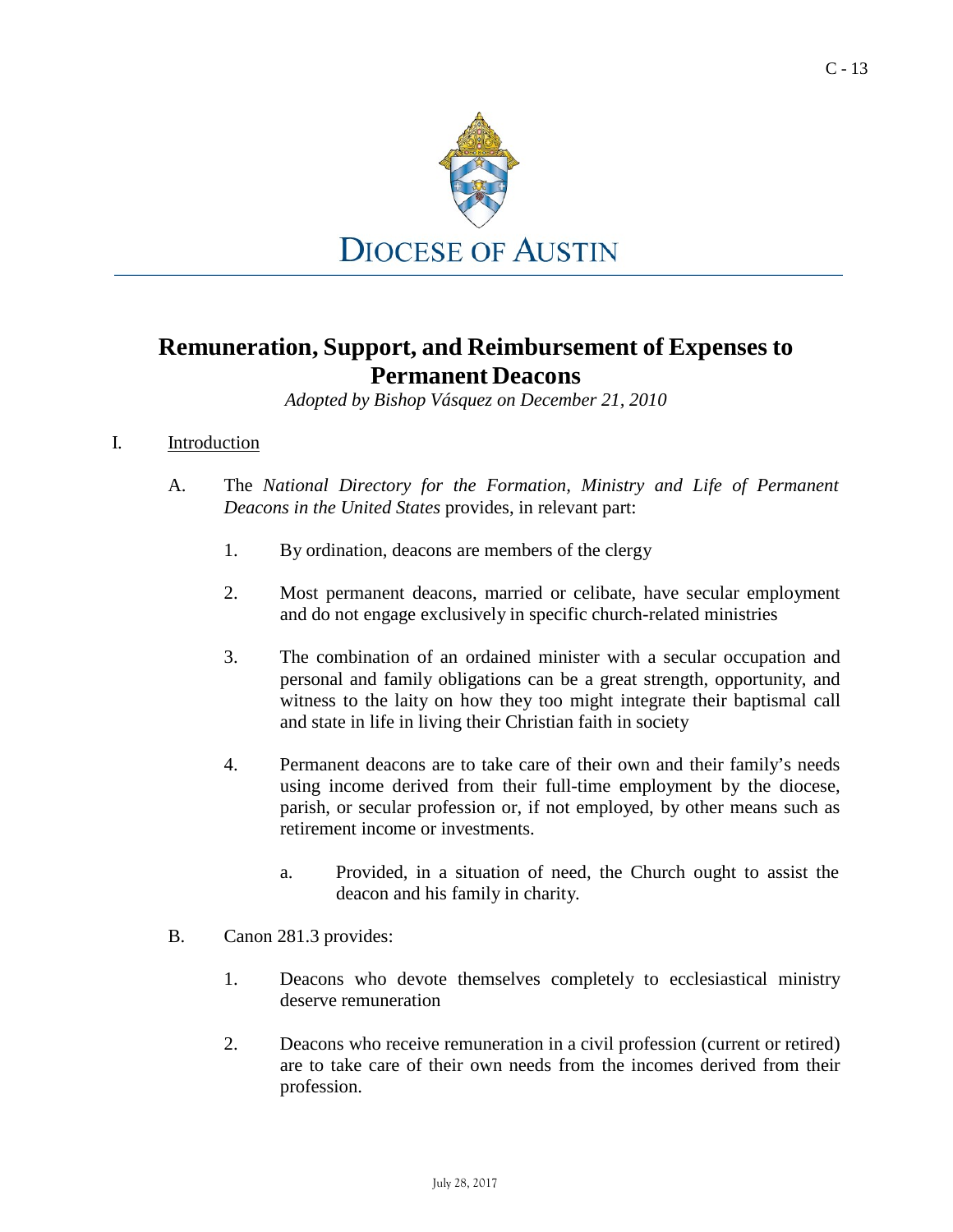DIOCESE OF AUSTIN

# Remuneration, Support, and Reimbursement of Expenses to Permanent Deacons

*Adopted by Bishop Vásquez on December 21, 2010*

I. Introduction

A. The *National Directory for the Formation, Ministry and Life of Permanent Deacons in the United States* provides, in relevant part:

1. By ordination, deacons are members of the clergy

2. Most permanent deacons, married or celibate, have secular employment and do not engage exclusively in specific church-related ministries

3. The combination of an ordained minister with a secular occupation and personal and family obligations can be a great strength, opportunity, and witness to the laity on how they too might integrate their baptismal call and state in life in living their Christian faith in society

4. Permanent deacons are to take care of their own and their family's needs using income derived from their full-time employment by the diocese, parish, or secular profession or, if not employed, by other means such as retirement income or investments.

a. Provided, in a situation of need, the Church ought to assist the deacon and his family in charity.

B. Canon 281.3 provides:

1. Deacons who devote themselves completely to ecclesiastical ministry deserve remuneration

2. Deacons who receive remuneration in a civil profession (current or retired) are to take care of their own needs from the incomes derived from their profession.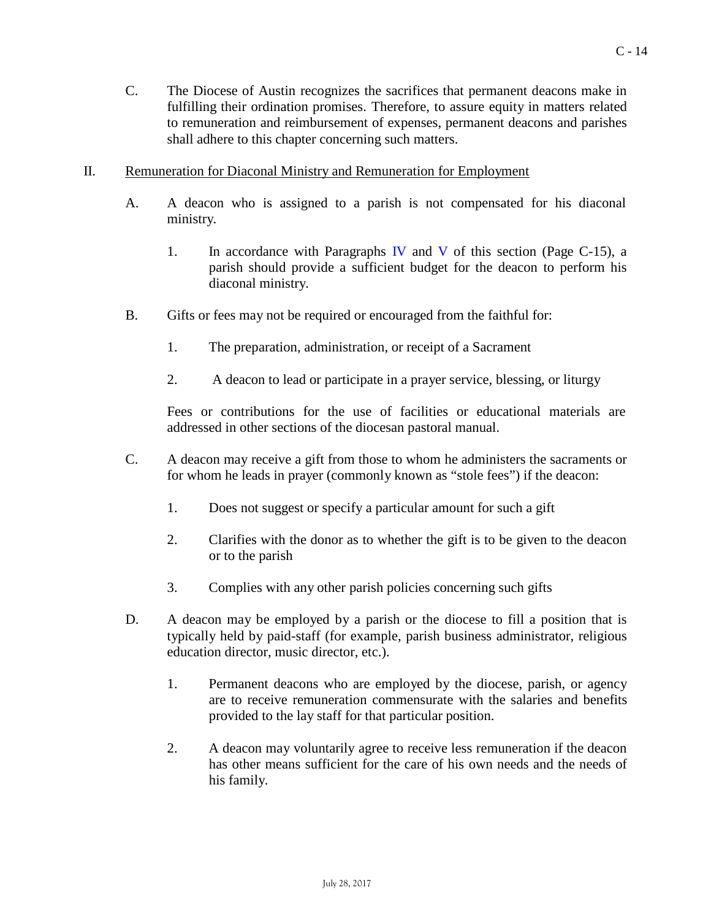C. The Diocese of Austin recognizes the sacrifices that permanent deacons make in fulfilling their ordination promises. Therefore, to assure equity in matters related to remuneration and reimbursement of expenses, permanent deacons and parishes shall adhere to this chapter concerning such matters.

II. Remuneration for Diaconal Ministry and Remuneration for Employment

A. A deacon who is assigned to a parish is not compensated for his diaconal ministry.

1. In accordance with Paragraphs IV and V of this section (Page C-15), a parish should provide a sufficient budget for the deacon to perform his diaconal ministry.

B. Gifts or fees may not be required or encouraged from the faithful for:

1. The preparation, administration, or receipt of a Sacrament

2. A deacon to lead or participate in a prayer service, blessing, or liturgy

Fees or contributions for the use of facilities or educational materials are addressed in other sections of the diocesan pastoral manual.

C. A deacon may receive a gift from those to whom he administers the sacraments or for whom he leads in prayer (commonly known as "stole fees") if the deacon:

1. Does not suggest or specify a particular amount for such a gift

2. Clarifies with the donor as to whether the gift is to be given to the deacon or to the parish

3. Complies with any other parish policies concerning such gifts

D. A deacon may be employed by a parish or the diocese to fill a position that is typically held by paid-staff (for example, parish business administrator, religious education director, music director, etc.).

1. Permanent deacons who are employed by the diocese, parish, or agency are to receive remuneration commensurate with the salaries and benefits provided to the lay staff for that particular position.

2. A deacon may voluntarily agree to receive less remuneration if the deacon has other means sufficient for the care of his own needs and the needs of his family.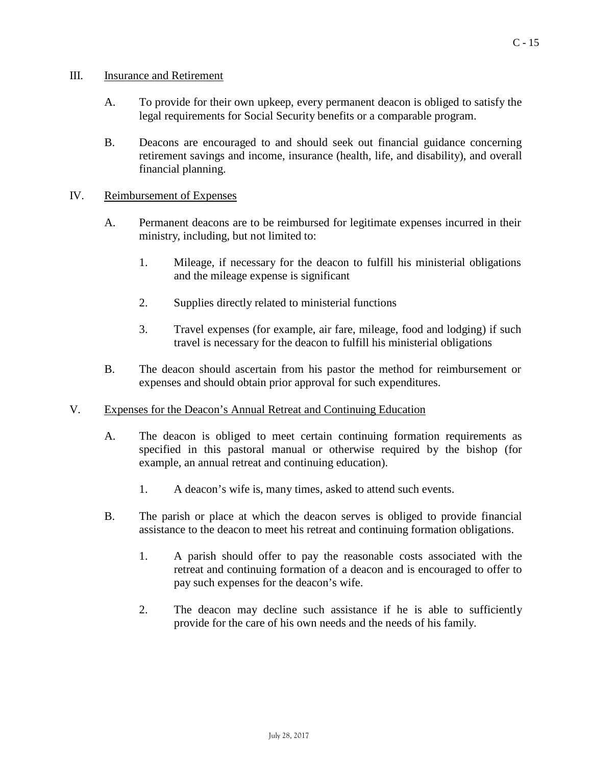## III. Insurance and Retirement

A. To provide for their own upkeep, every permanent deacon is obliged to satisfy the legal requirements for Social Security benefits or a comparable program.

B. Deacons are encouraged to and should seek out financial guidance concerning retirement savings and income, insurance (health, life, and disability), and overall financial planning.

## IV. Reimbursement of Expenses

A. Permanent deacons are to be reimbursed for legitimate expenses incurred in their ministry, including, but not limited to:

1. Mileage, if necessary for the deacon to fulfill his ministerial obligations and the mileage expense is significant

2. Supplies directly related to ministerial functions

3. Travel expenses (for example, air fare, mileage, food and lodging) if such travel is necessary for the deacon to fulfill his ministerial obligations

B. The deacon should ascertain from his pastor the method for reimbursement or expenses and should obtain prior approval for such expenditures.

## V. Expenses for the Deacon's Annual Retreat and Continuing Education

A. The deacon is obliged to meet certain continuing formation requirements as specified in this pastoral manual or otherwise required by the bishop (for example, an annual retreat and continuing education).

1. A deacon's wife is, many times, asked to attend such events.

B. The parish or place at which the deacon serves is obliged to provide financial assistance to the deacon to meet his retreat and continuing formation obligations.

1. A parish should offer to pay the reasonable costs associated with the retreat and continuing formation of a deacon and is encouraged to offer to pay such expenses for the deacon's wife.

2. The deacon may decline such assistance if he is able to sufficiently provide for the care of his own needs and the needs of his family.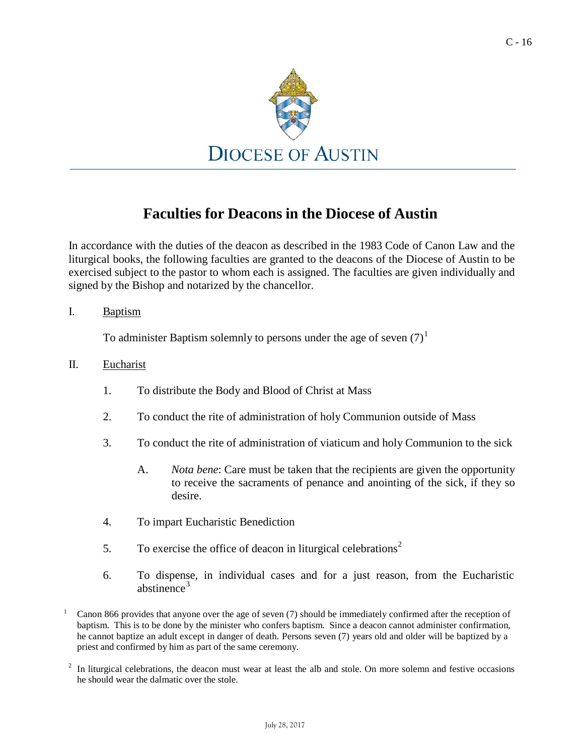# DIOCESE OF AUSTIN

## Faculties for Deacons in the Diocese of Austin

In accordance with the duties of the deacon as described in the 1983 Code of Canon Law and the liturgical books, the following faculties are granted to the deacons of the Diocese of Austin to be exercised subject to the pastor to whom each is assigned. The faculties are given individually and signed by the Bishop and notarized by the chancellor.

I. <u>Baptism</u>

To administer Baptism solemnly to persons under the age of seven (7)[1]

II. <u>Eucharist</u>

1. To distribute the Body and Blood of Christ at Mass
2. To conduct the rite of administration of holy Communion outside of Mass
3. To conduct the rite of administration of viaticum and holy Communion to the sick
   - A. *Nota bene*: Care must be taken that the recipients are given the opportunity to receive the sacraments of penance and anointing of the sick, if they so desire.
4. To impart Eucharistic Benediction
5. To exercise the office of deacon in liturgical celebrations[2]
6. To dispense, in individual cases and for a just reason, from the Eucharistic abstinence[3]

[1] Canon 866 provides that anyone over the age of seven (7) should be immediately confirmed after the reception of baptism. This is to be done by the minister who confers baptism. Since a deacon cannot administer confirmation, he cannot baptize an adult except in danger of death. Persons seven (7) years old and older will be baptized by a priest and confirmed by him as part of the same ceremony.

[2] In liturgical celebrations, the deacon must wear at least the alb and stole. On more solemn and festive occasions he should wear the dalmatic over the stole.

July 28, 2017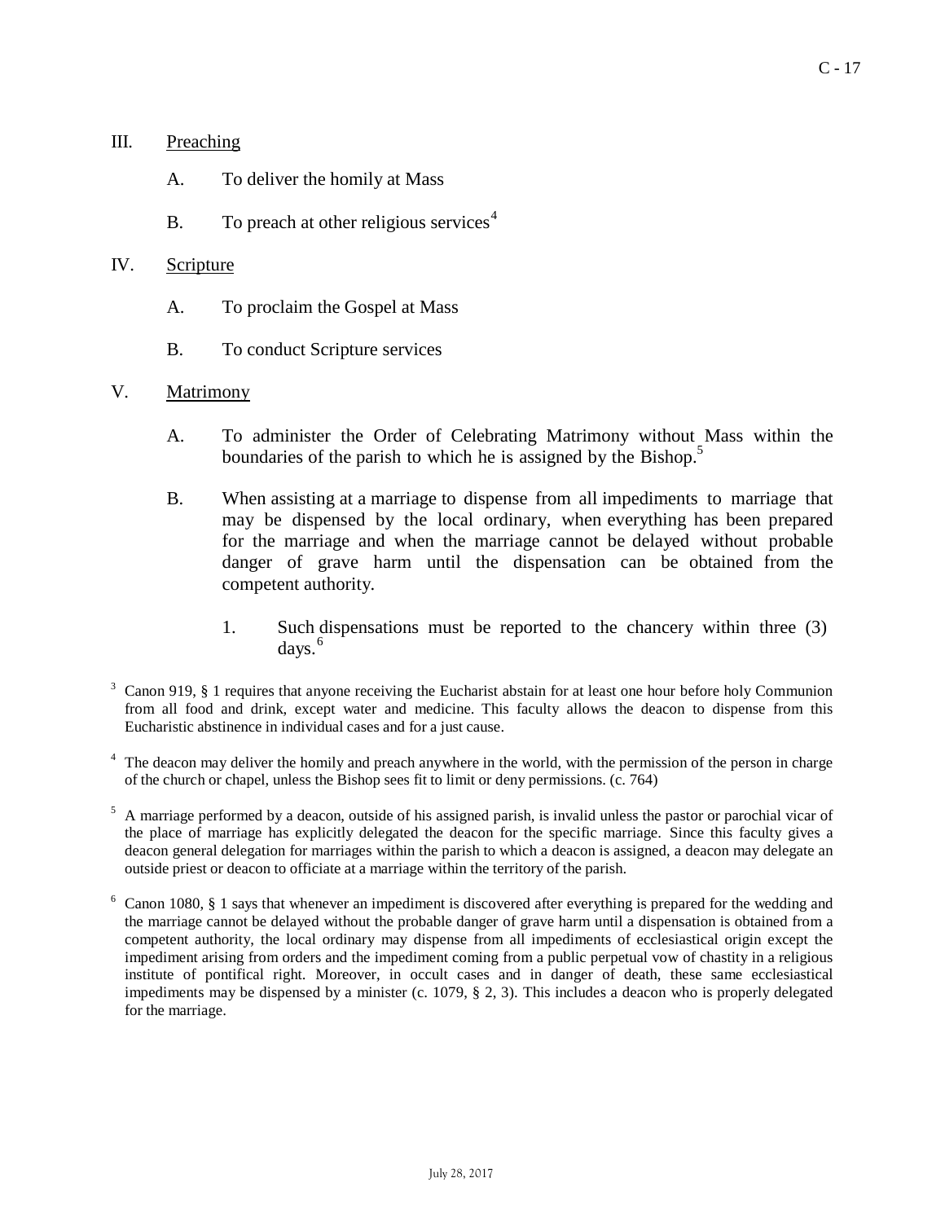III. Preaching

A. To deliver the homily at Mass

B. To preach at other religious services[4]

IV. Scripture

A. To proclaim the Gospel at Mass

B. To conduct Scripture services

V. Matrimony

A. To administer the Order of Celebrating Matrimony without Mass within the boundaries of the parish to which he is assigned by the Bishop.[5]

B. When assisting at a marriage to dispense from all impediments to marriage that may be dispensed by the local ordinary, when everything has been prepared for the marriage and when the marriage cannot be delayed without probable danger of grave harm until the dispensation can be obtained from the competent authority.

1. Such dispensations must be reported to the chancery within three (3) days.[6]

[3] Canon 919, § 1 requires that anyone receiving the Eucharist abstain for at least one hour before holy Communion from all food and drink, except water and medicine. This faculty allows the deacon to dispense from this Eucharistic abstinence in individual cases and for a just cause.

[4] The deacon may deliver the homily and preach anywhere in the world, with the permission of the person in charge of the church or chapel, unless the Bishop sees fit to limit or deny permissions. (c. 764)

[5] A marriage performed by a deacon, outside of his assigned parish, is invalid unless the pastor or parochial vicar of the place of marriage has explicitly delegated the deacon for the specific marriage. Since this faculty gives a deacon general delegation for marriages within the parish to which a deacon is assigned, a deacon may delegate an outside priest or deacon to officiate at a marriage within the territory of the parish.

[6] Canon 1080, § 1 says that whenever an impediment is discovered after everything is prepared for the wedding and the marriage cannot be delayed without the probable danger of grave harm until a dispensation is obtained from a competent authority, the local ordinary may dispense from all impediments of ecclesiastical origin except the impediment arising from orders and the impediment coming from a public perpetual vow of chastity in a religious institute of pontifical right. Moreover, in occult cases and in danger of death, these same ecclesiastical impediments may be dispensed by a minister (c. 1079, § 2, 3). This includes a deacon who is properly delegated for the marriage.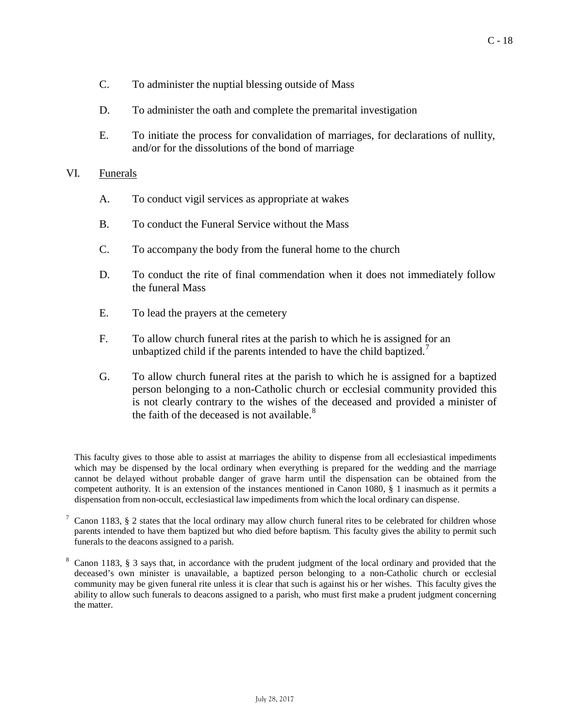C. To administer the nuptial blessing outside of Mass

D. To administer the oath and complete the premarital investigation

E. To initiate the process for convalidation of marriages, for declarations of nullity, and/or for the dissolutions of the bond of marriage

VI. Funerals

A. To conduct vigil services as appropriate at wakes

B. To conduct the Funeral Service without the Mass

C. To accompany the body from the funeral home to the church

D. To conduct the rite of final commendation when it does not immediately follow the funeral Mass

E. To lead the prayers at the cemetery

F. To allow church funeral rites at the parish to which he is assigned for an unbaptized child if the parents intended to have the child baptized.[7]

G. To allow church funeral rites at the parish to which he is assigned for a baptized person belonging to a non-Catholic church or ecclesial community provided this is not clearly contrary to the wishes of the deceased and provided a minister of the faith of the deceased is not available.[8]

---

This faculty gives to those able to assist at marriages the ability to dispense from all ecclesiastical impediments which may be dispensed by the local ordinary when everything is prepared for the wedding and the marriage cannot be delayed without probable danger of grave harm until the dispensation can be obtained from the competent authority. It is an extension of the instances mentioned in Canon 1080, § 1 inasmuch as it permits a dispensation from non-occult, ecclesiastical law impediments from which the local ordinary can dispense.

[7] Canon 1183, § 2 states that the local ordinary may allow church funeral rites to be celebrated for children whose parents intended to have them baptized but who died before baptism. This faculty gives the ability to permit such funerals to the deacons assigned to a parish.

[8] Canon 1183, § 3 says that, in accordance with the prudent judgment of the local ordinary and provided that the deceased's own minister is unavailable, a baptized person belonging to a non-Catholic church or ecclesial community may be given funeral rite unless it is clear that such is against his or her wishes. This faculty gives the ability to allow such funerals to deacons assigned to a parish, who must first make a prudent judgment concerning the matter.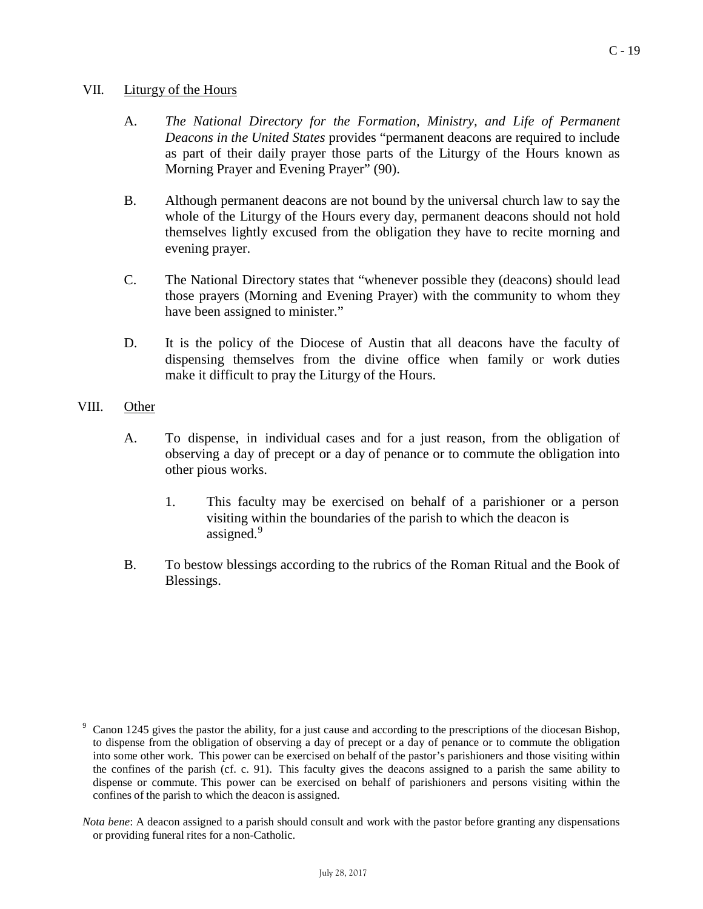## VII. Liturgy of the Hours

A. *The National Directory for the Formation, Ministry, and Life of Permanent Deacons in the United States* provides "permanent deacons are required to include as part of their daily prayer those parts of the Liturgy of the Hours known as Morning Prayer and Evening Prayer" (90).

B. Although permanent deacons are not bound by the universal church law to say the whole of the Liturgy of the Hours every day, permanent deacons should not hold themselves lightly excused from the obligation they have to recite morning and evening prayer.

C. The National Directory states that "whenever possible they (deacons) should lead those prayers (Morning and Evening Prayer) with the community to whom they have been assigned to minister."

D. It is the policy of the Diocese of Austin that all deacons have the faculty of dispensing themselves from the divine office when family or work duties make it difficult to pray the Liturgy of the Hours.

## VIII. Other

A. To dispense, in individual cases and for a just reason, from the obligation of observing a day of precept or a day of penance or to commute the obligation into other pious works.

   1. This faculty may be exercised on behalf of a parishioner or a person visiting within the boundaries of the parish to which the deacon is assigned.[9]

B. To bestow blessings according to the rubrics of the Roman Ritual and the Book of Blessings.

---

[9] Canon 1245 gives the pastor the ability, for a just cause and according to the prescriptions of the diocesan Bishop, to dispense from the obligation of observing a day of precept or a day of penance or to commute the obligation into some other work. This power can be exercised on behalf of the pastor's parishioners and those visiting within the confines of the parish (cf. c. 91). This faculty gives the deacons assigned to a parish the same ability to dispense or commute. This power can be exercised on behalf of parishioners and persons visiting within the confines of the parish to which the deacon is assigned.

*Nota bene*: A deacon assigned to a parish should consult and work with the pastor before granting any dispensations or providing funeral rites for a non-Catholic.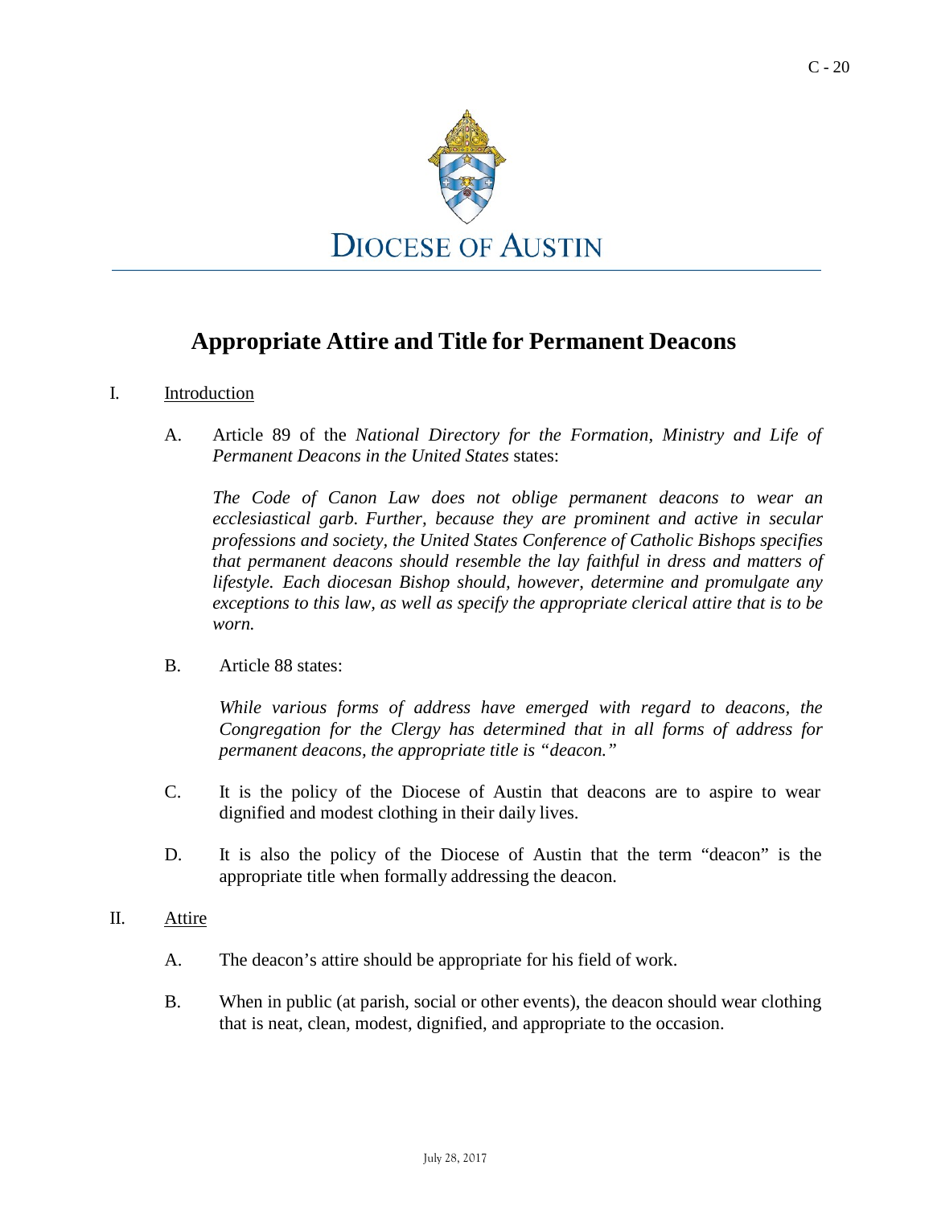DIOCESE OF AUSTIN

# Appropriate Attire and Title for Permanent Deacons

I. Introduction

A. Article 89 of the *National Directory for the Formation, Ministry and Life of Permanent Deacons in the United States* states:

*The Code of Canon Law does not oblige permanent deacons to wear an ecclesiastical garb. Further, because they are prominent and active in secular professions and society, the United States Conference of Catholic Bishops specifies that permanent deacons should resemble the lay faithful in dress and matters of lifestyle. Each diocesan Bishop should, however, determine and promulgate any exceptions to this law, as well as specify the appropriate clerical attire that is to be worn.*

B. Article 88 states:

*While various forms of address have emerged with regard to deacons, the Congregation for the Clergy has determined that in all forms of address for permanent deacons, the appropriate title is "deacon."*

C. It is the policy of the Diocese of Austin that deacons are to aspire to wear dignified and modest clothing in their daily lives.

D. It is also the policy of the Diocese of Austin that the term "deacon" is the appropriate title when formally addressing the deacon.

II. Attire

A. The deacon's attire should be appropriate for his field of work.

B. When in public (at parish, social or other events), the deacon should wear clothing that is neat, clean, modest, dignified, and appropriate to the occasion.

July 28, 2017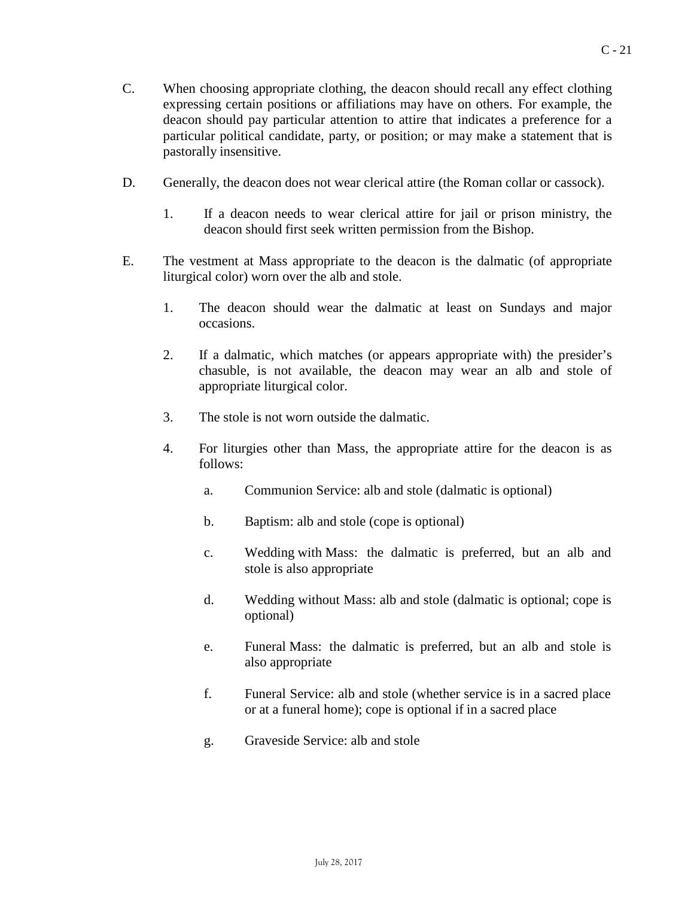C. When choosing appropriate clothing, the deacon should recall any effect clothing expressing certain positions or affiliations may have on others. For example, the deacon should pay particular attention to attire that indicates a preference for a particular political candidate, party, or position; or may make a statement that is pastorally insensitive.

D. Generally, the deacon does not wear clerical attire (the Roman collar or cassock).

   1. If a deacon needs to wear clerical attire for jail or prison ministry, the deacon should first seek written permission from the Bishop.

E. The vestment at Mass appropriate to the deacon is the dalmatic (of appropriate liturgical color) worn over the alb and stole.

   1. The deacon should wear the dalmatic at least on Sundays and major occasions.

   2. If a dalmatic, which matches (or appears appropriate with) the presider's chasuble, is not available, the deacon may wear an alb and stole of appropriate liturgical color.

   3. The stole is not worn outside the dalmatic.

   4. For liturgies other than Mass, the appropriate attire for the deacon is as follows:

      a. Communion Service: alb and stole (dalmatic is optional)

      b. Baptism: alb and stole (cope is optional)

      c. Wedding with Mass: the dalmatic is preferred, but an alb and stole is also appropriate

      d. Wedding without Mass: alb and stole (dalmatic is optional; cope is optional)

      e. Funeral Mass: the dalmatic is preferred, but an alb and stole is also appropriate

      f. Funeral Service: alb and stole (whether service is in a sacred place or at a funeral home); cope is optional if in a sacred place

      g. Graveside Service: alb and stole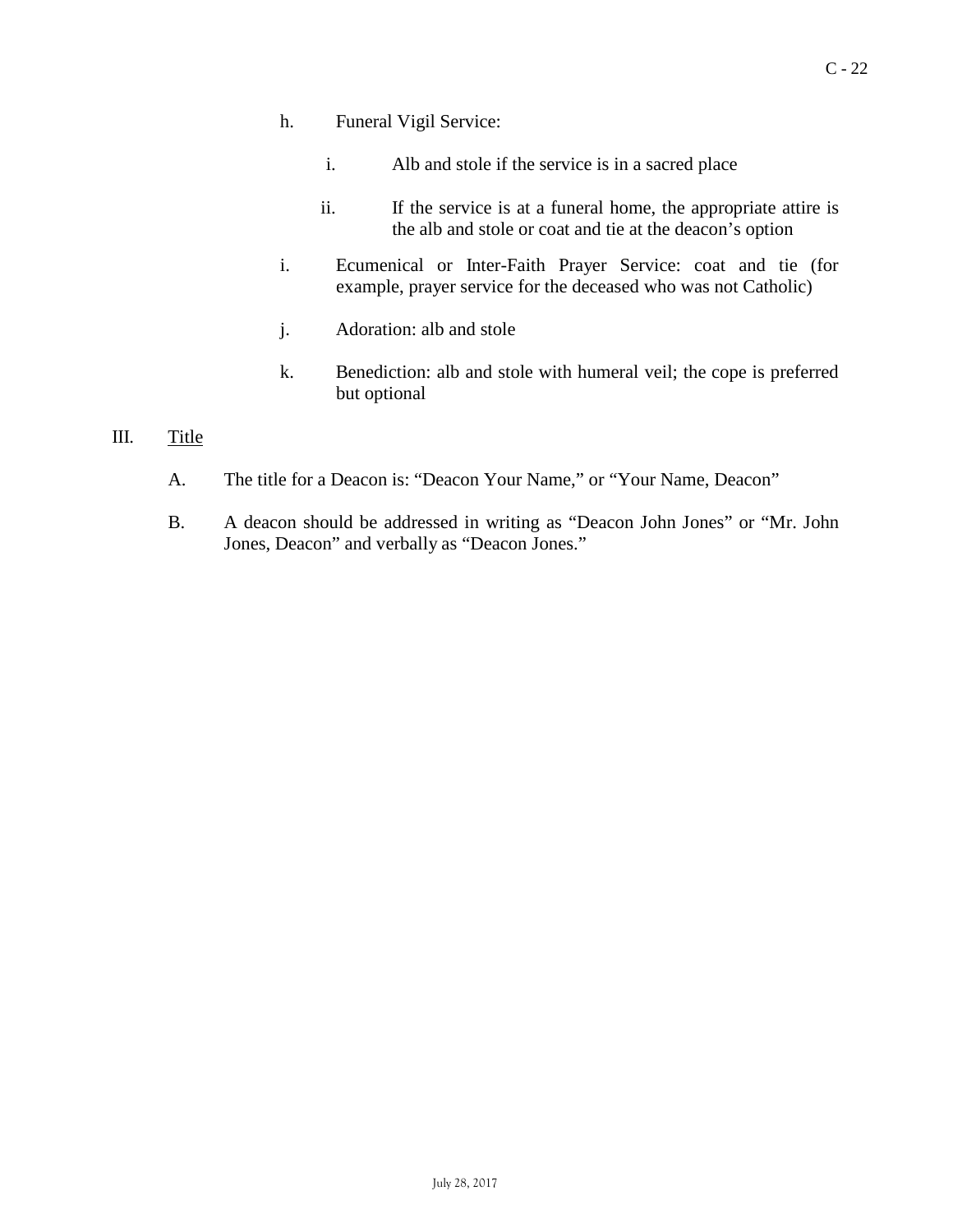h. Funeral Vigil Service:

   i. Alb and stole if the service is in a sacred place

   ii. If the service is at a funeral home, the appropriate attire is the alb and stole or coat and tie at the deacon's option

i. Ecumenical or Inter-Faith Prayer Service: coat and tie (for example, prayer service for the deceased who was not Catholic)

j. Adoration: alb and stole

k. Benediction: alb and stole with humeral veil; the cope is preferred but optional

## III. <u>Title</u>

A. The title for a Deacon is: "Deacon Your Name," or "Your Name, Deacon"

B. A deacon should be addressed in writing as "Deacon John Jones" or "Mr. John Jones, Deacon" and verbally as "Deacon Jones."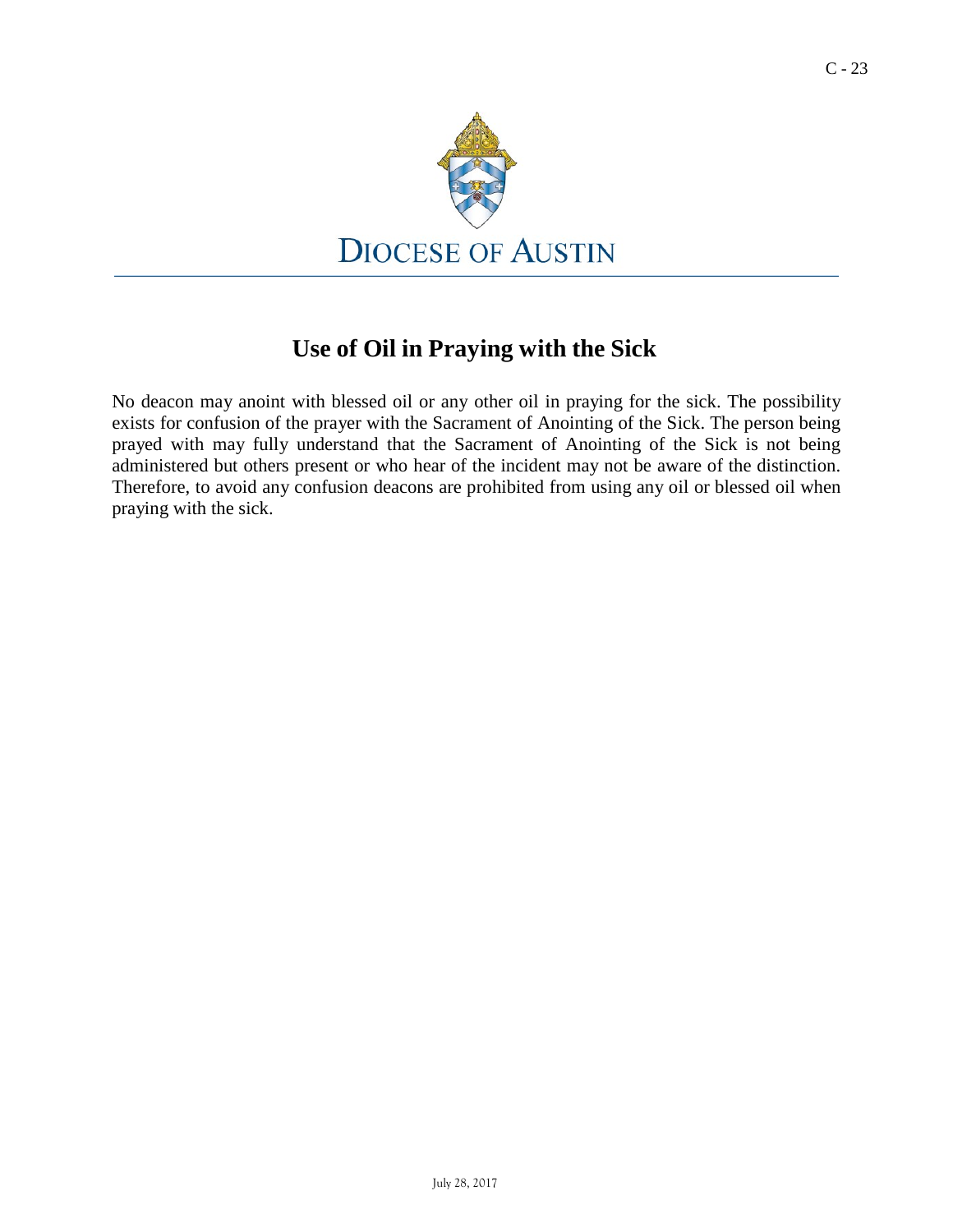# Use of Oil in Praying with the Sick

No deacon may anoint with blessed oil or any other oil in praying for the sick. The possibility exists for confusion of the prayer with the Sacrament of Anointing of the Sick. The person being prayed with may fully understand that the Sacrament of Anointing of the Sick is not being administered but others present or who hear of the incident may not be aware of the distinction. Therefore, to avoid any confusion deacons are prohibited from using any oil or blessed oil when praying with the sick.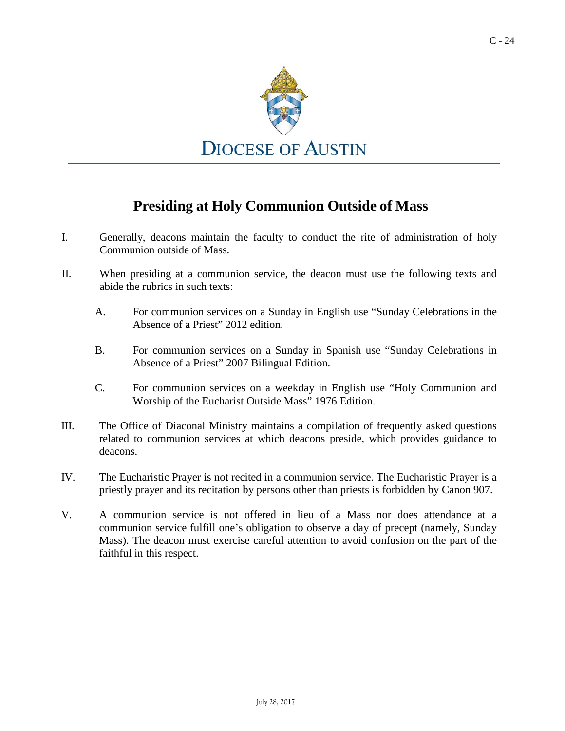# DIOCESE OF AUSTIN

## Presiding at Holy Communion Outside of Mass

I. Generally, deacons maintain the faculty to conduct the rite of administration of holy Communion outside of Mass.

II. When presiding at a communion service, the deacon must use the following texts and abide the rubrics in such texts:

   A. For communion services on a Sunday in English use "Sunday Celebrations in the Absence of a Priest" 2012 edition.

   B. For communion services on a Sunday in Spanish use "Sunday Celebrations in Absence of a Priest" 2007 Bilingual Edition.

   C. For communion services on a weekday in English use "Holy Communion and Worship of the Eucharist Outside Mass" 1976 Edition.

III. The Office of Diaconal Ministry maintains a compilation of frequently asked questions related to communion services at which deacons preside, which provides guidance to deacons.

IV. The Eucharistic Prayer is not recited in a communion service. The Eucharistic Prayer is a priestly prayer and its recitation by persons other than priests is forbidden by Canon 907.

V. A communion service is not offered in lieu of a Mass nor does attendance at a communion service fulfill one's obligation to observe a day of precept (namely, Sunday Mass). The deacon must exercise careful attention to avoid confusion on the part of the faithful in this respect.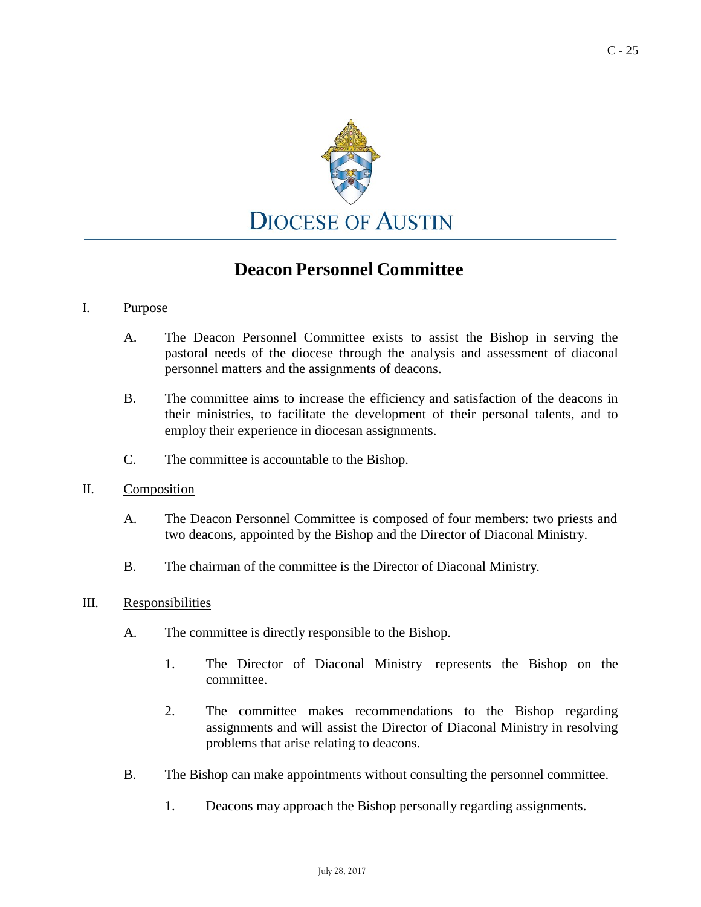DIOCESE OF AUSTIN

# Deacon Personnel Committee

I. Purpose

A. The Deacon Personnel Committee exists to assist the Bishop in serving the pastoral needs of the diocese through the analysis and assessment of diaconal personnel matters and the assignments of deacons.

B. The committee aims to increase the efficiency and satisfaction of the deacons in their ministries, to facilitate the development of their personal talents, and to employ their experience in diocesan assignments.

C. The committee is accountable to the Bishop.

II. Composition

A. The Deacon Personnel Committee is composed of four members: two priests and two deacons, appointed by the Bishop and the Director of Diaconal Ministry.

B. The chairman of the committee is the Director of Diaconal Ministry.

III. Responsibilities

A. The committee is directly responsible to the Bishop.

1. The Director of Diaconal Ministry represents the Bishop on the committee.

2. The committee makes recommendations to the Bishop regarding assignments and will assist the Director of Diaconal Ministry in resolving problems that arise relating to deacons.

B. The Bishop can make appointments without consulting the personnel committee.

1. Deacons may approach the Bishop personally regarding assignments.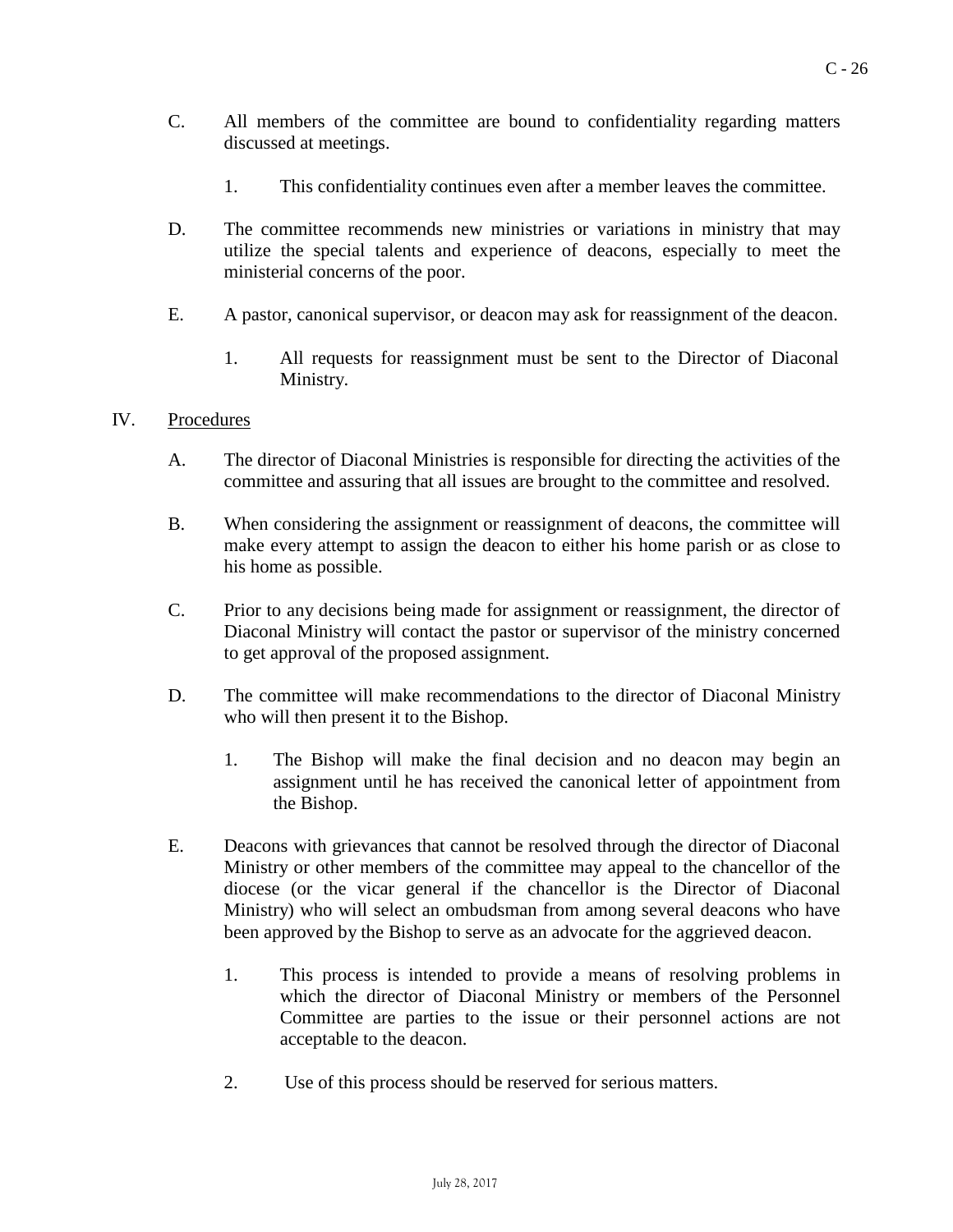C. All members of the committee are bound to confidentiality regarding matters discussed at meetings.

   1. This confidentiality continues even after a member leaves the committee.

D. The committee recommends new ministries or variations in ministry that may utilize the special talents and experience of deacons, especially to meet the ministerial concerns of the poor.

E. A pastor, canonical supervisor, or deacon may ask for reassignment of the deacon.

   1. All requests for reassignment must be sent to the Director of Diaconal Ministry.

IV. <u>Procedures</u>

A. The director of Diaconal Ministries is responsible for directing the activities of the committee and assuring that all issues are brought to the committee and resolved.

B. When considering the assignment or reassignment of deacons, the committee will make every attempt to assign the deacon to either his home parish or as close to his home as possible.

C. Prior to any decisions being made for assignment or reassignment, the director of Diaconal Ministry will contact the pastor or supervisor of the ministry concerned to get approval of the proposed assignment.

D. The committee will make recommendations to the director of Diaconal Ministry who will then present it to the Bishop.

   1. The Bishop will make the final decision and no deacon may begin an assignment until he has received the canonical letter of appointment from the Bishop.

E. Deacons with grievances that cannot be resolved through the director of Diaconal Ministry or other members of the committee may appeal to the chancellor of the diocese (or the vicar general if the chancellor is the Director of Diaconal Ministry) who will select an ombudsman from among several deacons who have been approved by the Bishop to serve as an advocate for the aggrieved deacon.

   1. This process is intended to provide a means of resolving problems in which the director of Diaconal Ministry or members of the Personnel Committee are parties to the issue or their personnel actions are not acceptable to the deacon.

   2. Use of this process should be reserved for serious matters.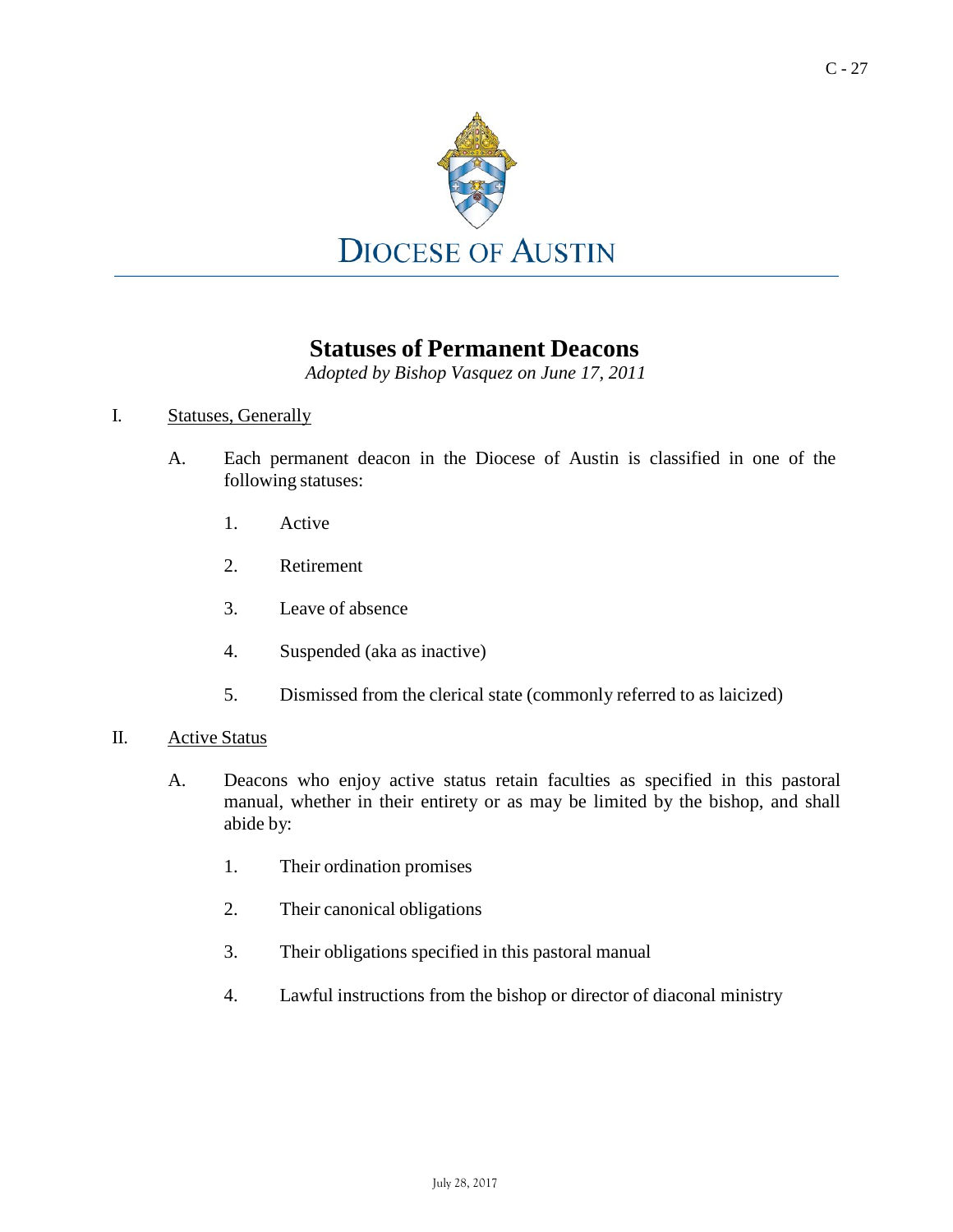DIOCESE OF AUSTIN

# Statuses of Permanent Deacons

*Adopted by Bishop Vasquez on June 17, 2011*

I. Statuses, Generally

A. Each permanent deacon in the Diocese of Austin is classified in one of the following statuses:

1. Active
2. Retirement
3. Leave of absence
4. Suspended (aka as inactive)
5. Dismissed from the clerical state (commonly referred to as laicized)

II. Active Status

A. Deacons who enjoy active status retain faculties as specified in this pastoral manual, whether in their entirety or as may be limited by the bishop, and shall abide by:

1. Their ordination promises
2. Their canonical obligations
3. Their obligations specified in this pastoral manual
4. Lawful instructions from the bishop or director of diaconal ministry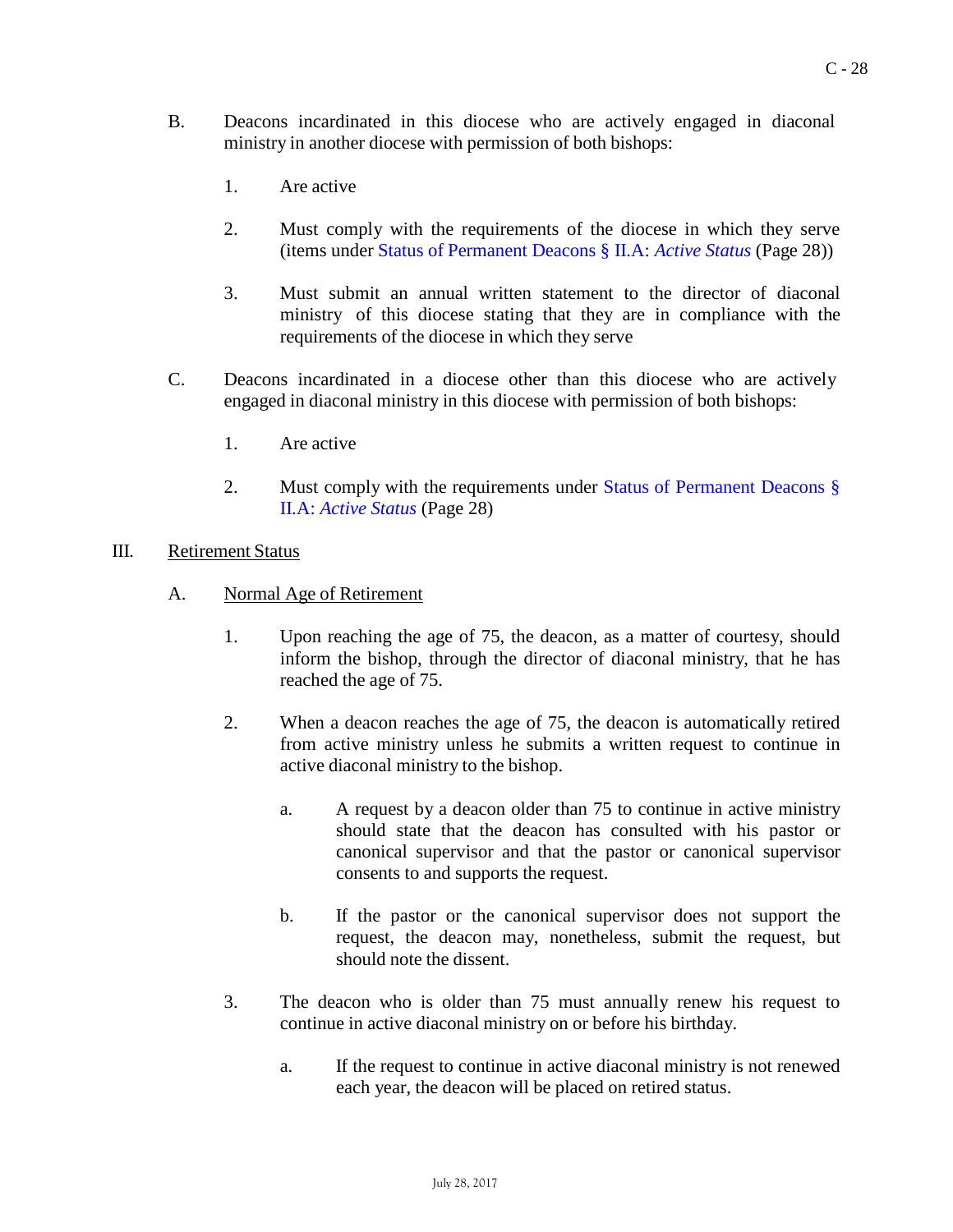B. Deacons incardinated in this diocese who are actively engaged in diaconal ministry in another diocese with permission of both bishops:

   1. Are active

   2. Must comply with the requirements of the diocese in which they serve (items under Status of Permanent Deacons § II.A: *Active Status* (Page 28))

   3. Must submit an annual written statement to the director of diaconal ministry of this diocese stating that they are in compliance with the requirements of the diocese in which they serve

C. Deacons incardinated in a diocese other than this diocese who are actively engaged in diaconal ministry in this diocese with permission of both bishops:

   1. Are active

   2. Must comply with the requirements under Status of Permanent Deacons § II.A: *Active Status* (Page 28)

III. <u>Retirement Status</u>

A. <u>Normal Age of Retirement</u>

   1. Upon reaching the age of 75, the deacon, as a matter of courtesy, should inform the bishop, through the director of diaconal ministry, that he has reached the age of 75.

   2. When a deacon reaches the age of 75, the deacon is automatically retired from active ministry unless he submits a written request to continue in active diaconal ministry to the bishop.

      a. A request by a deacon older than 75 to continue in active ministry should state that the deacon has consulted with his pastor or canonical supervisor and that the pastor or canonical supervisor consents to and supports the request.

      b. If the pastor or the canonical supervisor does not support the request, the deacon may, nonetheless, submit the request, but should note the dissent.

   3. The deacon who is older than 75 must annually renew his request to continue in active diaconal ministry on or before his birthday.

      a. If the request to continue in active diaconal ministry is not renewed each year, the deacon will be placed on retired status.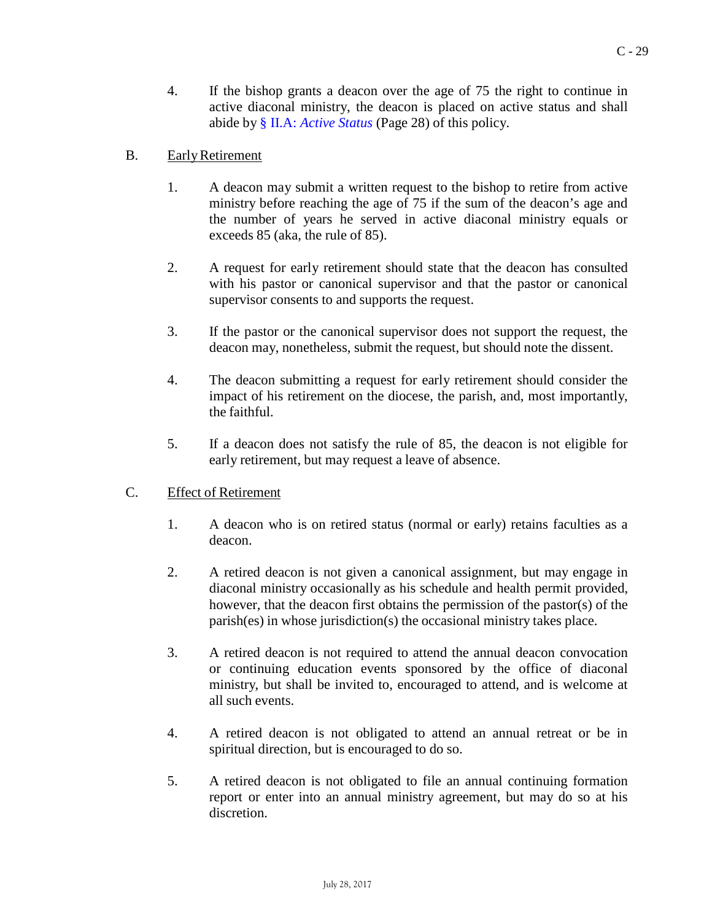4. If the bishop grants a deacon over the age of 75 the right to continue in active diaconal ministry, the deacon is placed on active status and shall abide by § II.A: *Active Status* (Page 28) of this policy.

B. Early Retirement

1. A deacon may submit a written request to the bishop to retire from active ministry before reaching the age of 75 if the sum of the deacon's age and the number of years he served in active diaconal ministry equals or exceeds 85 (aka, the rule of 85).

2. A request for early retirement should state that the deacon has consulted with his pastor or canonical supervisor and that the pastor or canonical supervisor consents to and supports the request.

3. If the pastor or the canonical supervisor does not support the request, the deacon may, nonetheless, submit the request, but should note the dissent.

4. The deacon submitting a request for early retirement should consider the impact of his retirement on the diocese, the parish, and, most importantly, the faithful.

5. If a deacon does not satisfy the rule of 85, the deacon is not eligible for early retirement, but may request a leave of absence.

C. Effect of Retirement

1. A deacon who is on retired status (normal or early) retains faculties as a deacon.

2. A retired deacon is not given a canonical assignment, but may engage in diaconal ministry occasionally as his schedule and health permit provided, however, that the deacon first obtains the permission of the pastor(s) of the parish(es) in whose jurisdiction(s) the occasional ministry takes place.

3. A retired deacon is not required to attend the annual deacon convocation or continuing education events sponsored by the office of diaconal ministry, but shall be invited to, encouraged to attend, and is welcome at all such events.

4. A retired deacon is not obligated to attend an annual retreat or be in spiritual direction, but is encouraged to do so.

5. A retired deacon is not obligated to file an annual continuing formation report or enter into an annual ministry agreement, but may do so at his discretion.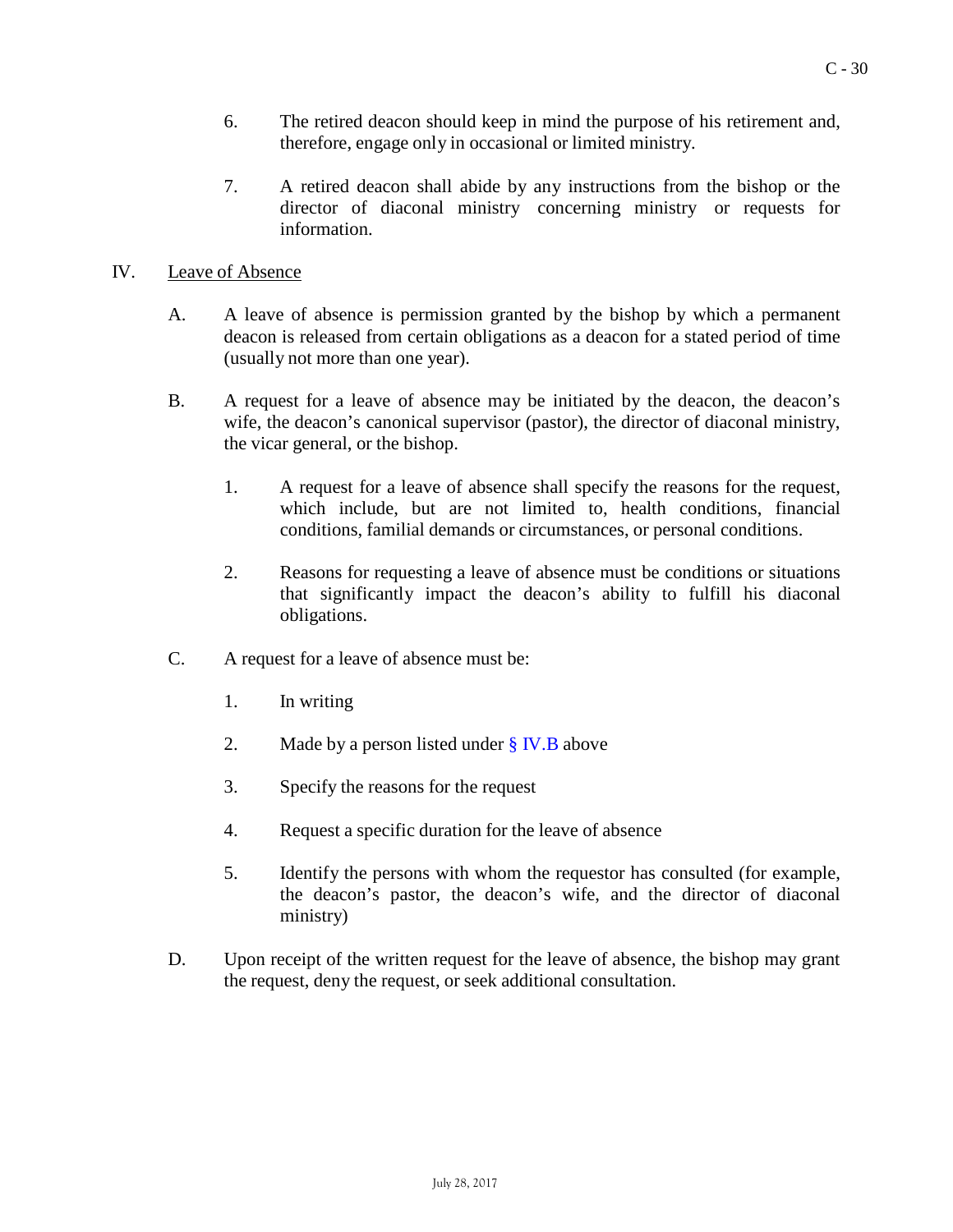6. The retired deacon should keep in mind the purpose of his retirement and, therefore, engage only in occasional or limited ministry.

7. A retired deacon shall abide by any instructions from the bishop or the director of diaconal ministry concerning ministry or requests for information.

IV. Leave of Absence

A. A leave of absence is permission granted by the bishop by which a permanent deacon is released from certain obligations as a deacon for a stated period of time (usually not more than one year).

B. A request for a leave of absence may be initiated by the deacon, the deacon's wife, the deacon's canonical supervisor (pastor), the director of diaconal ministry, the vicar general, or the bishop.

   1. A request for a leave of absence shall specify the reasons for the request, which include, but are not limited to, health conditions, financial conditions, familial demands or circumstances, or personal conditions.

   2. Reasons for requesting a leave of absence must be conditions or situations that significantly impact the deacon's ability to fulfill his diaconal obligations.

C. A request for a leave of absence must be:

   1. In writing

   2. Made by a person listed under § IV.B above

   3. Specify the reasons for the request

   4. Request a specific duration for the leave of absence

   5. Identify the persons with whom the requestor has consulted (for example, the deacon's pastor, the deacon's wife, and the director of diaconal ministry)

D. Upon receipt of the written request for the leave of absence, the bishop may grant the request, deny the request, or seek additional consultation.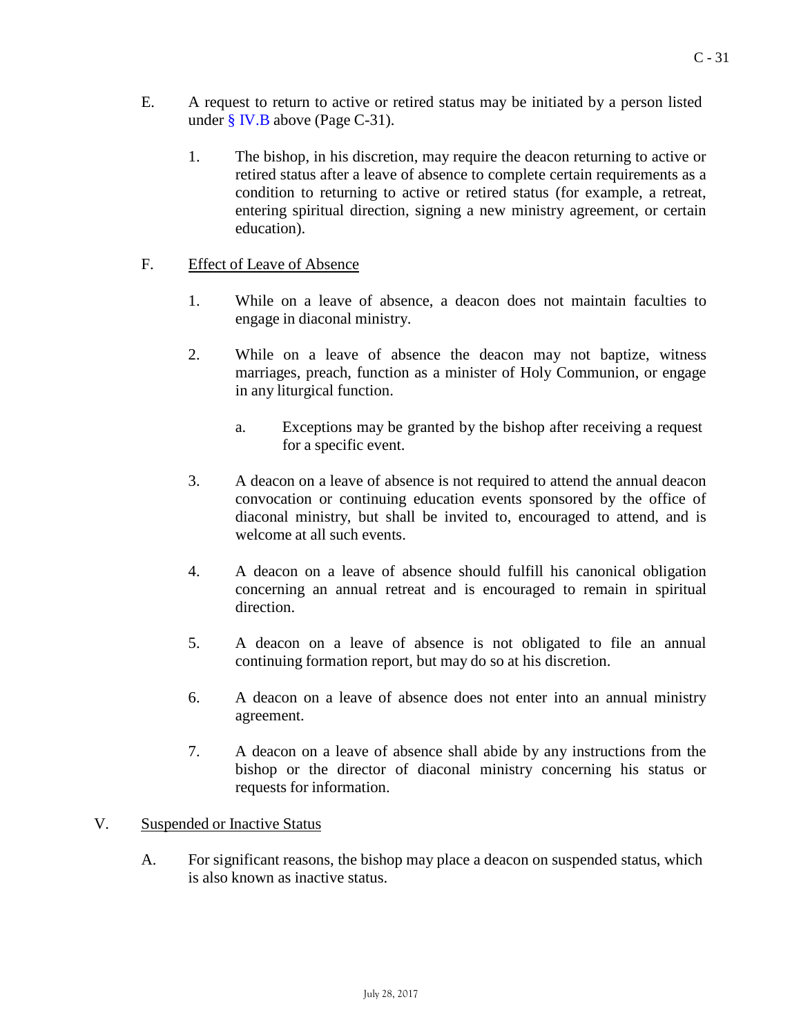E. A request to return to active or retired status may be initiated by a person listed under § IV.B above (Page C-31).

   1. The bishop, in his discretion, may require the deacon returning to active or retired status after a leave of absence to complete certain requirements as a condition to returning to active or retired status (for example, a retreat, entering spiritual direction, signing a new ministry agreement, or certain education).

F. <u>Effect of Leave of Absence</u>

   1. While on a leave of absence, a deacon does not maintain faculties to engage in diaconal ministry.

   2. While on a leave of absence the deacon may not baptize, witness marriages, preach, function as a minister of Holy Communion, or engage in any liturgical function.

      a. Exceptions may be granted by the bishop after receiving a request for a specific event.

   3. A deacon on a leave of absence is not required to attend the annual deacon convocation or continuing education events sponsored by the office of diaconal ministry, but shall be invited to, encouraged to attend, and is welcome at all such events.

   4. A deacon on a leave of absence should fulfill his canonical obligation concerning an annual retreat and is encouraged to remain in spiritual direction.

   5. A deacon on a leave of absence is not obligated to file an annual continuing formation report, but may do so at his discretion.

   6. A deacon on a leave of absence does not enter into an annual ministry agreement.

   7. A deacon on a leave of absence shall abide by any instructions from the bishop or the director of diaconal ministry concerning his status or requests for information.

V. <u>Suspended or Inactive Status</u>

   A. For significant reasons, the bishop may place a deacon on suspended status, which is also known as inactive status.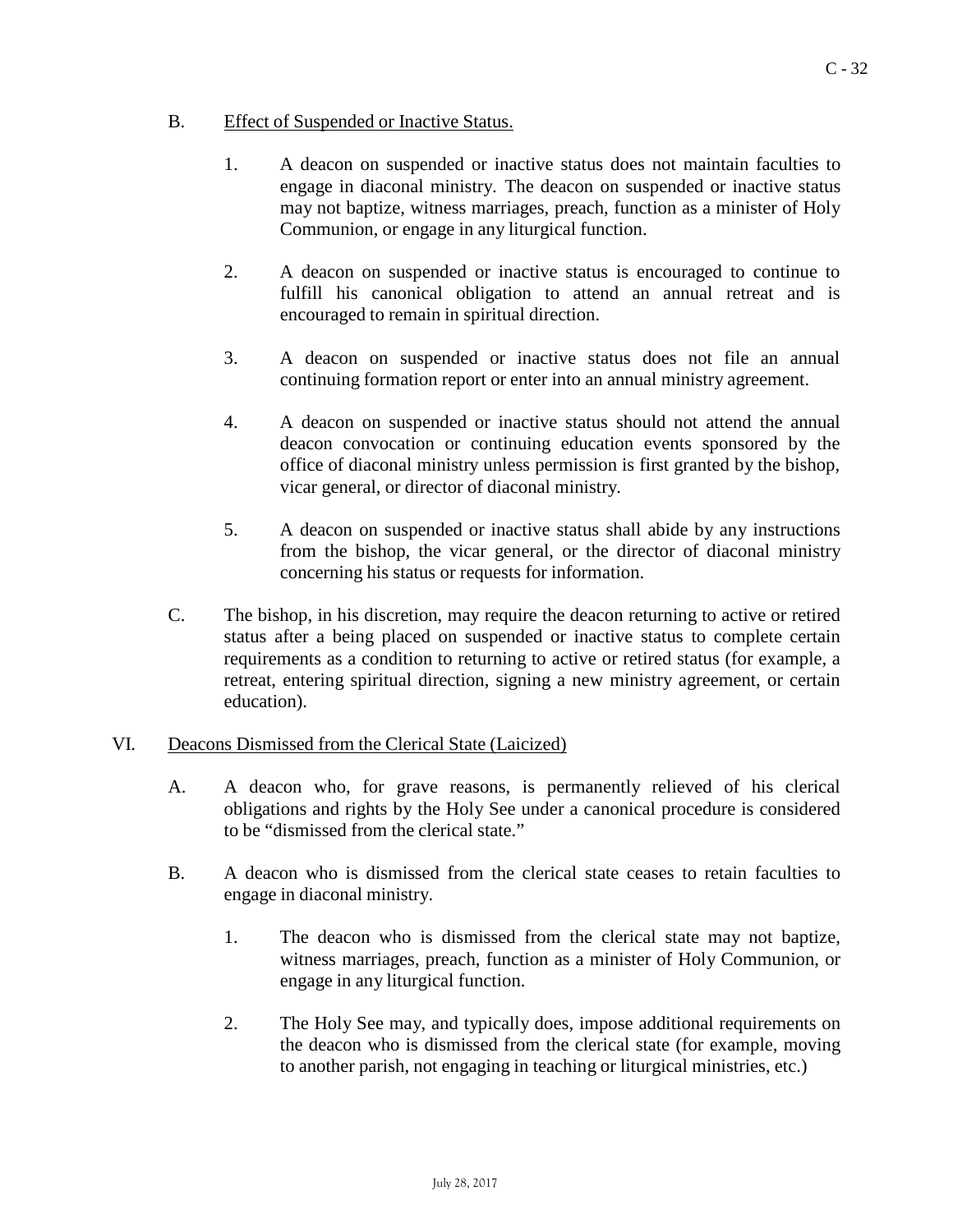B. Effect of Suspended or Inactive Status.

1. A deacon on suspended or inactive status does not maintain faculties to engage in diaconal ministry. The deacon on suspended or inactive status may not baptize, witness marriages, preach, function as a minister of Holy Communion, or engage in any liturgical function.

2. A deacon on suspended or inactive status is encouraged to continue to fulfill his canonical obligation to attend an annual retreat and is encouraged to remain in spiritual direction.

3. A deacon on suspended or inactive status does not file an annual continuing formation report or enter into an annual ministry agreement.

4. A deacon on suspended or inactive status should not attend the annual deacon convocation or continuing education events sponsored by the office of diaconal ministry unless permission is first granted by the bishop, vicar general, or director of diaconal ministry.

5. A deacon on suspended or inactive status shall abide by any instructions from the bishop, the vicar general, or the director of diaconal ministry concerning his status or requests for information.

C. The bishop, in his discretion, may require the deacon returning to active or retired status after a being placed on suspended or inactive status to complete certain requirements as a condition to returning to active or retired status (for example, a retreat, entering spiritual direction, signing a new ministry agreement, or certain education).

## VI. Deacons Dismissed from the Clerical State (Laicized)

A. A deacon who, for grave reasons, is permanently relieved of his clerical obligations and rights by the Holy See under a canonical procedure is considered to be "dismissed from the clerical state."

B. A deacon who is dismissed from the clerical state ceases to retain faculties to engage in diaconal ministry.

1. The deacon who is dismissed from the clerical state may not baptize, witness marriages, preach, function as a minister of Holy Communion, or engage in any liturgical function.

2. The Holy See may, and typically does, impose additional requirements on the deacon who is dismissed from the clerical state (for example, moving to another parish, not engaging in teaching or liturgical ministries, etc.)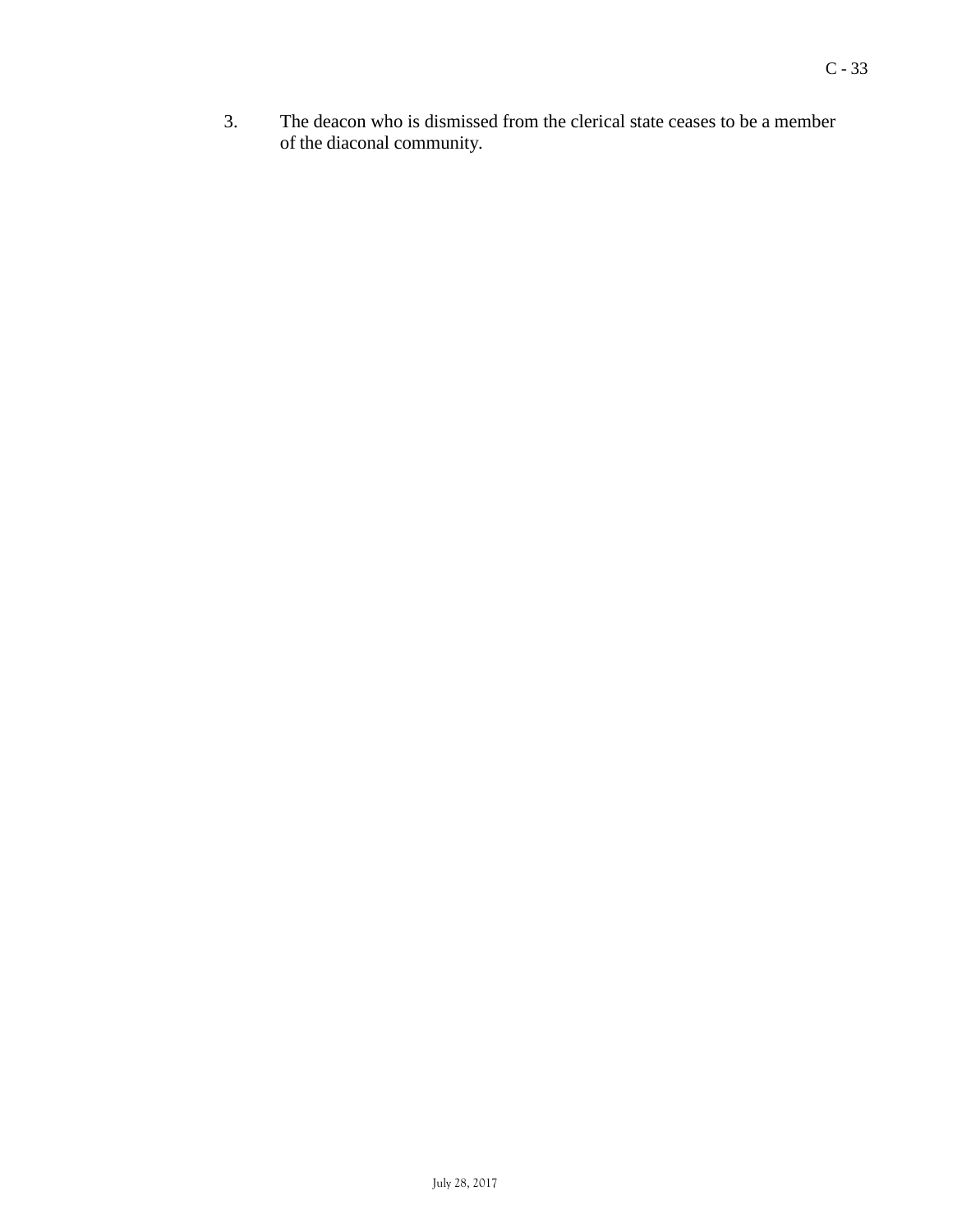3. The deacon who is dismissed from the clerical state ceases to be a member of the diaconal community.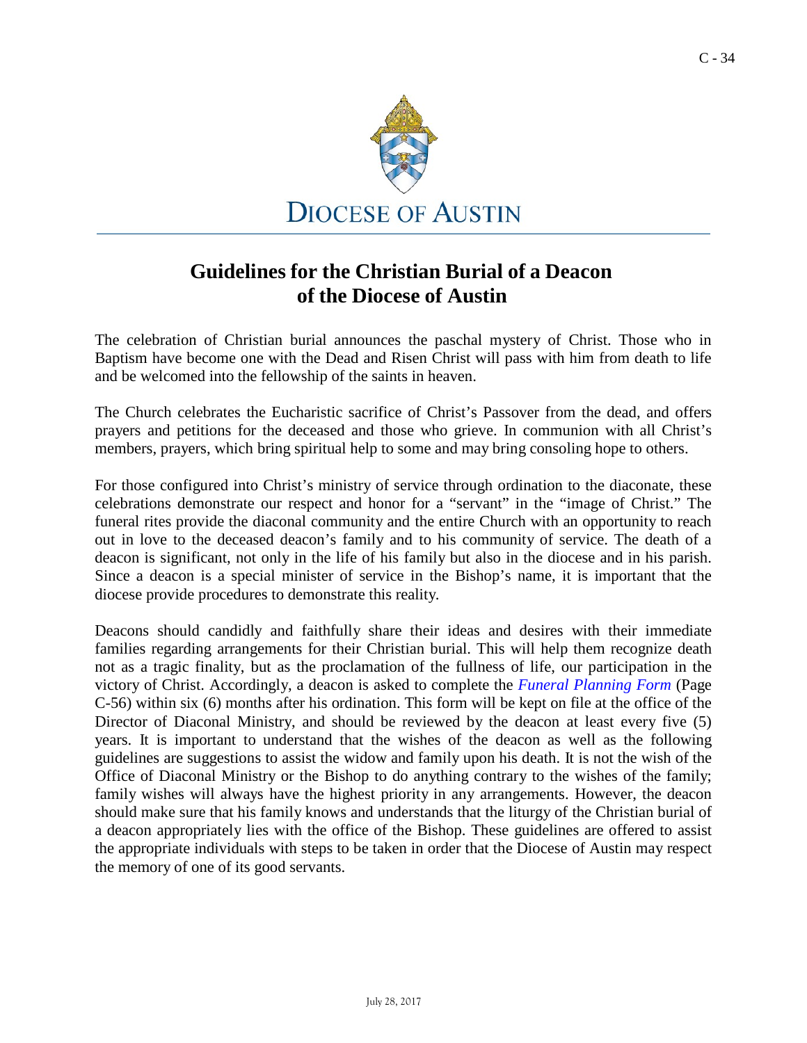DIOCESE OF AUSTIN

# Guidelines for the Christian Burial of a Deacon of the Diocese of Austin

The celebration of Christian burial announces the paschal mystery of Christ. Those who in Baptism have become one with the Dead and Risen Christ will pass with him from death to life and be welcomed into the fellowship of the saints in heaven.

The Church celebrates the Eucharistic sacrifice of Christ's Passover from the dead, and offers prayers and petitions for the deceased and those who grieve. In communion with all Christ's members, prayers, which bring spiritual help to some and may bring consoling hope to others.

For those configured into Christ's ministry of service through ordination to the diaconate, these celebrations demonstrate our respect and honor for a "servant" in the "image of Christ." The funeral rites provide the diaconal community and the entire Church with an opportunity to reach out in love to the deceased deacon's family and to his community of service. The death of a deacon is significant, not only in the life of his family but also in the diocese and in his parish. Since a deacon is a special minister of service in the Bishop's name, it is important that the diocese provide procedures to demonstrate this reality.

Deacons should candidly and faithfully share their ideas and desires with their immediate families regarding arrangements for their Christian burial. This will help them recognize death not as a tragic finality, but as the proclamation of the fullness of life, our participation in the victory of Christ. Accordingly, a deacon is asked to complete the *Funeral Planning Form* (Page C-56) within six (6) months after his ordination. This form will be kept on file at the office of the Director of Diaconal Ministry, and should be reviewed by the deacon at least every five (5) years. It is important to understand that the wishes of the deacon as well as the following guidelines are suggestions to assist the widow and family upon his death. It is not the wish of the Office of Diaconal Ministry or the Bishop to do anything contrary to the wishes of the family; family wishes will always have the highest priority in any arrangements. However, the deacon should make sure that his family knows and understands that the liturgy of the Christian burial of a deacon appropriately lies with the office of the Bishop. These guidelines are offered to assist the appropriate individuals with steps to be taken in order that the Diocese of Austin may respect the memory of one of its good servants.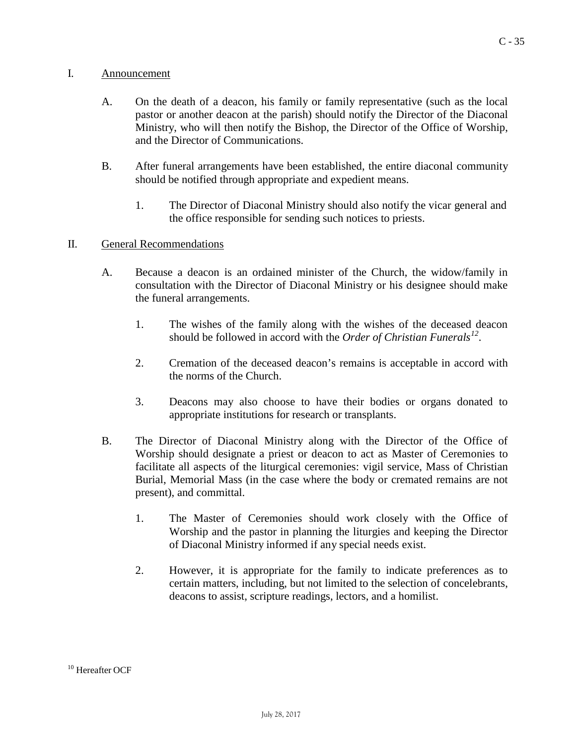## I. Announcement

A. On the death of a deacon, his family or family representative (such as the local pastor or another deacon at the parish) should notify the Director of the Diaconal Ministry, who will then notify the Bishop, the Director of the Office of Worship, and the Director of Communications.

B. After funeral arrangements have been established, the entire diaconal community should be notified through appropriate and expedient means.

1. The Director of Diaconal Ministry should also notify the vicar general and the office responsible for sending such notices to priests.

## II. General Recommendations

A. Because a deacon is an ordained minister of the Church, the widow/family in consultation with the Director of Diaconal Ministry or his designee should make the funeral arrangements.

1. The wishes of the family along with the wishes of the deceased deacon should be followed in accord with the *Order of Christian Funerals*[12].

2. Cremation of the deceased deacon's remains is acceptable in accord with the norms of the Church.

3. Deacons may also choose to have their bodies or organs donated to appropriate institutions for research or transplants.

B. The Director of Diaconal Ministry along with the Director of the Office of Worship should designate a priest or deacon to act as Master of Ceremonies to facilitate all aspects of the liturgical ceremonies: vigil service, Mass of Christian Burial, Memorial Mass (in the case where the body or cremated remains are not present), and committal.

1. The Master of Ceremonies should work closely with the Office of Worship and the pastor in planning the liturgies and keeping the Director of Diaconal Ministry informed if any special needs exist.

2. However, it is appropriate for the family to indicate preferences as to certain matters, including, but not limited to the selection of concelebrants, deacons to assist, scripture readings, lectors, and a homilist.

[10] Hereafter OCF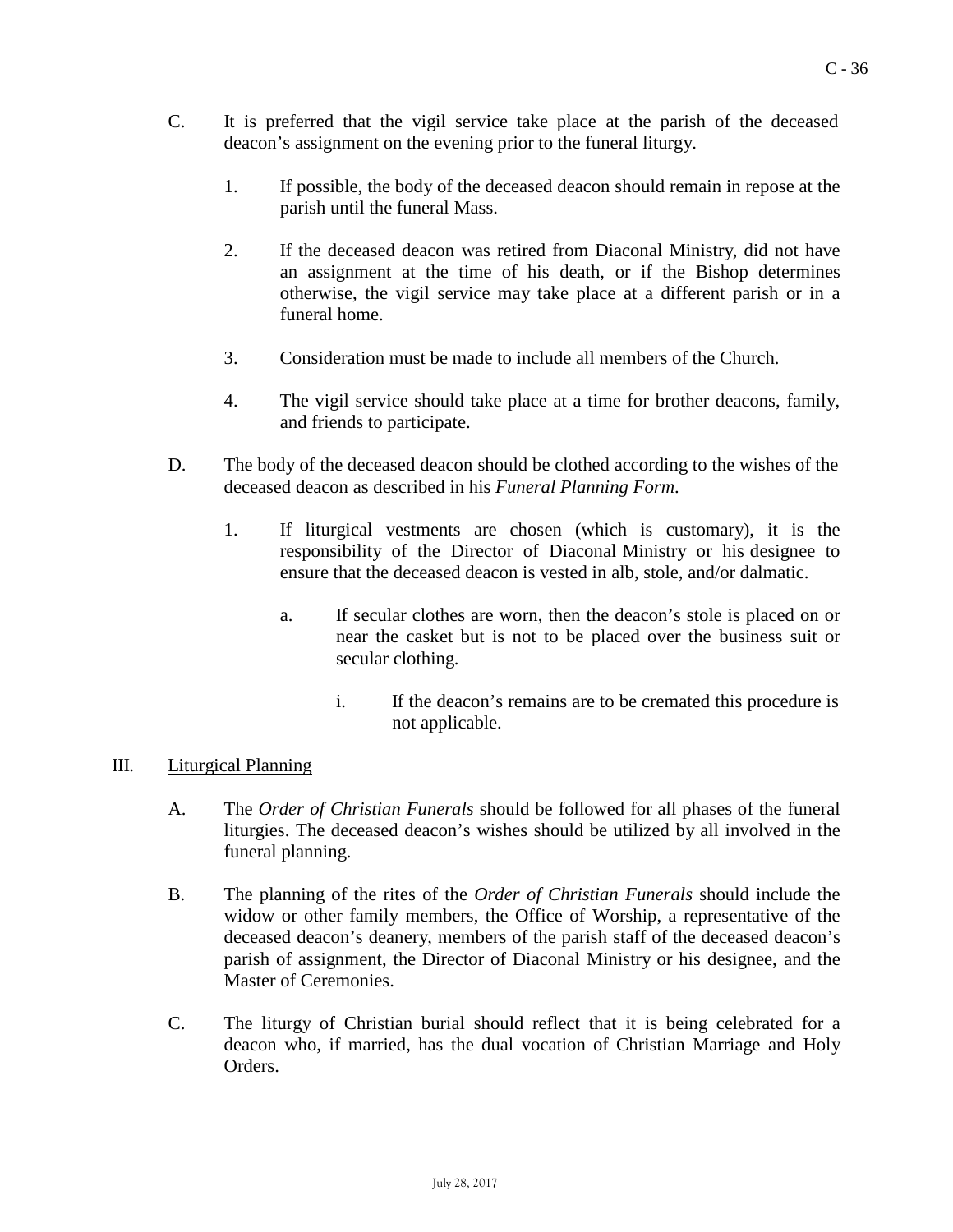C. It is preferred that the vigil service take place at the parish of the deceased deacon's assignment on the evening prior to the funeral liturgy.

  1. If possible, the body of the deceased deacon should remain in repose at the parish until the funeral Mass.

  2. If the deceased deacon was retired from Diaconal Ministry, did not have an assignment at the time of his death, or if the Bishop determines otherwise, the vigil service may take place at a different parish or in a funeral home.

  3. Consideration must be made to include all members of the Church.

  4. The vigil service should take place at a time for brother deacons, family, and friends to participate.

D. The body of the deceased deacon should be clothed according to the wishes of the deceased deacon as described in his *Funeral Planning Form*.

  1. If liturgical vestments are chosen (which is customary), it is the responsibility of the Director of Diaconal Ministry or his designee to ensure that the deceased deacon is vested in alb, stole, and/or dalmatic.

    a. If secular clothes are worn, then the deacon's stole is placed on or near the casket but is not to be placed over the business suit or secular clothing.

      i. If the deacon's remains are to be cremated this procedure is not applicable.

III. <u>Liturgical Planning</u>

A. The *Order of Christian Funerals* should be followed for all phases of the funeral liturgies. The deceased deacon's wishes should be utilized by all involved in the funeral planning.

B. The planning of the rites of the *Order of Christian Funerals* should include the widow or other family members, the Office of Worship, a representative of the deceased deacon's deanery, members of the parish staff of the deceased deacon's parish of assignment, the Director of Diaconal Ministry or his designee, and the Master of Ceremonies.

C. The liturgy of Christian burial should reflect that it is being celebrated for a deacon who, if married, has the dual vocation of Christian Marriage and Holy Orders.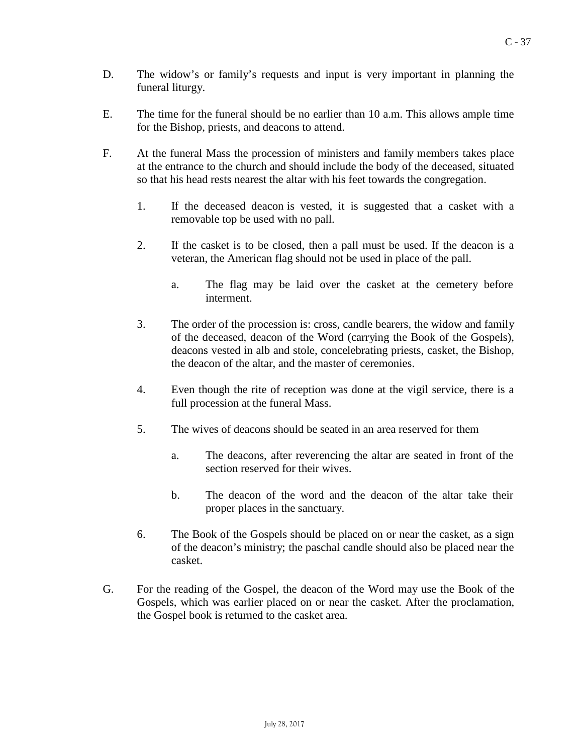D. The widow's or family's requests and input is very important in planning the funeral liturgy.

E. The time for the funeral should be no earlier than 10 a.m. This allows ample time for the Bishop, priests, and deacons to attend.

F. At the funeral Mass the procession of ministers and family members takes place at the entrance to the church and should include the body of the deceased, situated so that his head rests nearest the altar with his feet towards the congregation.

   1. If the deceased deacon is vested, it is suggested that a casket with a removable top be used with no pall.

   2. If the casket is to be closed, then a pall must be used. If the deacon is a veteran, the American flag should not be used in place of the pall.

      a. The flag may be laid over the casket at the cemetery before interment.

   3. The order of the procession is: cross, candle bearers, the widow and family of the deceased, deacon of the Word (carrying the Book of the Gospels), deacons vested in alb and stole, concelebrating priests, casket, the Bishop, the deacon of the altar, and the master of ceremonies.

   4. Even though the rite of reception was done at the vigil service, there is a full procession at the funeral Mass.

   5. The wives of deacons should be seated in an area reserved for them

      a. The deacons, after reverencing the altar are seated in front of the section reserved for their wives.

      b. The deacon of the word and the deacon of the altar take their proper places in the sanctuary.

   6. The Book of the Gospels should be placed on or near the casket, as a sign of the deacon's ministry; the paschal candle should also be placed near the casket.

G. For the reading of the Gospel, the deacon of the Word may use the Book of the Gospels, which was earlier placed on or near the casket. After the proclamation, the Gospel book is returned to the casket area.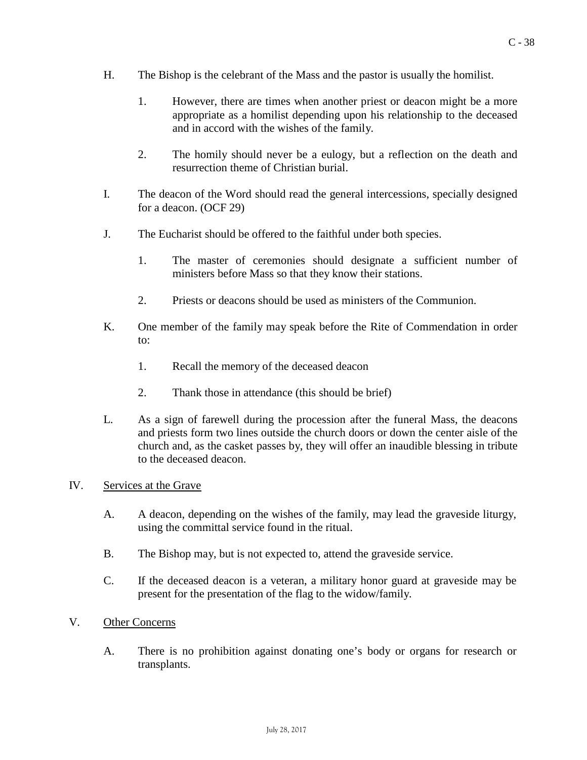H. The Bishop is the celebrant of the Mass and the pastor is usually the homilist.

   1. However, there are times when another priest or deacon might be a more appropriate as a homilist depending upon his relationship to the deceased and in accord with the wishes of the family.

   2. The homily should never be a eulogy, but a reflection on the death and resurrection theme of Christian burial.

I. The deacon of the Word should read the general intercessions, specially designed for a deacon. (OCF 29)

J. The Eucharist should be offered to the faithful under both species.

   1. The master of ceremonies should designate a sufficient number of ministers before Mass so that they know their stations.

   2. Priests or deacons should be used as ministers of the Communion.

K. One member of the family may speak before the Rite of Commendation in order to:

   1. Recall the memory of the deceased deacon

   2. Thank those in attendance (this should be brief)

L. As a sign of farewell during the procession after the funeral Mass, the deacons and priests form two lines outside the church doors or down the center aisle of the church and, as the casket passes by, they will offer an inaudible blessing in tribute to the deceased deacon.

## IV. Services at the Grave

A. A deacon, depending on the wishes of the family, may lead the graveside liturgy, using the committal service found in the ritual.

B. The Bishop may, but is not expected to, attend the graveside service.

C. If the deceased deacon is a veteran, a military honor guard at graveside may be present for the presentation of the flag to the widow/family.

## V. Other Concerns

A. There is no prohibition against donating one's body or organs for research or transplants.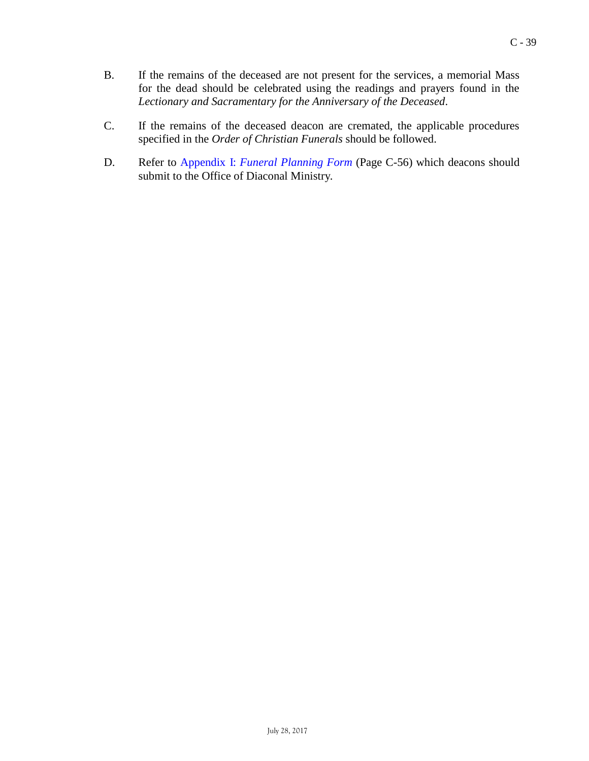B. If the remains of the deceased are not present for the services, a memorial Mass for the dead should be celebrated using the readings and prayers found in the *Lectionary and Sacramentary for the Anniversary of the Deceased*.

C. If the remains of the deceased deacon are cremated, the applicable procedures specified in the *Order of Christian Funerals* should be followed.

D. Refer to Appendix I: *Funeral Planning Form* (Page C-56) which deacons should submit to the Office of Diaconal Ministry.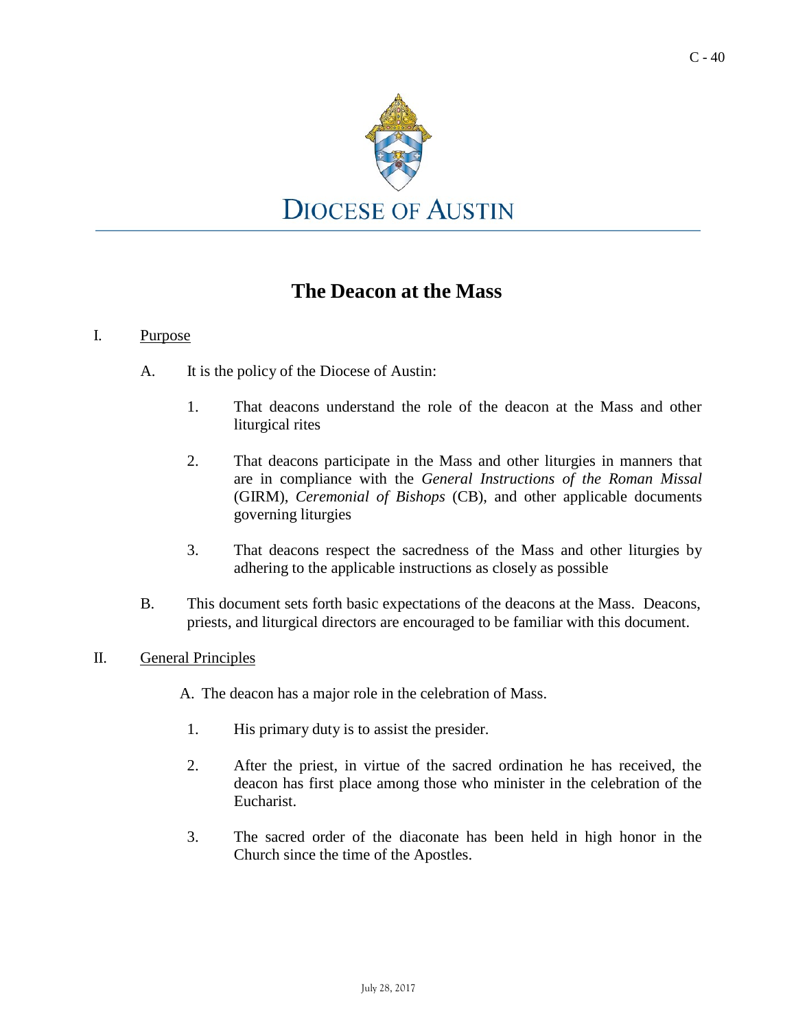DIOCESE OF AUSTIN

# The Deacon at the Mass

I. Purpose

A. It is the policy of the Diocese of Austin:

1. That deacons understand the role of the deacon at the Mass and other liturgical rites

2. That deacons participate in the Mass and other liturgies in manners that are in compliance with the *General Instructions of the Roman Missal* (GIRM), *Ceremonial of Bishops* (CB), and other applicable documents governing liturgies

3. That deacons respect the sacredness of the Mass and other liturgies by adhering to the applicable instructions as closely as possible

B. This document sets forth basic expectations of the deacons at the Mass. Deacons, priests, and liturgical directors are encouraged to be familiar with this document.

II. General Principles

A. The deacon has a major role in the celebration of Mass.

1. His primary duty is to assist the presider.

2. After the priest, in virtue of the sacred ordination he has received, the deacon has first place among those who minister in the celebration of the Eucharist.

3. The sacred order of the diaconate has been held in high honor in the Church since the time of the Apostles.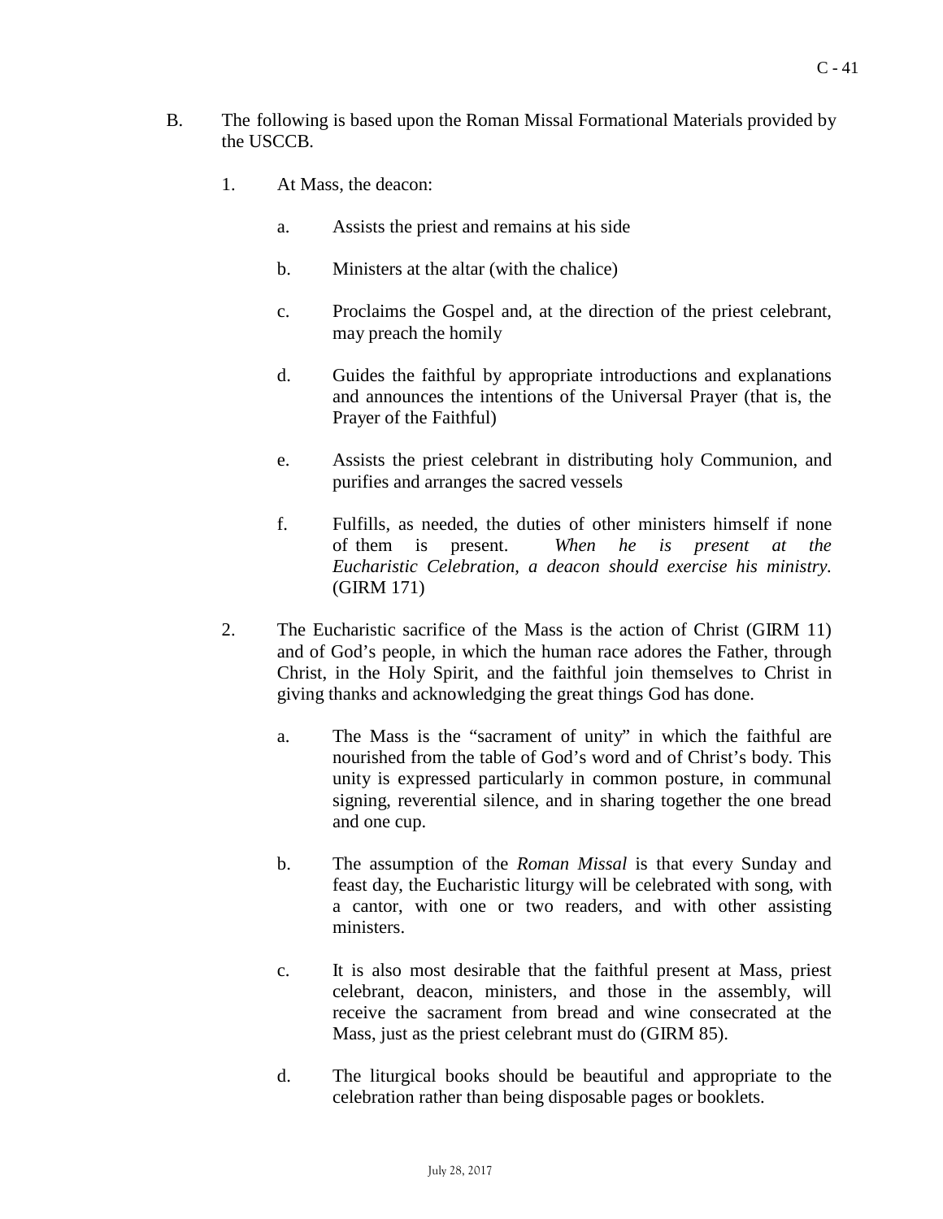B. The following is based upon the Roman Missal Formational Materials provided by the USCCB.

1. At Mass, the deacon:

   a. Assists the priest and remains at his side

   b. Ministers at the altar (with the chalice)

   c. Proclaims the Gospel and, at the direction of the priest celebrant, may preach the homily

   d. Guides the faithful by appropriate introductions and explanations and announces the intentions of the Universal Prayer (that is, the Prayer of the Faithful)

   e. Assists the priest celebrant in distributing holy Communion, and purifies and arranges the sacred vessels

   f. Fulfills, as needed, the duties of other ministers himself if none of them is present. *When he is present at the Eucharistic Celebration, a deacon should exercise his ministry.* (GIRM 171)

2. The Eucharistic sacrifice of the Mass is the action of Christ (GIRM 11) and of God's people, in which the human race adores the Father, through Christ, in the Holy Spirit, and the faithful join themselves to Christ in giving thanks and acknowledging the great things God has done.

   a. The Mass is the "sacrament of unity" in which the faithful are nourished from the table of God's word and of Christ's body. This unity is expressed particularly in common posture, in communal signing, reverential silence, and in sharing together the one bread and one cup.

   b. The assumption of the *Roman Missal* is that every Sunday and feast day, the Eucharistic liturgy will be celebrated with song, with a cantor, with one or two readers, and with other assisting ministers.

   c. It is also most desirable that the faithful present at Mass, priest celebrant, deacon, ministers, and those in the assembly, will receive the sacrament from bread and wine consecrated at the Mass, just as the priest celebrant must do (GIRM 85).

   d. The liturgical books should be beautiful and appropriate to the celebration rather than being disposable pages or booklets.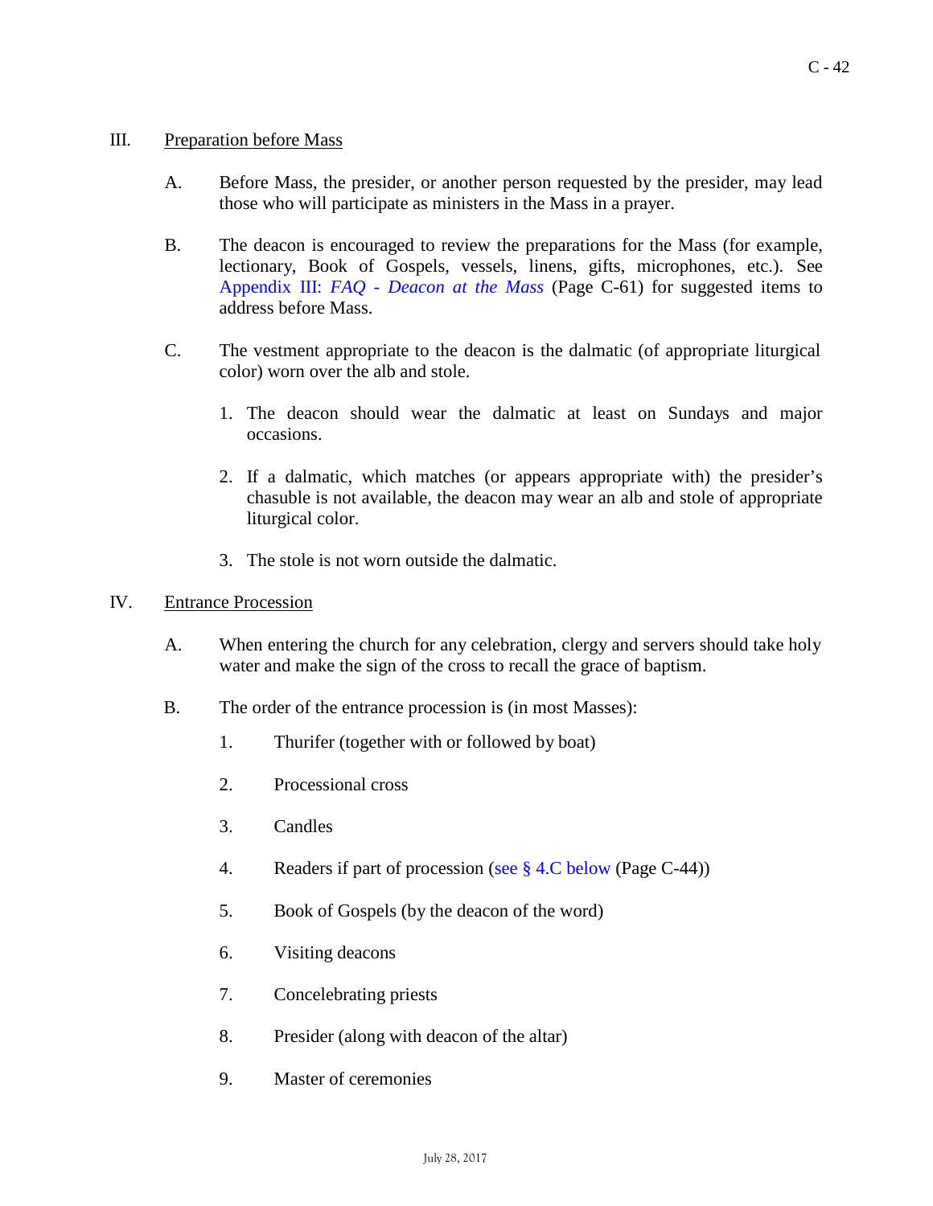## III. Preparation before Mass

A. Before Mass, the presider, or another person requested by the presider, may lead those who will participate as ministers in the Mass in a prayer.

B. The deacon is encouraged to review the preparations for the Mass (for example, lectionary, Book of Gospels, vessels, linens, gifts, microphones, etc.). See Appendix III: *FAQ - Deacon at the Mass* (Page C-61) for suggested items to address before Mass.

C. The vestment appropriate to the deacon is the dalmatic (of appropriate liturgical color) worn over the alb and stole.

1. The deacon should wear the dalmatic at least on Sundays and major occasions.
2. If a dalmatic, which matches (or appears appropriate with) the presider's chasuble is not available, the deacon may wear an alb and stole of appropriate liturgical color.
3. The stole is not worn outside the dalmatic.

## IV. Entrance Procession

A. When entering the church for any celebration, clergy and servers should take holy water and make the sign of the cross to recall the grace of baptism.

B. The order of the entrance procession is (in most Masses):

1. Thurifer (together with or followed by boat)
2. Processional cross
3. Candles
4. Readers if part of procession (see § 4.C below (Page C-44))
5. Book of Gospels (by the deacon of the word)
6. Visiting deacons
7. Concelebrating priests
8. Presider (along with deacon of the altar)
9. Master of ceremonies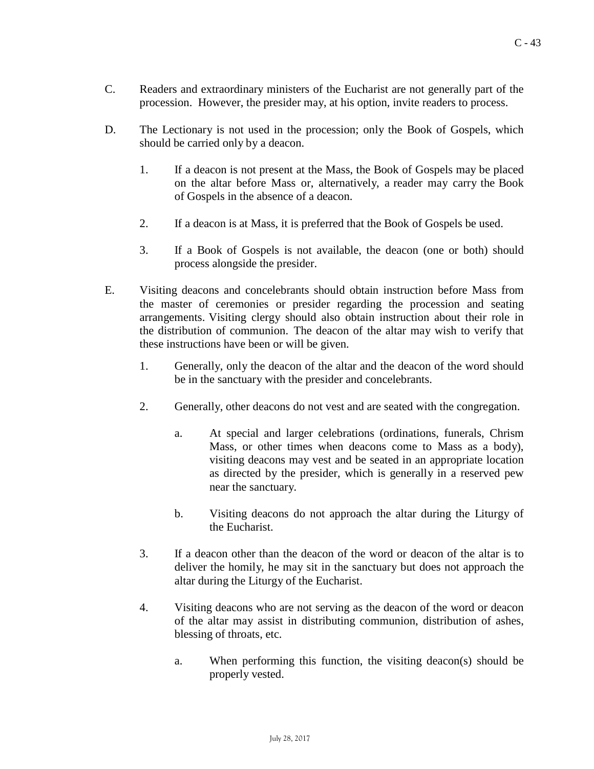C. Readers and extraordinary ministers of the Eucharist are not generally part of the procession. However, the presider may, at his option, invite readers to process.

D. The Lectionary is not used in the procession; only the Book of Gospels, which should be carried only by a deacon.

   1. If a deacon is not present at the Mass, the Book of Gospels may be placed on the altar before Mass or, alternatively, a reader may carry the Book of Gospels in the absence of a deacon.

   2. If a deacon is at Mass, it is preferred that the Book of Gospels be used.

   3. If a Book of Gospels is not available, the deacon (one or both) should process alongside the presider.

E. Visiting deacons and concelebrants should obtain instruction before Mass from the master of ceremonies or presider regarding the procession and seating arrangements. Visiting clergy should also obtain instruction about their role in the distribution of communion. The deacon of the altar may wish to verify that these instructions have been or will be given.

   1. Generally, only the deacon of the altar and the deacon of the word should be in the sanctuary with the presider and concelebrants.

   2. Generally, other deacons do not vest and are seated with the congregation.

      a. At special and larger celebrations (ordinations, funerals, Chrism Mass, or other times when deacons come to Mass as a body), visiting deacons may vest and be seated in an appropriate location as directed by the presider, which is generally in a reserved pew near the sanctuary.

      b. Visiting deacons do not approach the altar during the Liturgy of the Eucharist.

   3. If a deacon other than the deacon of the word or deacon of the altar is to deliver the homily, he may sit in the sanctuary but does not approach the altar during the Liturgy of the Eucharist.

   4. Visiting deacons who are not serving as the deacon of the word or deacon of the altar may assist in distributing communion, distribution of ashes, blessing of throats, etc.

      a. When performing this function, the visiting deacon(s) should be properly vested.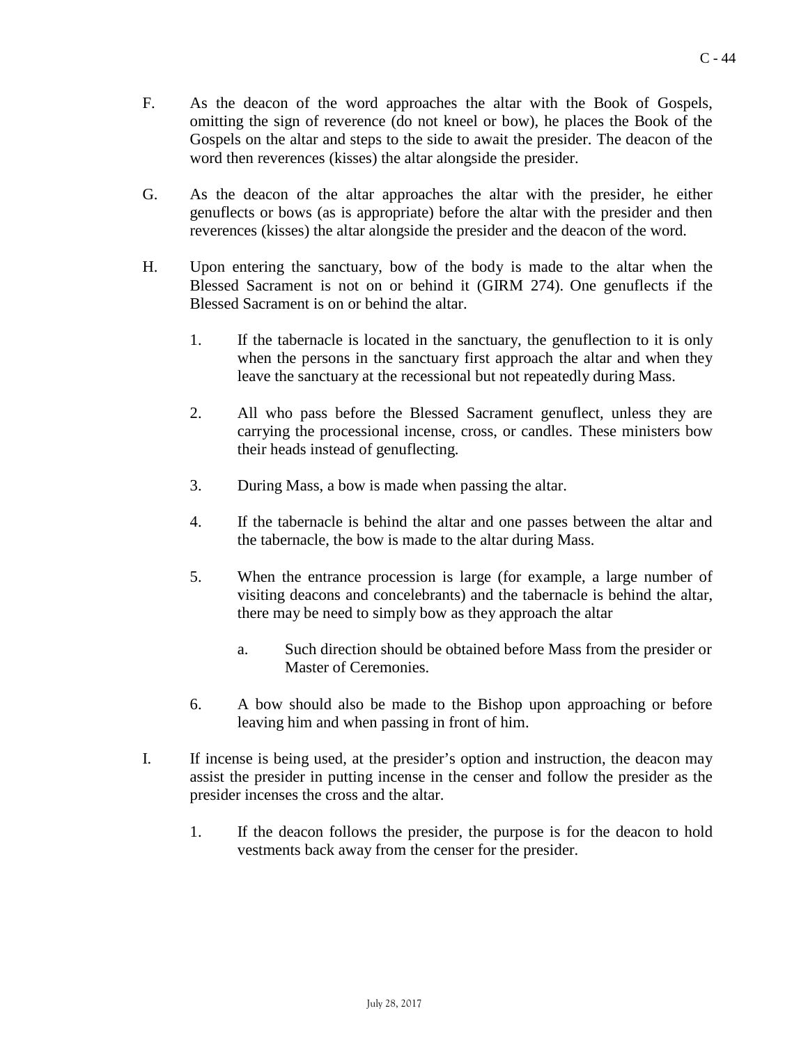F. As the deacon of the word approaches the altar with the Book of Gospels, omitting the sign of reverence (do not kneel or bow), he places the Book of the Gospels on the altar and steps to the side to await the presider. The deacon of the word then reverences (kisses) the altar alongside the presider.

G. As the deacon of the altar approaches the altar with the presider, he either genuflects or bows (as is appropriate) before the altar with the presider and then reverences (kisses) the altar alongside the presider and the deacon of the word.

H. Upon entering the sanctuary, bow of the body is made to the altar when the Blessed Sacrament is not on or behind it (GIRM 274). One genuflects if the Blessed Sacrament is on or behind the altar.

   1. If the tabernacle is located in the sanctuary, the genuflection to it is only when the persons in the sanctuary first approach the altar and when they leave the sanctuary at the recessional but not repeatedly during Mass.

   2. All who pass before the Blessed Sacrament genuflect, unless they are carrying the processional incense, cross, or candles. These ministers bow their heads instead of genuflecting.

   3. During Mass, a bow is made when passing the altar.

   4. If the tabernacle is behind the altar and one passes between the altar and the tabernacle, the bow is made to the altar during Mass.

   5. When the entrance procession is large (for example, a large number of visiting deacons and concelebrants) and the tabernacle is behind the altar, there may be need to simply bow as they approach the altar

      a. Such direction should be obtained before Mass from the presider or Master of Ceremonies.

   6. A bow should also be made to the Bishop upon approaching or before leaving him and when passing in front of him.

I. If incense is being used, at the presider's option and instruction, the deacon may assist the presider in putting incense in the censer and follow the presider as the presider incenses the cross and the altar.

   1. If the deacon follows the presider, the purpose is for the deacon to hold vestments back away from the censer for the presider.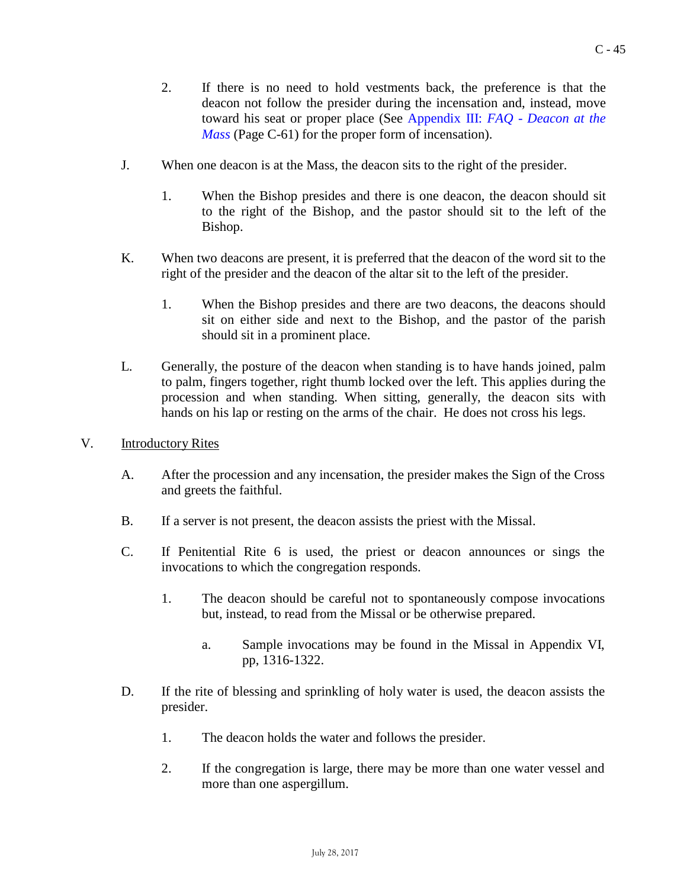2. If there is no need to hold vestments back, the preference is that the deacon not follow the presider during the incensation and, instead, move toward his seat or proper place (See Appendix III: *FAQ - Deacon at the Mass* (Page C-61) for the proper form of incensation).

J. When one deacon is at the Mass, the deacon sits to the right of the presider.

   1. When the Bishop presides and there is one deacon, the deacon should sit to the right of the Bishop, and the pastor should sit to the left of the Bishop.

K. When two deacons are present, it is preferred that the deacon of the word sit to the right of the presider and the deacon of the altar sit to the left of the presider.

   1. When the Bishop presides and there are two deacons, the deacons should sit on either side and next to the Bishop, and the pastor of the parish should sit in a prominent place.

L. Generally, the posture of the deacon when standing is to have hands joined, palm to palm, fingers together, right thumb locked over the left. This applies during the procession and when standing. When sitting, generally, the deacon sits with hands on his lap or resting on the arms of the chair. He does not cross his legs.

V. <u>Introductory Rites</u>

A. After the procession and any incensation, the presider makes the Sign of the Cross and greets the faithful.

B. If a server is not present, the deacon assists the priest with the Missal.

C. If Penitential Rite 6 is used, the priest or deacon announces or sings the invocations to which the congregation responds.

   1. The deacon should be careful not to spontaneously compose invocations but, instead, to read from the Missal or be otherwise prepared.

      a. Sample invocations may be found in the Missal in Appendix VI, pp, 1316-1322.

D. If the rite of blessing and sprinkling of holy water is used, the deacon assists the presider.

   1. The deacon holds the water and follows the presider.

   2. If the congregation is large, there may be more than one water vessel and more than one aspergillum.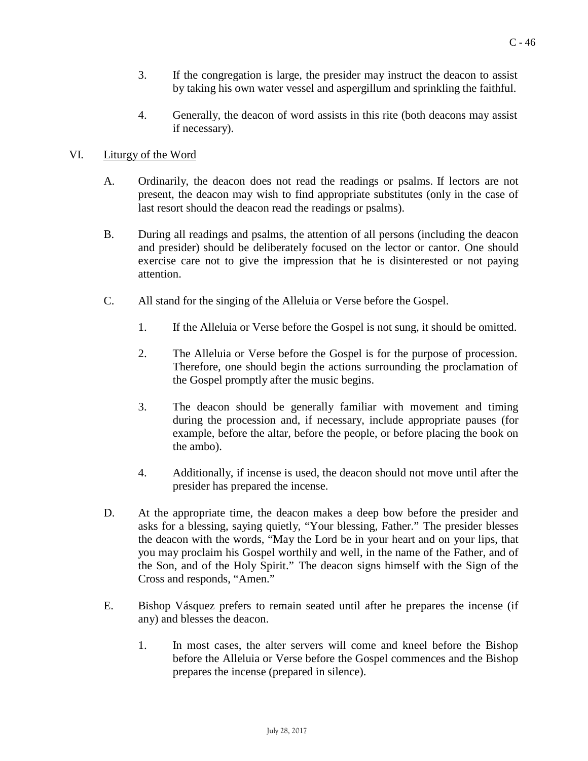3. If the congregation is large, the presider may instruct the deacon to assist by taking his own water vessel and aspergillum and sprinkling the faithful.

4. Generally, the deacon of word assists in this rite (both deacons may assist if necessary).

VI. <u>Liturgy of the Word</u>

A. Ordinarily, the deacon does not read the readings or psalms. If lectors are not present, the deacon may wish to find appropriate substitutes (only in the case of last resort should the deacon read the readings or psalms).

B. During all readings and psalms, the attention of all persons (including the deacon and presider) should be deliberately focused on the lector or cantor. One should exercise care not to give the impression that he is disinterested or not paying attention.

C. All stand for the singing of the Alleluia or Verse before the Gospel.

1. If the Alleluia or Verse before the Gospel is not sung, it should be omitted.

2. The Alleluia or Verse before the Gospel is for the purpose of procession. Therefore, one should begin the actions surrounding the proclamation of the Gospel promptly after the music begins.

3. The deacon should be generally familiar with movement and timing during the procession and, if necessary, include appropriate pauses (for example, before the altar, before the people, or before placing the book on the ambo).

4. Additionally, if incense is used, the deacon should not move until after the presider has prepared the incense.

D. At the appropriate time, the deacon makes a deep bow before the presider and asks for a blessing, saying quietly, "Your blessing, Father." The presider blesses the deacon with the words, "May the Lord be in your heart and on your lips, that you may proclaim his Gospel worthily and well, in the name of the Father, and of the Son, and of the Holy Spirit." The deacon signs himself with the Sign of the Cross and responds, "Amen."

E. Bishop Vásquez prefers to remain seated until after he prepares the incense (if any) and blesses the deacon.

1. In most cases, the alter servers will come and kneel before the Bishop before the Alleluia or Verse before the Gospel commences and the Bishop prepares the incense (prepared in silence).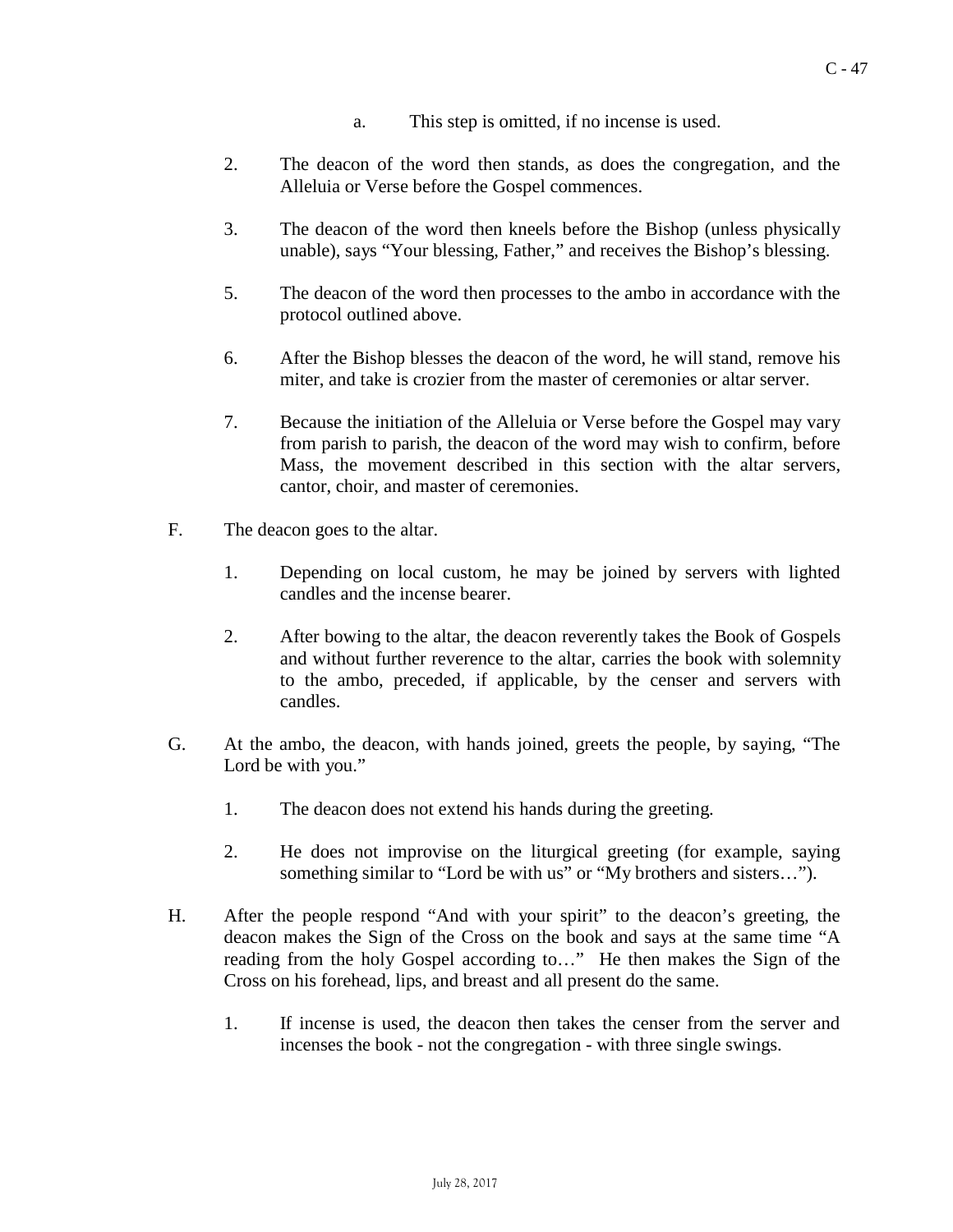a. This step is omitted, if no incense is used.

2. The deacon of the word then stands, as does the congregation, and the Alleluia or Verse before the Gospel commences.

3. The deacon of the word then kneels before the Bishop (unless physically unable), says "Your blessing, Father," and receives the Bishop's blessing.

5. The deacon of the word then processes to the ambo in accordance with the protocol outlined above.

6. After the Bishop blesses the deacon of the word, he will stand, remove his miter, and take is crozier from the master of ceremonies or altar server.

7. Because the initiation of the Alleluia or Verse before the Gospel may vary from parish to parish, the deacon of the word may wish to confirm, before Mass, the movement described in this section with the altar servers, cantor, choir, and master of ceremonies.

F. The deacon goes to the altar.

1. Depending on local custom, he may be joined by servers with lighted candles and the incense bearer.

2. After bowing to the altar, the deacon reverently takes the Book of Gospels and without further reverence to the altar, carries the book with solemnity to the ambo, preceded, if applicable, by the censer and servers with candles.

G. At the ambo, the deacon, with hands joined, greets the people, by saying, "The Lord be with you."

1. The deacon does not extend his hands during the greeting.

2. He does not improvise on the liturgical greeting (for example, saying something similar to "Lord be with us" or "My brothers and sisters…").

H. After the people respond "And with your spirit" to the deacon's greeting, the deacon makes the Sign of the Cross on the book and says at the same time "A reading from the holy Gospel according to…" He then makes the Sign of the Cross on his forehead, lips, and breast and all present do the same.

1. If incense is used, the deacon then takes the censer from the server and incenses the book - not the congregation - with three single swings.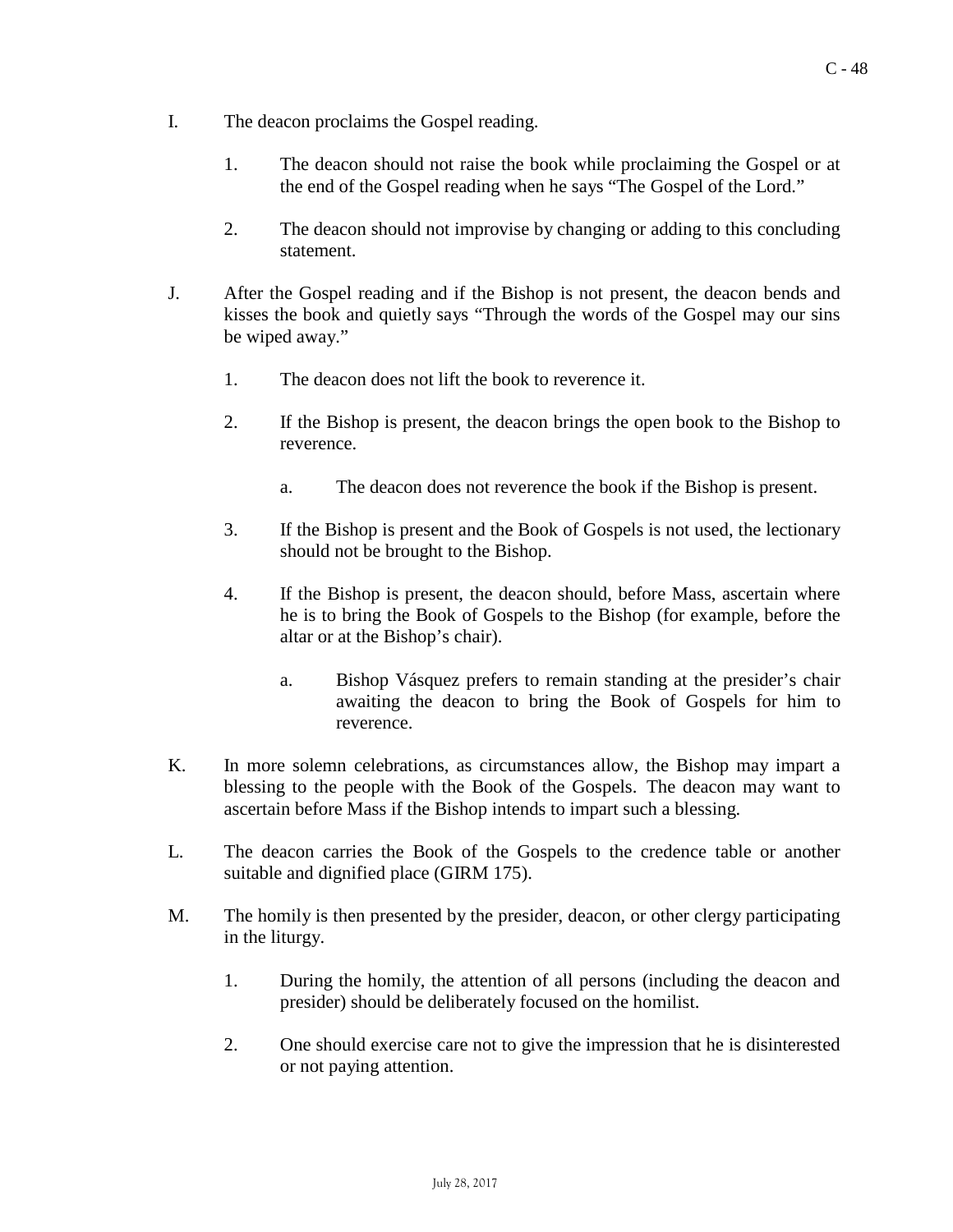I. The deacon proclaims the Gospel reading.

    1. The deacon should not raise the book while proclaiming the Gospel or at the end of the Gospel reading when he says "The Gospel of the Lord."

    2. The deacon should not improvise by changing or adding to this concluding statement.

J. After the Gospel reading and if the Bishop is not present, the deacon bends and kisses the book and quietly says "Through the words of the Gospel may our sins be wiped away."

    1. The deacon does not lift the book to reverence it.

    2. If the Bishop is present, the deacon brings the open book to the Bishop to reverence.

        a. The deacon does not reverence the book if the Bishop is present.

    3. If the Bishop is present and the Book of Gospels is not used, the lectionary should not be brought to the Bishop.

    4. If the Bishop is present, the deacon should, before Mass, ascertain where he is to bring the Book of Gospels to the Bishop (for example, before the altar or at the Bishop's chair).

        a. Bishop Vásquez prefers to remain standing at the presider's chair awaiting the deacon to bring the Book of Gospels for him to reverence.

K. In more solemn celebrations, as circumstances allow, the Bishop may impart a blessing to the people with the Book of the Gospels. The deacon may want to ascertain before Mass if the Bishop intends to impart such a blessing.

L. The deacon carries the Book of the Gospels to the credence table or another suitable and dignified place (GIRM 175).

M. The homily is then presented by the presider, deacon, or other clergy participating in the liturgy.

    1. During the homily, the attention of all persons (including the deacon and presider) should be deliberately focused on the homilist.

    2. One should exercise care not to give the impression that he is disinterested or not paying attention.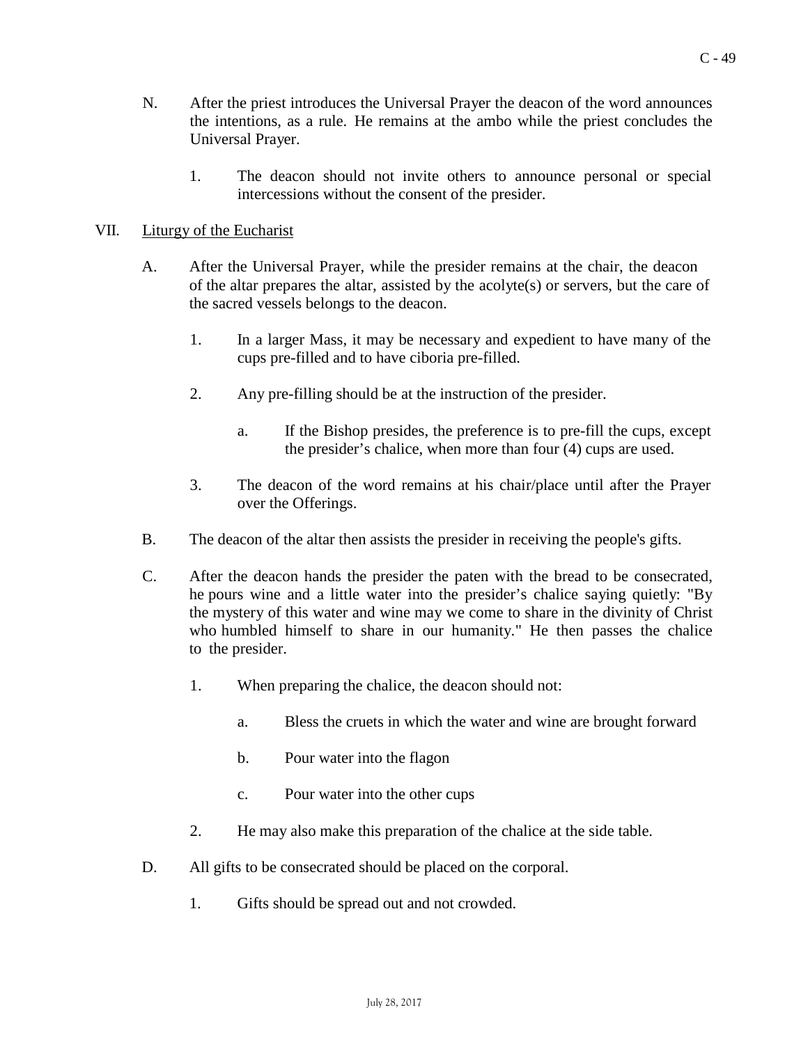N. After the priest introduces the Universal Prayer the deacon of the word announces the intentions, as a rule. He remains at the ambo while the priest concludes the Universal Prayer.

   1. The deacon should not invite others to announce personal or special intercessions without the consent of the presider.

VII. <u>Liturgy of the Eucharist</u>

   A. After the Universal Prayer, while the presider remains at the chair, the deacon of the altar prepares the altar, assisted by the acolyte(s) or servers, but the care of the sacred vessels belongs to the deacon.

      1. In a larger Mass, it may be necessary and expedient to have many of the cups pre-filled and to have ciboria pre-filled.

      2. Any pre-filling should be at the instruction of the presider.

         a. If the Bishop presides, the preference is to pre-fill the cups, except the presider's chalice, when more than four (4) cups are used.

      3. The deacon of the word remains at his chair/place until after the Prayer over the Offerings.

   B. The deacon of the altar then assists the presider in receiving the people's gifts.

   C. After the deacon hands the presider the paten with the bread to be consecrated, he pours wine and a little water into the presider's chalice saying quietly: "By the mystery of this water and wine may we come to share in the divinity of Christ who humbled himself to share in our humanity." He then passes the chalice to the presider.

      1. When preparing the chalice, the deacon should not:

         a. Bless the cruets in which the water and wine are brought forward

         b. Pour water into the flagon

         c. Pour water into the other cups

      2. He may also make this preparation of the chalice at the side table.

   D. All gifts to be consecrated should be placed on the corporal.

      1. Gifts should be spread out and not crowded.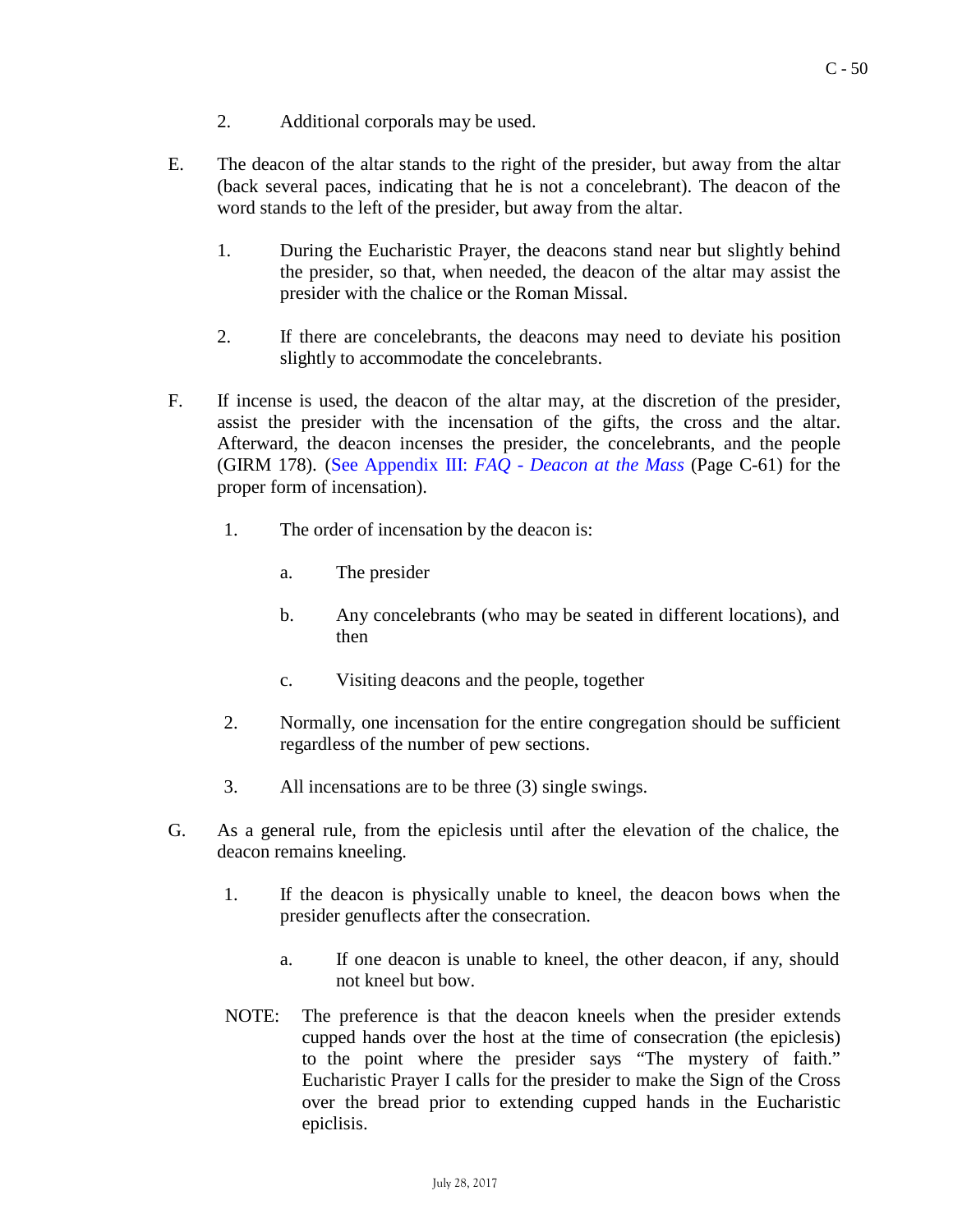2. Additional corporals may be used.

E. The deacon of the altar stands to the right of the presider, but away from the altar (back several paces, indicating that he is not a concelebrant). The deacon of the word stands to the left of the presider, but away from the altar.

   1. During the Eucharistic Prayer, the deacons stand near but slightly behind the presider, so that, when needed, the deacon of the altar may assist the presider with the chalice or the Roman Missal.

   2. If there are concelebrants, the deacons may need to deviate his position slightly to accommodate the concelebrants.

F. If incense is used, the deacon of the altar may, at the discretion of the presider, assist the presider with the incensation of the gifts, the cross and the altar. Afterward, the deacon incenses the presider, the concelebrants, and the people (GIRM 178). (See Appendix III: *FAQ - Deacon at the Mass* (Page C-61) for the proper form of incensation).

   1. The order of incensation by the deacon is:

      a. The presider

      b. Any concelebrants (who may be seated in different locations), and then

      c. Visiting deacons and the people, together

   2. Normally, one incensation for the entire congregation should be sufficient regardless of the number of pew sections.

   3. All incensations are to be three (3) single swings.

G. As a general rule, from the epiclesis until after the elevation of the chalice, the deacon remains kneeling.

   1. If the deacon is physically unable to kneel, the deacon bows when the presider genuflects after the consecration.

      a. If one deacon is unable to kneel, the other deacon, if any, should not kneel but bow.

   NOTE: The preference is that the deacon kneels when the presider extends cupped hands over the host at the time of consecration (the epiclesis) to the point where the presider says "The mystery of faith." Eucharistic Prayer I calls for the presider to make the Sign of the Cross over the bread prior to extending cupped hands in the Eucharistic epiclisis.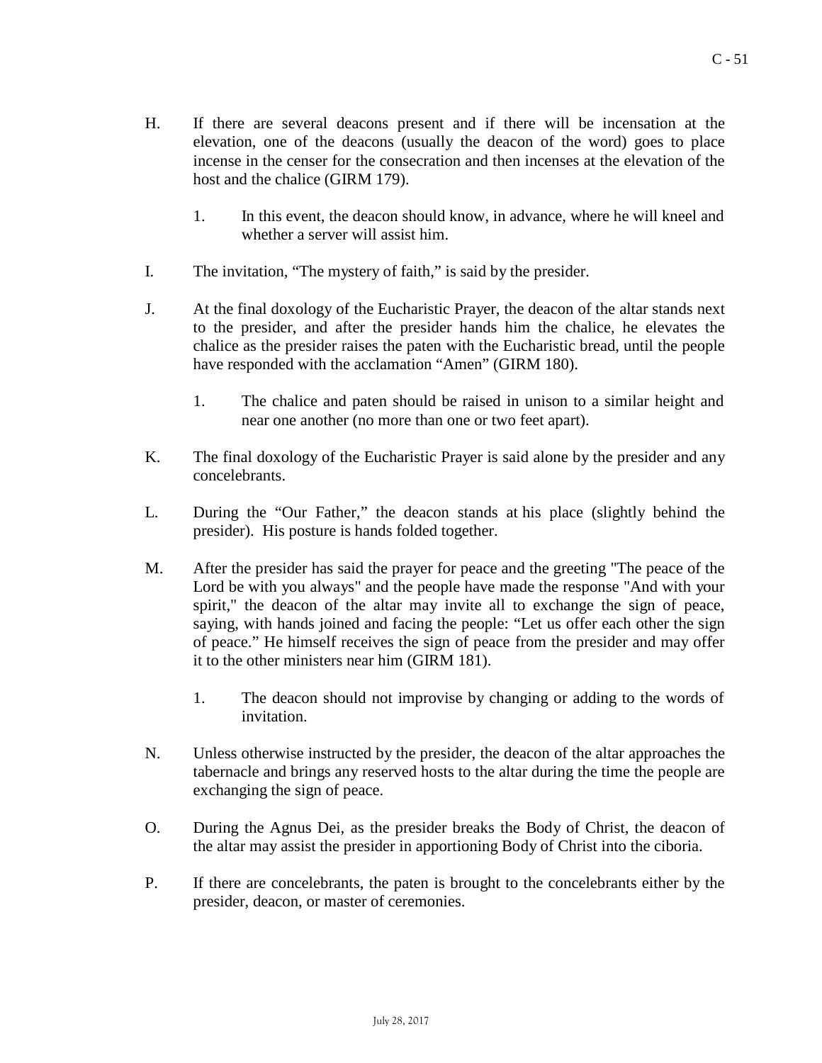H. If there are several deacons present and if there will be incensation at the elevation, one of the deacons (usually the deacon of the word) goes to place incense in the censer for the consecration and then incenses at the elevation of the host and the chalice (GIRM 179).

   1. In this event, the deacon should know, in advance, where he will kneel and whether a server will assist him.

I. The invitation, "The mystery of faith," is said by the presider.

J. At the final doxology of the Eucharistic Prayer, the deacon of the altar stands next to the presider, and after the presider hands him the chalice, he elevates the chalice as the presider raises the paten with the Eucharistic bread, until the people have responded with the acclamation "Amen" (GIRM 180).

   1. The chalice and paten should be raised in unison to a similar height and near one another (no more than one or two feet apart).

K. The final doxology of the Eucharistic Prayer is said alone by the presider and any concelebrants.

L. During the "Our Father," the deacon stands at his place (slightly behind the presider). His posture is hands folded together.

M. After the presider has said the prayer for peace and the greeting "The peace of the Lord be with you always" and the people have made the response "And with your spirit," the deacon of the altar may invite all to exchange the sign of peace, saying, with hands joined and facing the people: "Let us offer each other the sign of peace." He himself receives the sign of peace from the presider and may offer it to the other ministers near him (GIRM 181).

   1. The deacon should not improvise by changing or adding to the words of invitation.

N. Unless otherwise instructed by the presider, the deacon of the altar approaches the tabernacle and brings any reserved hosts to the altar during the time the people are exchanging the sign of peace.

O. During the Agnus Dei, as the presider breaks the Body of Christ, the deacon of the altar may assist the presider in apportioning Body of Christ into the ciboria.

P. If there are concelebrants, the paten is brought to the concelebrants either by the presider, deacon, or master of ceremonies.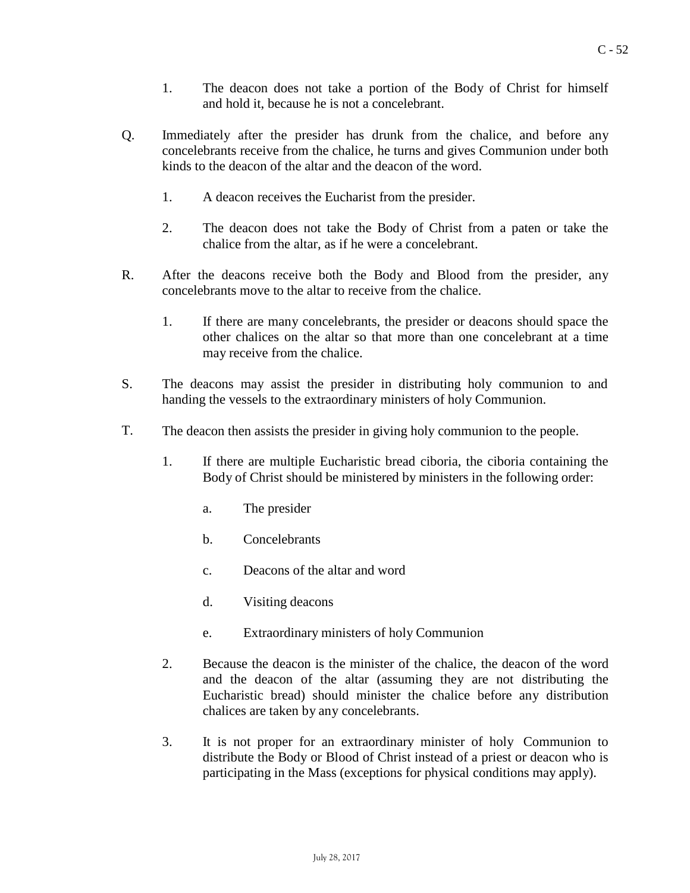1. The deacon does not take a portion of the Body of Christ for himself and hold it, because he is not a concelebrant.

Q. Immediately after the presider has drunk from the chalice, and before any concelebrants receive from the chalice, he turns and gives Communion under both kinds to the deacon of the altar and the deacon of the word.

   1. A deacon receives the Eucharist from the presider.

   2. The deacon does not take the Body of Christ from a paten or take the chalice from the altar, as if he were a concelebrant.

R. After the deacons receive both the Body and Blood from the presider, any concelebrants move to the altar to receive from the chalice.

   1. If there are many concelebrants, the presider or deacons should space the other chalices on the altar so that more than one concelebrant at a time may receive from the chalice.

S. The deacons may assist the presider in distributing holy communion to and handing the vessels to the extraordinary ministers of holy Communion.

T. The deacon then assists the presider in giving holy communion to the people.

   1. If there are multiple Eucharistic bread ciboria, the ciboria containing the Body of Christ should be ministered by ministers in the following order:

      a. The presider

      b. Concelebrants

      c. Deacons of the altar and word

      d. Visiting deacons

      e. Extraordinary ministers of holy Communion

   2. Because the deacon is the minister of the chalice, the deacon of the word and the deacon of the altar (assuming they are not distributing the Eucharistic bread) should minister the chalice before any distribution chalices are taken by any concelebrants.

   3. It is not proper for an extraordinary minister of holy Communion to distribute the Body or Blood of Christ instead of a priest or deacon who is participating in the Mass (exceptions for physical conditions may apply).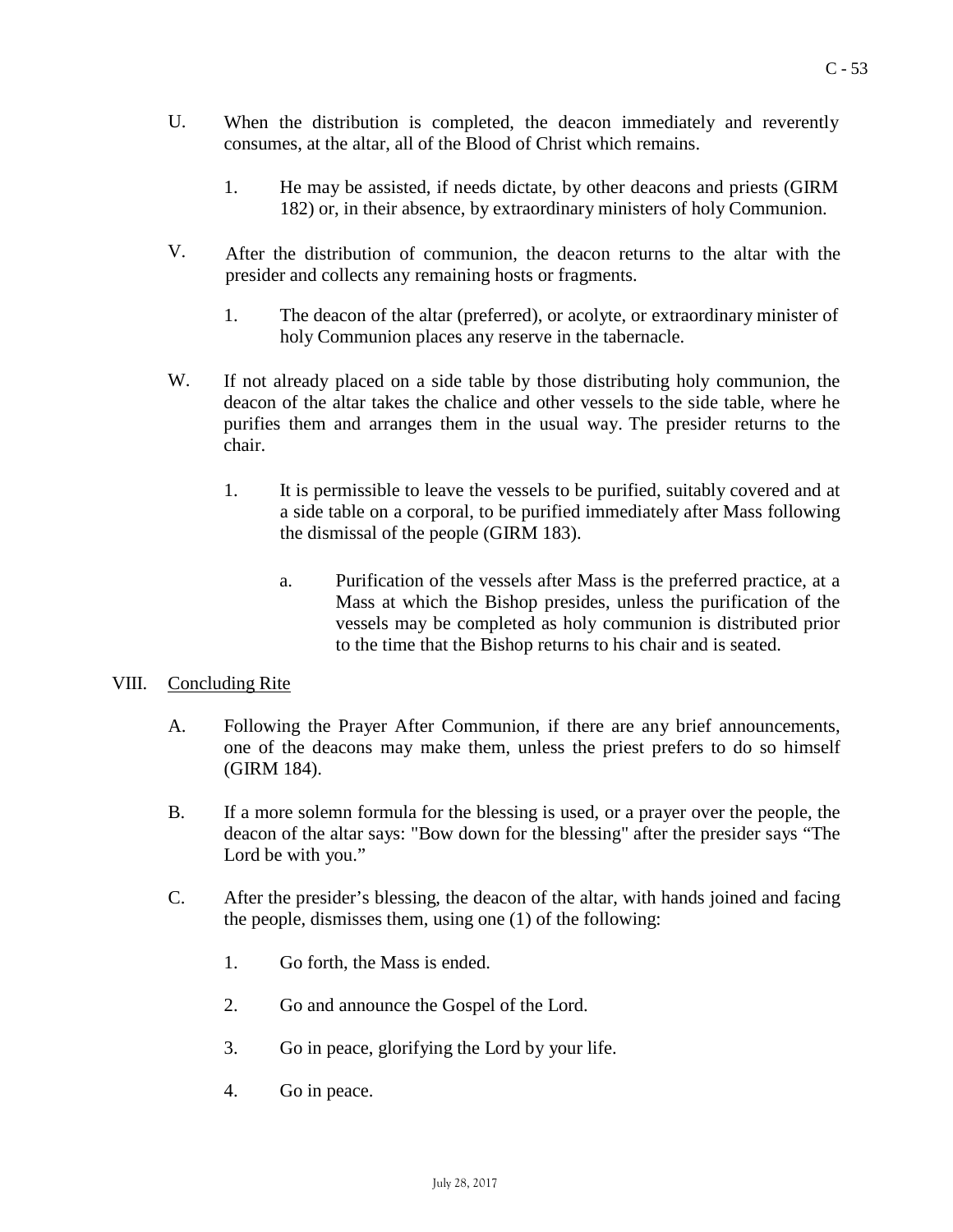U. When the distribution is completed, the deacon immediately and reverently consumes, at the altar, all of the Blood of Christ which remains.

   1. He may be assisted, if needs dictate, by other deacons and priests (GIRM 182) or, in their absence, by extraordinary ministers of holy Communion.

V. After the distribution of communion, the deacon returns to the altar with the presider and collects any remaining hosts or fragments.

   1. The deacon of the altar (preferred), or acolyte, or extraordinary minister of holy Communion places any reserve in the tabernacle.

W. If not already placed on a side table by those distributing holy communion, the deacon of the altar takes the chalice and other vessels to the side table, where he purifies them and arranges them in the usual way. The presider returns to the chair.

   1. It is permissible to leave the vessels to be purified, suitably covered and at a side table on a corporal, to be purified immediately after Mass following the dismissal of the people (GIRM 183).

      a. Purification of the vessels after Mass is the preferred practice, at a Mass at which the Bishop presides, unless the purification of the vessels may be completed as holy communion is distributed prior to the time that the Bishop returns to his chair and is seated.

VIII. <u>Concluding Rite</u>

A. Following the Prayer After Communion, if there are any brief announcements, one of the deacons may make them, unless the priest prefers to do so himself (GIRM 184).

B. If a more solemn formula for the blessing is used, or a prayer over the people, the deacon of the altar says: "Bow down for the blessing" after the presider says "The Lord be with you."

C. After the presider's blessing, the deacon of the altar, with hands joined and facing the people, dismisses them, using one (1) of the following:

   1. Go forth, the Mass is ended.

   2. Go and announce the Gospel of the Lord.

   3. Go in peace, glorifying the Lord by your life.

   4. Go in peace.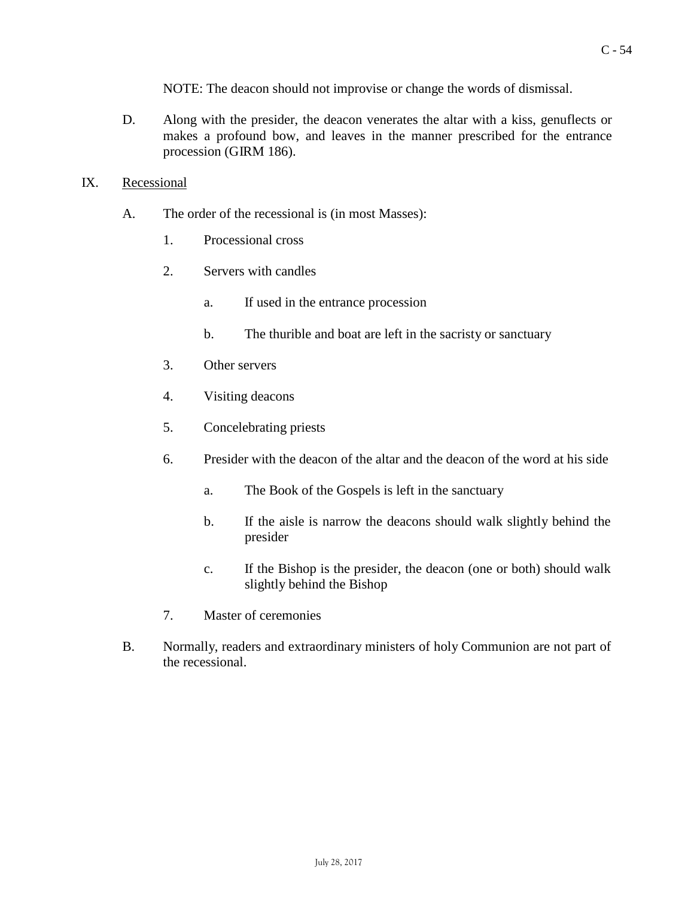NOTE: The deacon should not improvise or change the words of dismissal.

D. Along with the presider, the deacon venerates the altar with a kiss, genuflects or makes a profound bow, and leaves in the manner prescribed for the entrance procession (GIRM 186).

IX. <u>Recessional</u>

A. The order of the recessional is (in most Masses):

1. Processional cross

2. Servers with candles

   a. If used in the entrance procession

   b. The thurible and boat are left in the sacristy or sanctuary

3. Other servers

4. Visiting deacons

5. Concelebrating priests

6. Presider with the deacon of the altar and the deacon of the word at his side

   a. The Book of the Gospels is left in the sanctuary

   b. If the aisle is narrow the deacons should walk slightly behind the presider

   c. If the Bishop is the presider, the deacon (one or both) should walk slightly behind the Bishop

7. Master of ceremonies

B. Normally, readers and extraordinary ministers of holy Communion are not part of the recessional.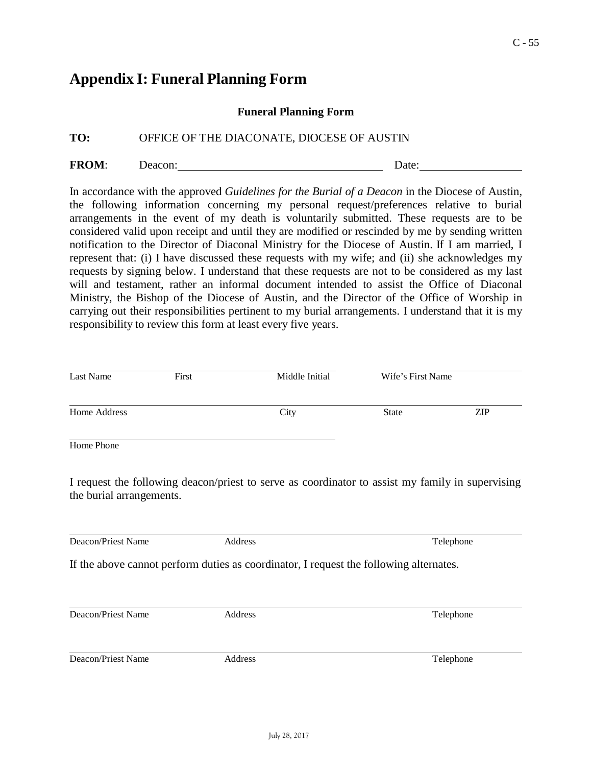# Appendix I: Funeral Planning Form

**Funeral Planning Form**

**TO:** OFFICE OF THE DIACONATE, DIOCESE OF AUSTIN

**FROM**: Deacon:\_\_\_\_\_\_\_\_\_\_\_\_\_\_\_\_\_\_\_\_\_\_\_\_\_\_\_\_\_\_\_\_\_\_ Date:\_\_\_\_\_\_\_\_\_\_\_\_\_\_\_\_

In accordance with the approved *Guidelines for the Burial of a Deacon* in the Diocese of Austin, the following information concerning my personal request/preferences relative to burial arrangements in the event of my death is voluntarily submitted. These requests are to be considered valid upon receipt and until they are modified or rescinded by me by sending written notification to the Director of Diaconal Ministry for the Diocese of Austin. If I am married, I represent that: (i) I have discussed these requests with my wife; and (ii) she acknowledges my requests by signing below. I understand that these requests are not to be considered as my last will and testament, rather an informal document intended to assist the Office of Diaconal Ministry, the Bishop of the Diocese of Austin, and the Director of the Office of Worship in carrying out their responsibilities pertinent to my burial arrangements. I understand that it is my responsibility to review this form at least every five years.

\_\_\_\_\_\_\_\_\_\_\_\_\_\_\_\_\_\_\_\_\_\_\_\_\_\_\_\_\_\_\_\_\_\_\_\_\_\_\_\_\_\_\_\_\_\_ \_\_\_\_\_\_\_\_\_\_\_\_\_\_\_\_\_\_\_\_\_\_\_\_
Last Name First Middle Initial Wife's First Name

\_\_\_\_\_\_\_\_\_\_\_\_\_\_\_\_\_\_\_\_\_\_\_\_\_\_\_\_\_\_\_\_\_\_\_\_\_\_\_\_\_\_\_\_\_\_\_\_\_\_\_\_\_\_\_\_\_\_\_\_\_\_\_\_\_\_\_\_\_\_\_\_
Home Address City State ZIP

\_\_\_\_\_\_\_\_\_\_\_\_\_\_\_\_\_\_\_\_\_\_\_\_\_\_\_\_\_\_\_\_\_\_\_\_\_\_\_\_\_\_\_\_\_\_
Home Phone

I request the following deacon/priest to serve as coordinator to assist my family in supervising the burial arrangements.

\_\_\_\_\_\_\_\_\_\_\_\_\_\_\_\_\_\_\_\_\_\_\_\_\_\_\_\_\_\_\_\_\_\_\_\_\_\_\_\_\_\_\_\_\_\_\_\_\_\_\_\_\_\_\_\_\_\_\_\_\_\_\_\_\_\_\_\_\_\_\_\_
Deacon/Priest Name Address Telephone

If the above cannot perform duties as coordinator, I request the following alternates.

\_\_\_\_\_\_\_\_\_\_\_\_\_\_\_\_\_\_\_\_\_\_\_\_\_\_\_\_\_\_\_\_\_\_\_\_\_\_\_\_\_\_\_\_\_\_\_\_\_\_\_\_\_\_\_\_\_\_\_\_\_\_\_\_\_\_\_\_\_\_\_\_
Deacon/Priest Name Address Telephone

\_\_\_\_\_\_\_\_\_\_\_\_\_\_\_\_\_\_\_\_\_\_\_\_\_\_\_\_\_\_\_\_\_\_\_\_\_\_\_\_\_\_\_\_\_\_\_\_\_\_\_\_\_\_\_\_\_\_\_\_\_\_\_\_\_\_\_\_\_\_\_\_
Deacon/Priest Name Address Telephone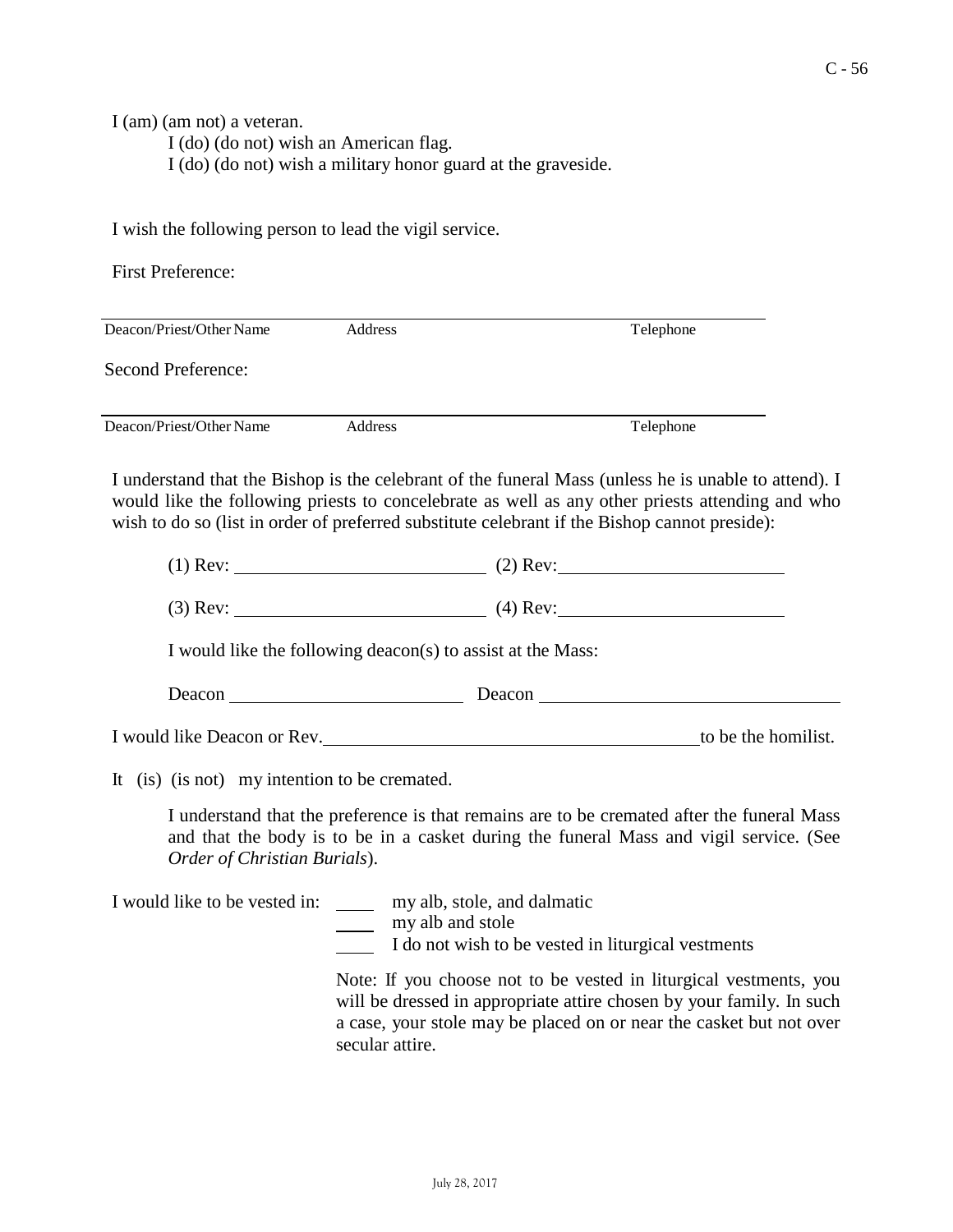I (am) (am not) a veteran.

I (do) (do not) wish an American flag.

I (do) (do not) wish a military honor guard at the graveside.

I wish the following person to lead the vigil service.

First Preference:

______________________________________________________________

Deacon/Priest/Other Name     Address     Telephone

Second Preference:

______________________________________________________________

Deacon/Priest/Other Name     Address     Telephone

I understand that the Bishop is the celebrant of the funeral Mass (unless he is unable to attend). I would like the following priests to concelebrate as well as any other priests attending and who wish to do so (list in order of preferred substitute celebrant if the Bishop cannot preside):

(1) Rev: ____________________ (2) Rev: ____________________

(3) Rev: ____________________ (4) Rev: ____________________

I would like the following deacon(s) to assist at the Mass:

Deacon ____________________ Deacon ____________________

I would like Deacon or Rev. ______________________________ to be the homilist.

It (is) (is not) my intention to be cremated.

I understand that the preference is that remains are to be cremated after the funeral Mass and that the body is to be in a casket during the funeral Mass and vigil service. (See *Order of Christian Burials*).

I would like to be vested in:

____ my alb, stole, and dalmatic

____ my alb and stole

____ I do not wish to be vested in liturgical vestments

Note: If you choose not to be vested in liturgical vestments, you will be dressed in appropriate attire chosen by your family. In such a case, your stole may be placed on or near the casket but not over secular attire.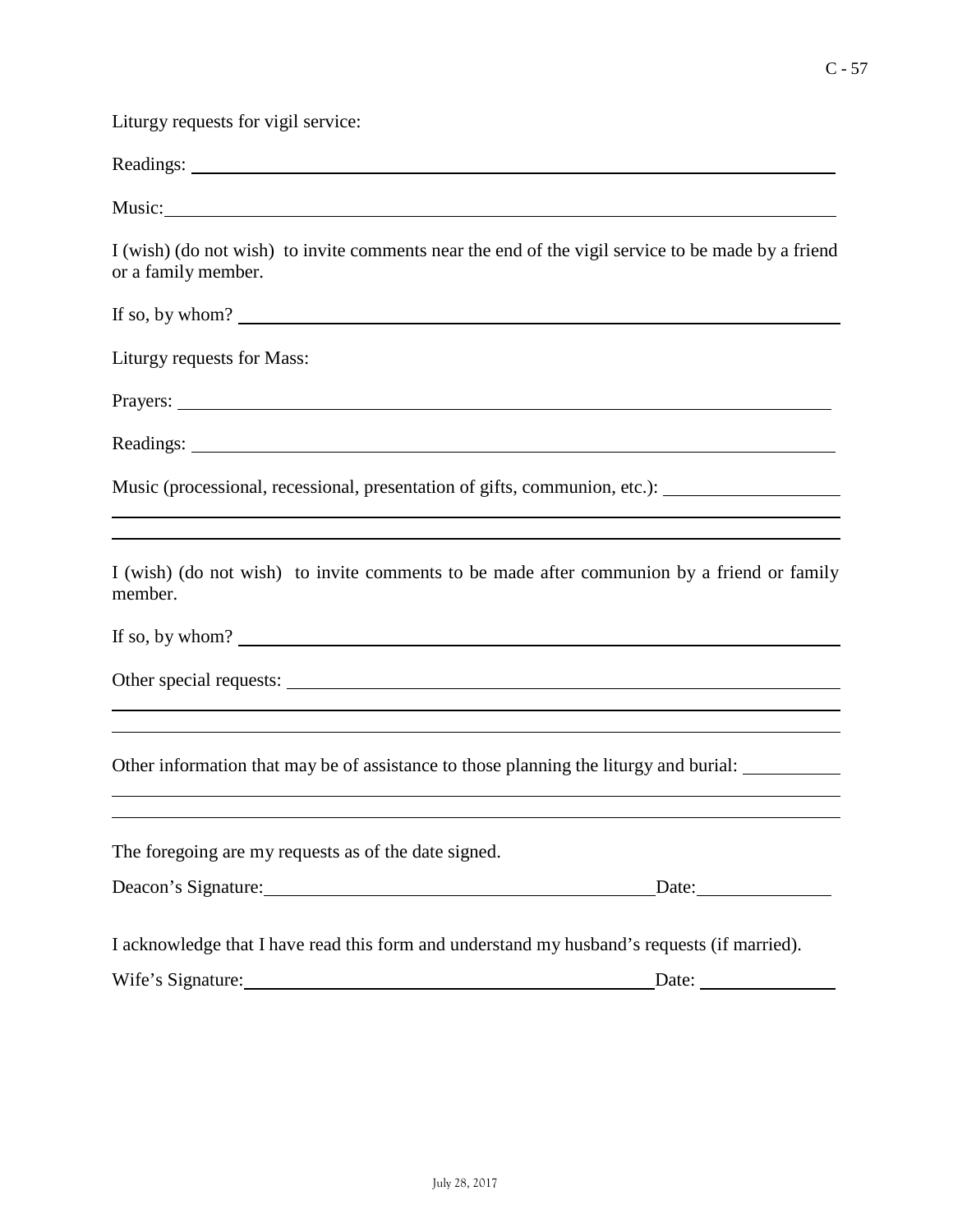Liturgy requests for vigil service:

Readings: ____________________________________________________________

Music: ______________________________________________________________

I (wish) (do not wish) to invite comments near the end of the vigil service to be made by a friend or a family member.

If so, by whom? ______________________________________________________

Liturgy requests for Mass:

Prayers: _____________________________________________________________

Readings: ____________________________________________________________

Music (processional, recessional, presentation of gifts, communion, etc.): ________________

______________________________________________________________________

______________________________________________________________________

I (wish) (do not wish) to invite comments to be made after communion by a friend or family member.

If so, by whom? ______________________________________________________

Other special requests: _________________________________________________

______________________________________________________________________

______________________________________________________________________

Other information that may be of assistance to those planning the liturgy and burial: _________

______________________________________________________________________

______________________________________________________________________

The foregoing are my requests as of the date signed.

Deacon's Signature: ____________________________________ Date: ______________

I acknowledge that I have read this form and understand my husband's requests (if married).

Wife's Signature: ______________________________________ Date: ______________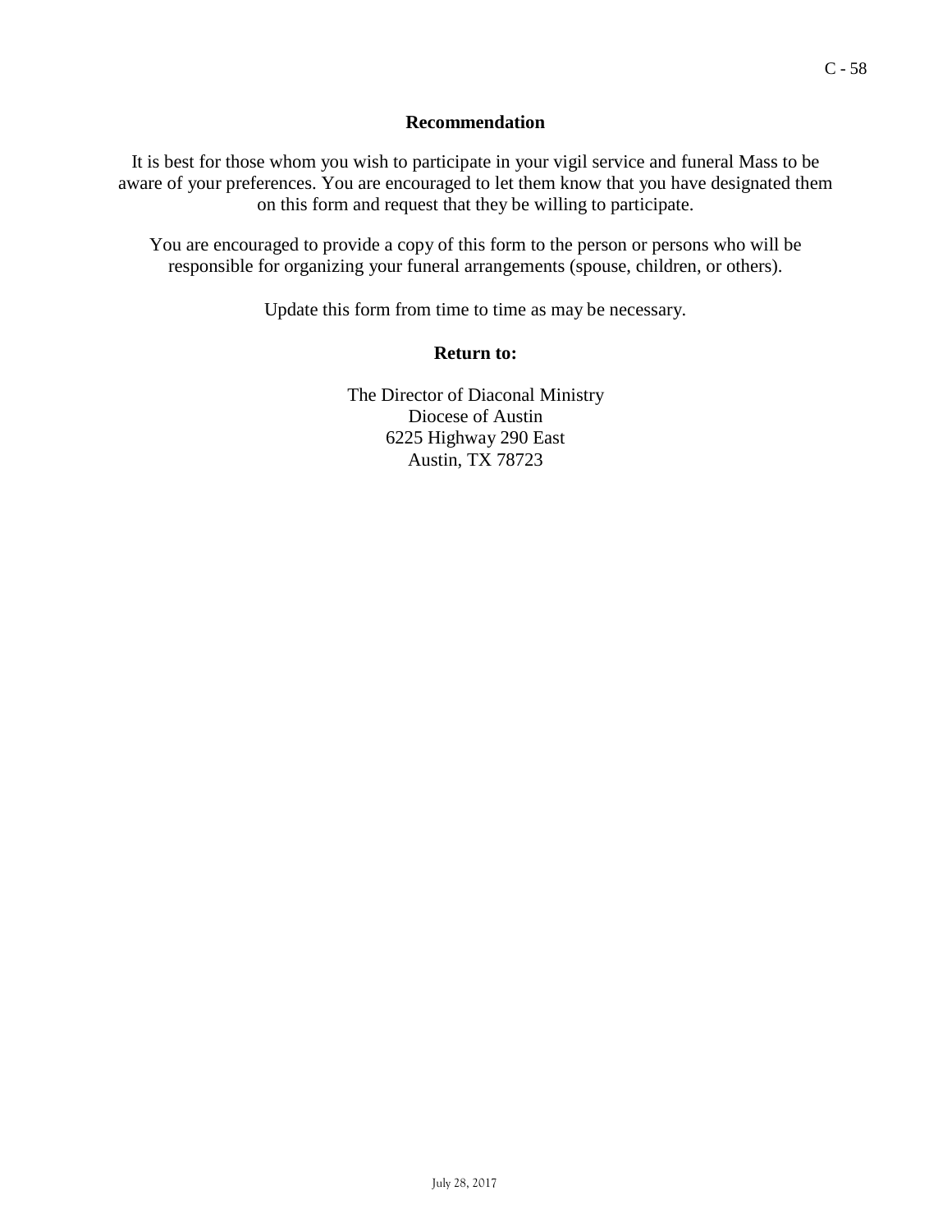**Recommendation**

It is best for those whom you wish to participate in your vigil service and funeral Mass to be aware of your preferences. You are encouraged to let them know that you have designated them on this form and request that they be willing to participate.

You are encouraged to provide a copy of this form to the person or persons who will be responsible for organizing your funeral arrangements (spouse, children, or others).

Update this form from time to time as may be necessary.

**Return to:**

The Director of Diaconal Ministry
Diocese of Austin
6225 Highway 290 East
Austin, TX 78723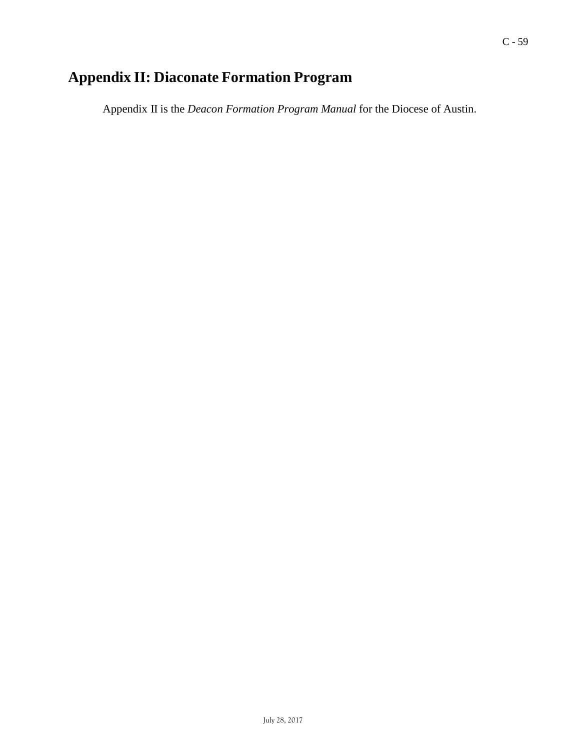# Appendix II: Diaconate Formation Program

Appendix II is the *Deacon Formation Program Manual* for the Diocese of Austin.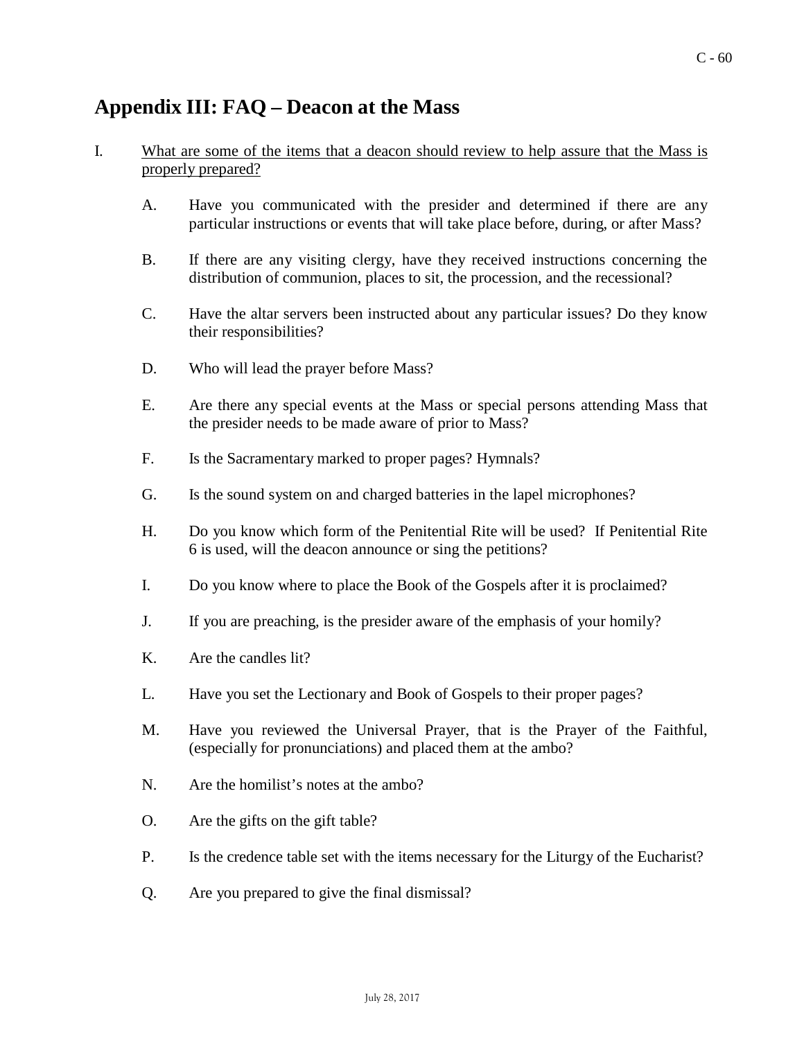# Appendix III: FAQ – Deacon at the Mass

I. What are some of the items that a deacon should review to help assure that the Mass is properly prepared?

A. Have you communicated with the presider and determined if there are any particular instructions or events that will take place before, during, or after Mass?

B. If there are any visiting clergy, have they received instructions concerning the distribution of communion, places to sit, the procession, and the recessional?

C. Have the altar servers been instructed about any particular issues? Do they know their responsibilities?

D. Who will lead the prayer before Mass?

E. Are there any special events at the Mass or special persons attending Mass that the presider needs to be made aware of prior to Mass?

F. Is the Sacramentary marked to proper pages? Hymnals?

G. Is the sound system on and charged batteries in the lapel microphones?

H. Do you know which form of the Penitential Rite will be used? If Penitential Rite 6 is used, will the deacon announce or sing the petitions?

I. Do you know where to place the Book of the Gospels after it is proclaimed?

J. If you are preaching, is the presider aware of the emphasis of your homily?

K. Are the candles lit?

L. Have you set the Lectionary and Book of Gospels to their proper pages?

M. Have you reviewed the Universal Prayer, that is the Prayer of the Faithful, (especially for pronunciations) and placed them at the ambo?

N. Are the homilist's notes at the ambo?

O. Are the gifts on the gift table?

P. Is the credence table set with the items necessary for the Liturgy of the Eucharist?

Q. Are you prepared to give the final dismissal?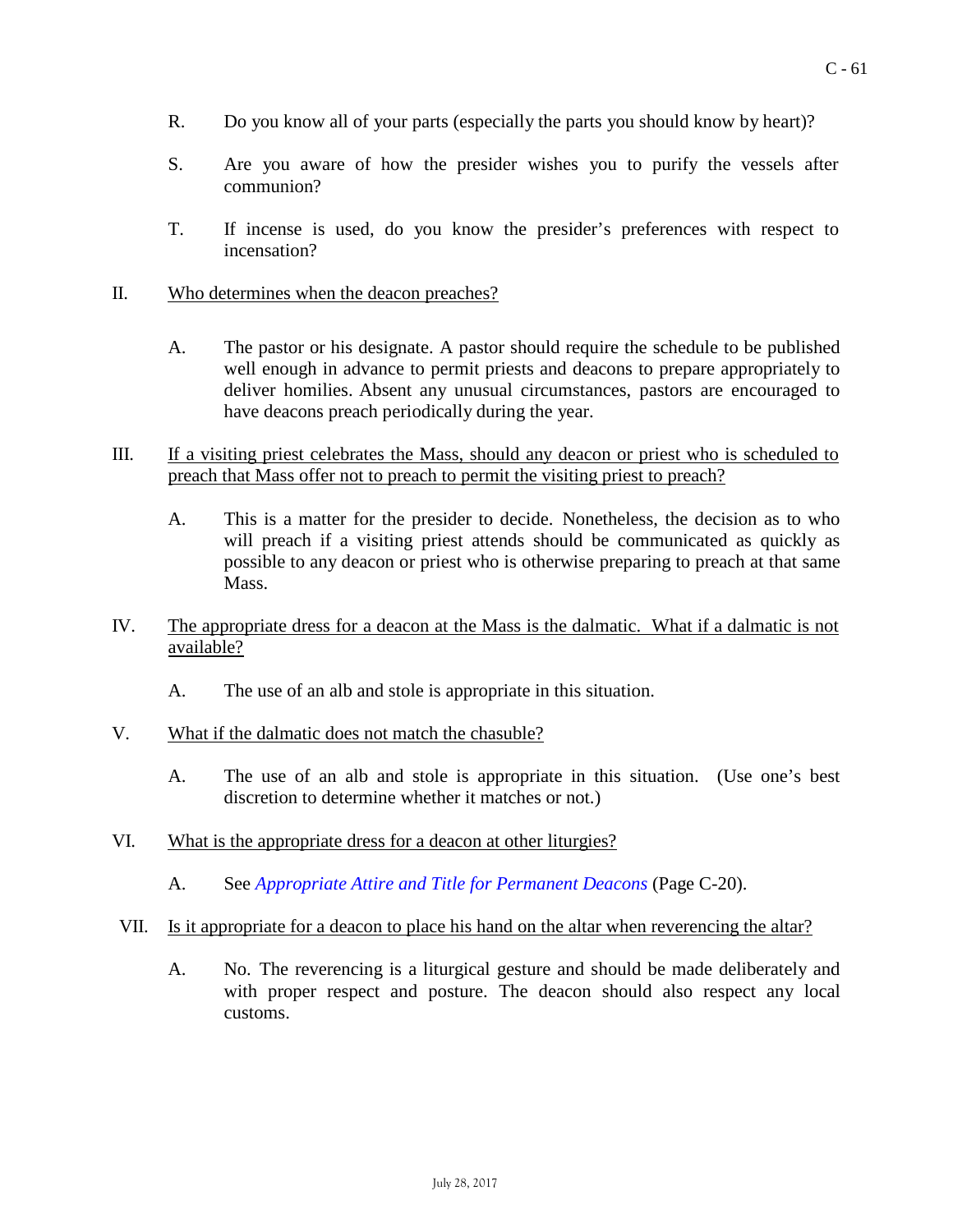R. Do you know all of your parts (especially the parts you should know by heart)?

S. Are you aware of how the presider wishes you to purify the vessels after communion?

T. If incense is used, do you know the presider's preferences with respect to incensation?

II. Who determines when the deacon preaches?

A. The pastor or his designate. A pastor should require the schedule to be published well enough in advance to permit priests and deacons to prepare appropriately to deliver homilies. Absent any unusual circumstances, pastors are encouraged to have deacons preach periodically during the year.

III. If a visiting priest celebrates the Mass, should any deacon or priest who is scheduled to preach that Mass offer not to preach to permit the visiting priest to preach?

A. This is a matter for the presider to decide. Nonetheless, the decision as to who will preach if a visiting priest attends should be communicated as quickly as possible to any deacon or priest who is otherwise preparing to preach at that same Mass.

IV. The appropriate dress for a deacon at the Mass is the dalmatic. What if a dalmatic is not available?

A. The use of an alb and stole is appropriate in this situation.

V. What if the dalmatic does not match the chasuble?

A. The use of an alb and stole is appropriate in this situation. (Use one's best discretion to determine whether it matches or not.)

VI. What is the appropriate dress for a deacon at other liturgies?

A. See *Appropriate Attire and Title for Permanent Deacons* (Page C-20).

VII. Is it appropriate for a deacon to place his hand on the altar when reverencing the altar?

A. No. The reverencing is a liturgical gesture and should be made deliberately and with proper respect and posture. The deacon should also respect any local customs.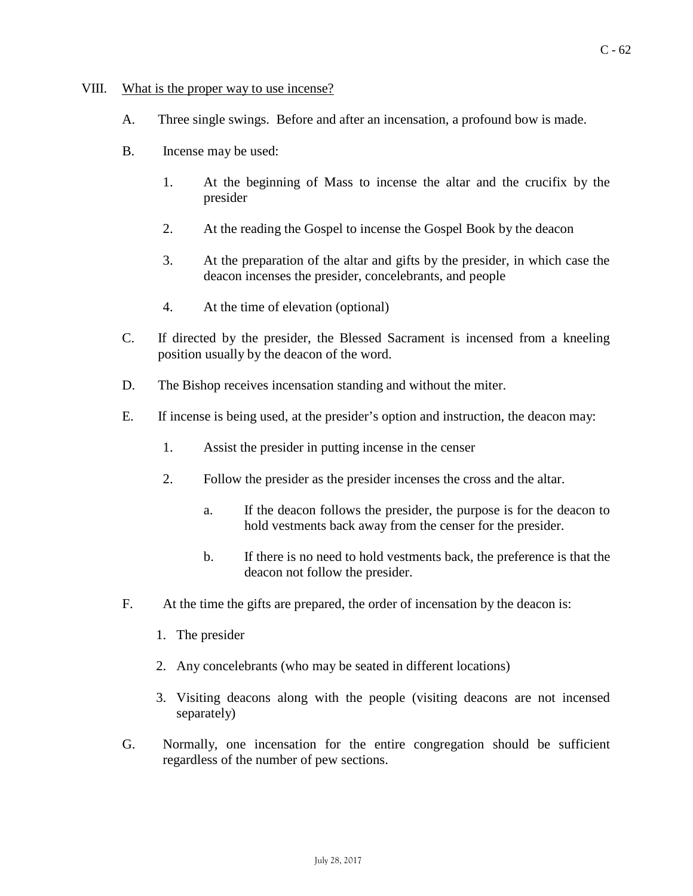## VIII. What is the proper way to use incense?

A. Three single swings. Before and after an incensation, a profound bow is made.

B. Incense may be used:

1. At the beginning of Mass to incense the altar and the crucifix by the presider
2. At the reading the Gospel to incense the Gospel Book by the deacon
3. At the preparation of the altar and gifts by the presider, in which case the deacon incenses the presider, concelebrants, and people
4. At the time of elevation (optional)

C. If directed by the presider, the Blessed Sacrament is incensed from a kneeling position usually by the deacon of the word.

D. The Bishop receives incensation standing and without the miter.

E. If incense is being used, at the presider's option and instruction, the deacon may:

1. Assist the presider in putting incense in the censer
2. Follow the presider as the presider incenses the cross and the altar.
   - a. If the deacon follows the presider, the purpose is for the deacon to hold vestments back away from the censer for the presider.
   - b. If there is no need to hold vestments back, the preference is that the deacon not follow the presider.

F. At the time the gifts are prepared, the order of incensation by the deacon is:

1. The presider
2. Any concelebrants (who may be seated in different locations)
3. Visiting deacons along with the people (visiting deacons are not incensed separately)

G. Normally, one incensation for the entire congregation should be sufficient regardless of the number of pew sections.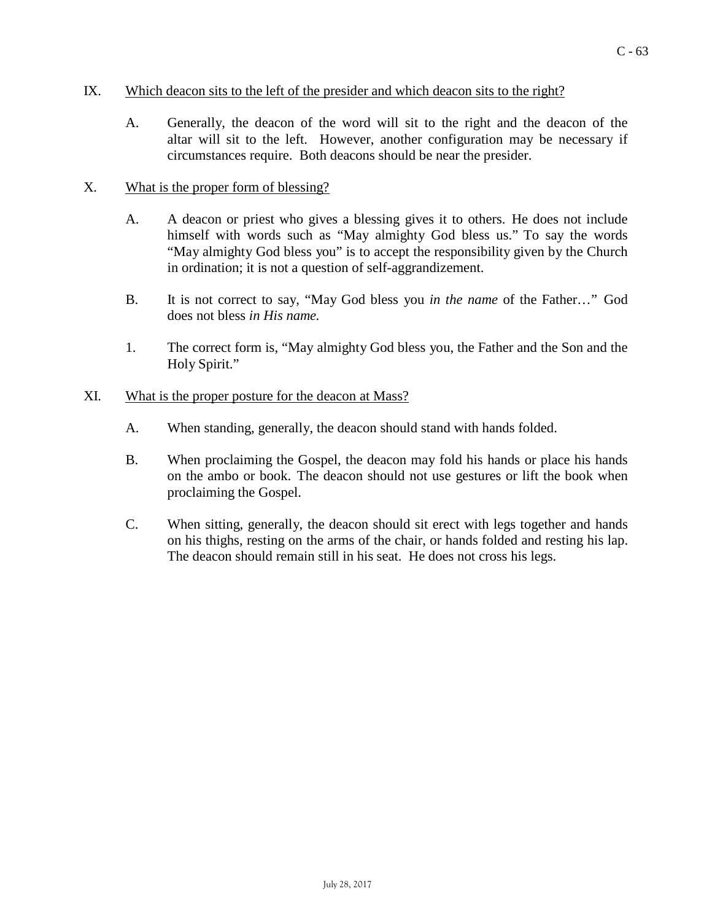IX. Which deacon sits to the left of the presider and which deacon sits to the right?

A. Generally, the deacon of the word will sit to the right and the deacon of the altar will sit to the left. However, another configuration may be necessary if circumstances require. Both deacons should be near the presider.

X. What is the proper form of blessing?

A. A deacon or priest who gives a blessing gives it to others. He does not include himself with words such as "May almighty God bless us." To say the words "May almighty God bless you" is to accept the responsibility given by the Church in ordination; it is not a question of self-aggrandizement.

B. It is not correct to say, "May God bless you *in the name* of the Father…" God does not bless *in His name.*

1. The correct form is, "May almighty God bless you, the Father and the Son and the Holy Spirit."

XI. What is the proper posture for the deacon at Mass?

A. When standing, generally, the deacon should stand with hands folded.

B. When proclaiming the Gospel, the deacon may fold his hands or place his hands on the ambo or book. The deacon should not use gestures or lift the book when proclaiming the Gospel.

C. When sitting, generally, the deacon should sit erect with legs together and hands on his thighs, resting on the arms of the chair, or hands folded and resting his lap. The deacon should remain still in his seat. He does not cross his legs.